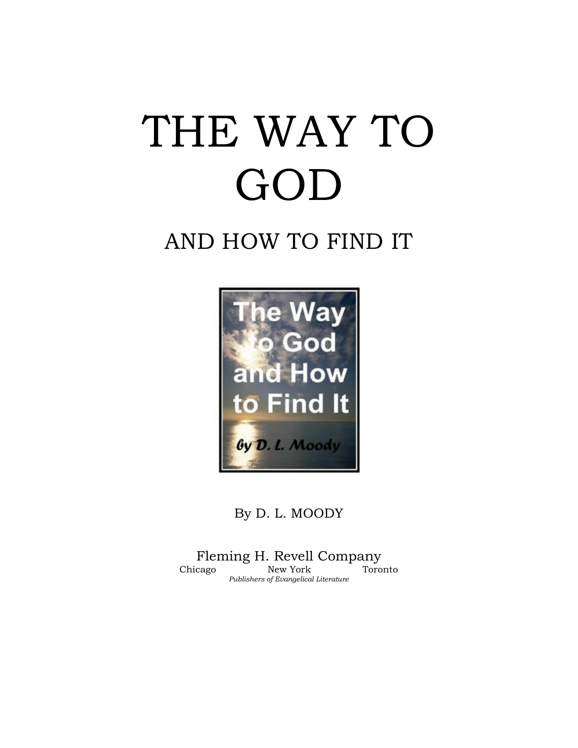# THE WAY TO GOD

## AND HOW TO FIND IT

By D. L. MOODY

Fleming H. Revell Company

Chicago New York Toronto

*Publishers of Evangelical Literature*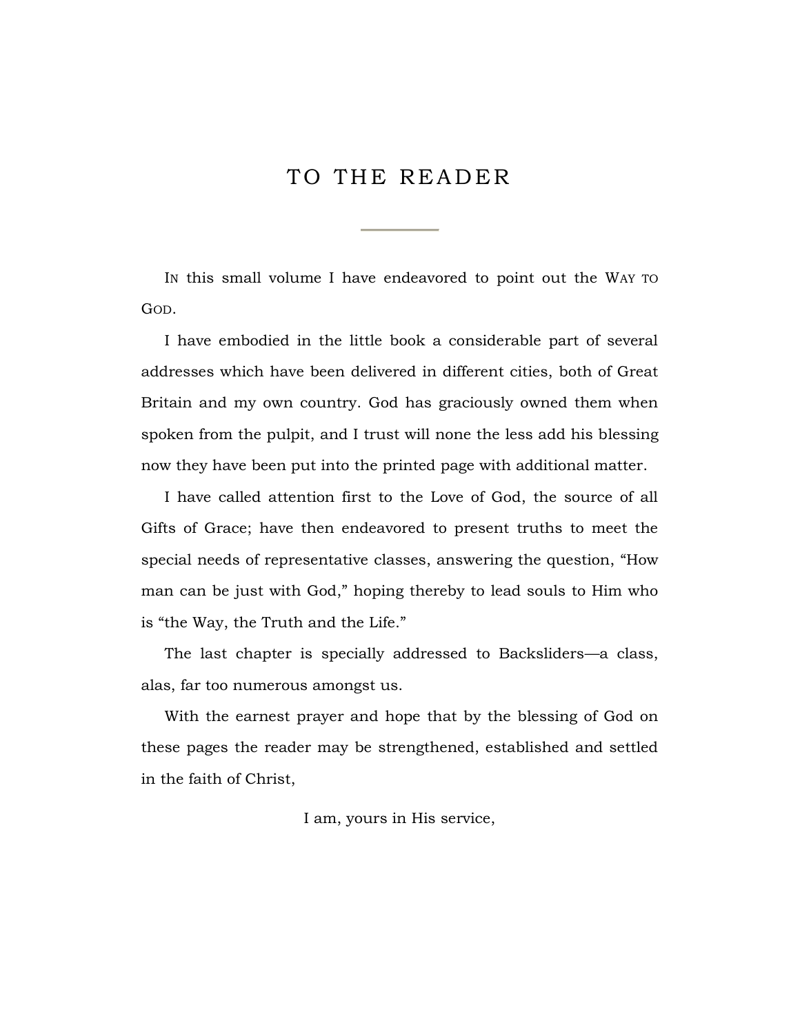# TO THE READER

In this small volume I have endeavored to point out the Way to God.

I have embodied in the little book a considerable part of several addresses which have been delivered in different cities, both of Great Britain and my own country. God has graciously owned them when spoken from the pulpit, and I trust will none the less add his blessing now they have been put into the printed page with additional matter.

I have called attention first to the Love of God, the source of all Gifts of Grace; have then endeavored to present truths to meet the special needs of representative classes, answering the question, "How man can be just with God," hoping thereby to lead souls to Him who is "the Way, the Truth and the Life."

The last chapter is specially addressed to Backsliders—a class, alas, far too numerous amongst us.

With the earnest prayer and hope that by the blessing of God on these pages the reader may be strengthened, established and settled in the faith of Christ,

I am, yours in His service,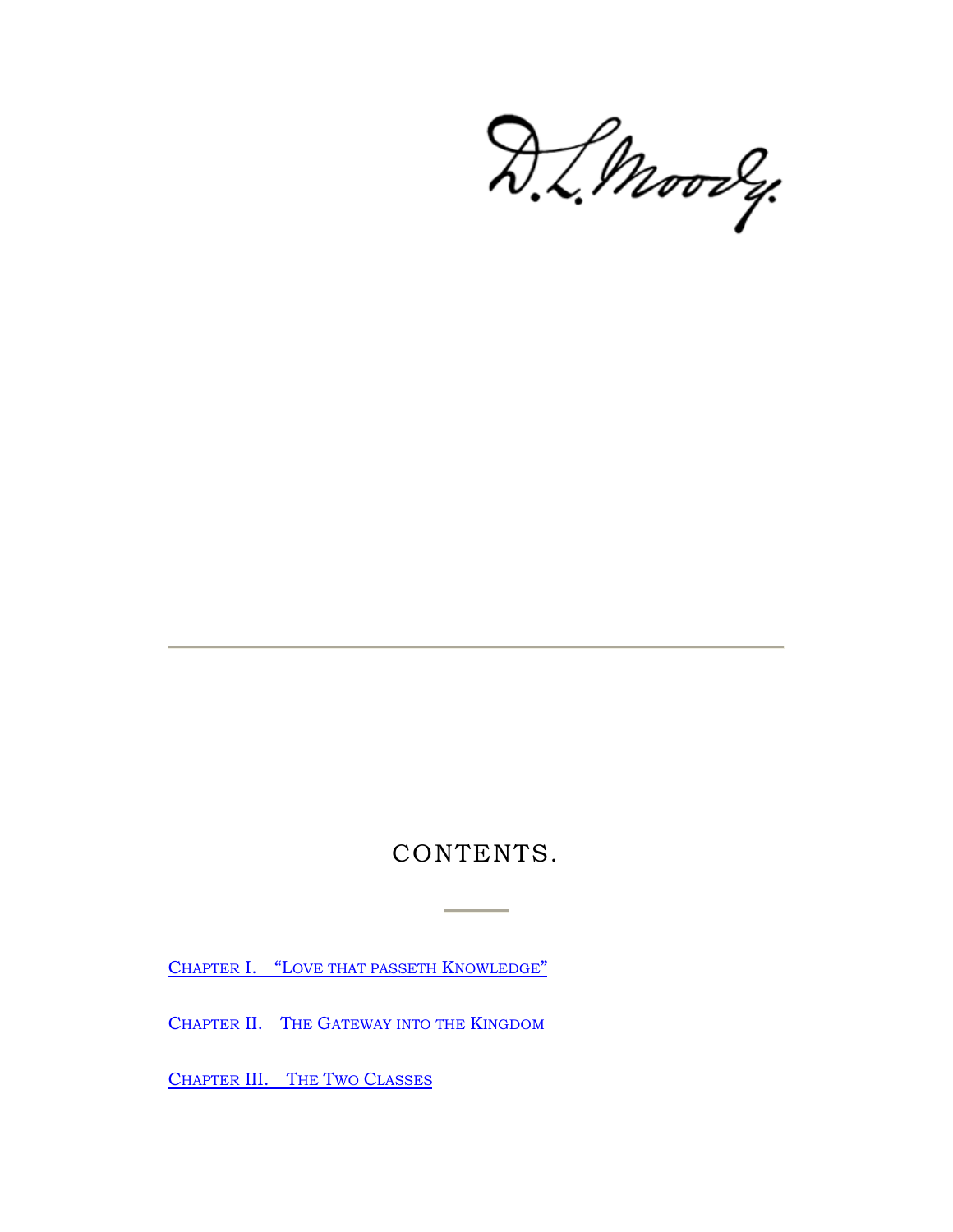D. L. Moody.

---

## CONTENTS.

CHAPTER I. "LOVE THAT PASSETH KNOWLEDGE"

CHAPTER II. THE GATEWAY INTO THE KINGDOM

CHAPTER III. THE TWO CLASSES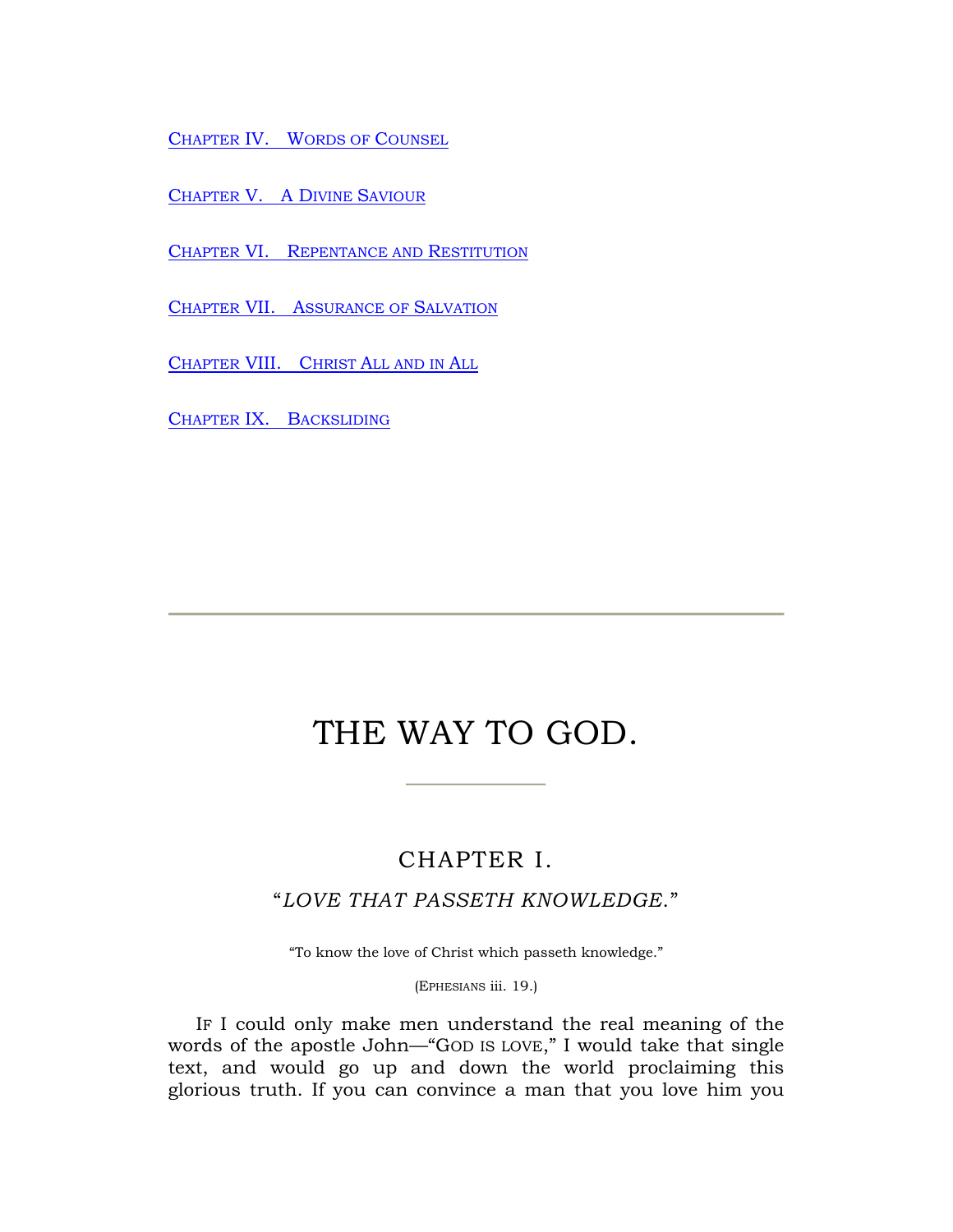[Chapter IV. Words of Counsel]

[Chapter V. A Divine Saviour]

[Chapter VI. Repentance and Restitution]

[Chapter VII. Assurance of Salvation]

[Chapter VIII. Christ All and in All]

[Chapter IX. Backsliding]

---

# THE WAY TO GOD.

## CHAPTER I.

### "*LOVE THAT PASSETH KNOWLEDGE.*"

"To know the love of Christ which passeth knowledge."

(Ephesians iii. 19.)

If I could only make men understand the real meaning of the words of the apostle John—"God is love," I would take that single text, and would go up and down the world proclaiming this glorious truth. If you can convince a man that you love him you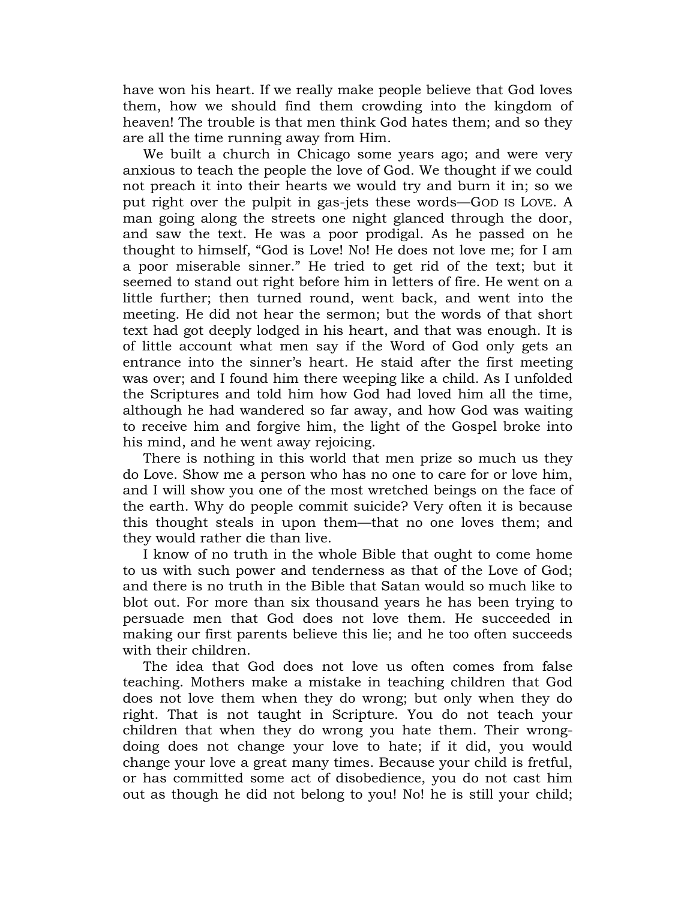have won his heart. If we really make people believe that God loves them, how we should find them crowding into the kingdom of heaven! The trouble is that men think God hates them; and so they are all the time running away from Him.

We built a church in Chicago some years ago; and were very anxious to teach the people the love of God. We thought if we could not preach it into their hearts we would try and burn it in; so we put right over the pulpit in gas-jets these words—GOD IS LOVE. A man going along the streets one night glanced through the door, and saw the text. He was a poor prodigal. As he passed on he thought to himself, "God is Love! No! He does not love me; for I am a poor miserable sinner." He tried to get rid of the text; but it seemed to stand out right before him in letters of fire. He went on a little further; then turned round, went back, and went into the meeting. He did not hear the sermon; but the words of that short text had got deeply lodged in his heart, and that was enough. It is of little account what men say if the Word of God only gets an entrance into the sinner's heart. He staid after the first meeting was over; and I found him there weeping like a child. As I unfolded the Scriptures and told him how God had loved him all the time, although he had wandered so far away, and how God was waiting to receive him and forgive him, the light of the Gospel broke into his mind, and he went away rejoicing.

There is nothing in this world that men prize so much us they do Love. Show me a person who has no one to care for or love him, and I will show you one of the most wretched beings on the face of the earth. Why do people commit suicide? Very often it is because this thought steals in upon them—that no one loves them; and they would rather die than live.

I know of no truth in the whole Bible that ought to come home to us with such power and tenderness as that of the Love of God; and there is no truth in the Bible that Satan would so much like to blot out. For more than six thousand years he has been trying to persuade men that God does not love them. He succeeded in making our first parents believe this lie; and he too often succeeds with their children.

The idea that God does not love us often comes from false teaching. Mothers make a mistake in teaching children that God does not love them when they do wrong; but only when they do right. That is not taught in Scripture. You do not teach your children that when they do wrong you hate them. Their wrong-doing does not change your love to hate; if it did, you would change your love a great many times. Because your child is fretful, or has committed some act of disobedience, you do not cast him out as though he did not belong to you! No! he is still your child;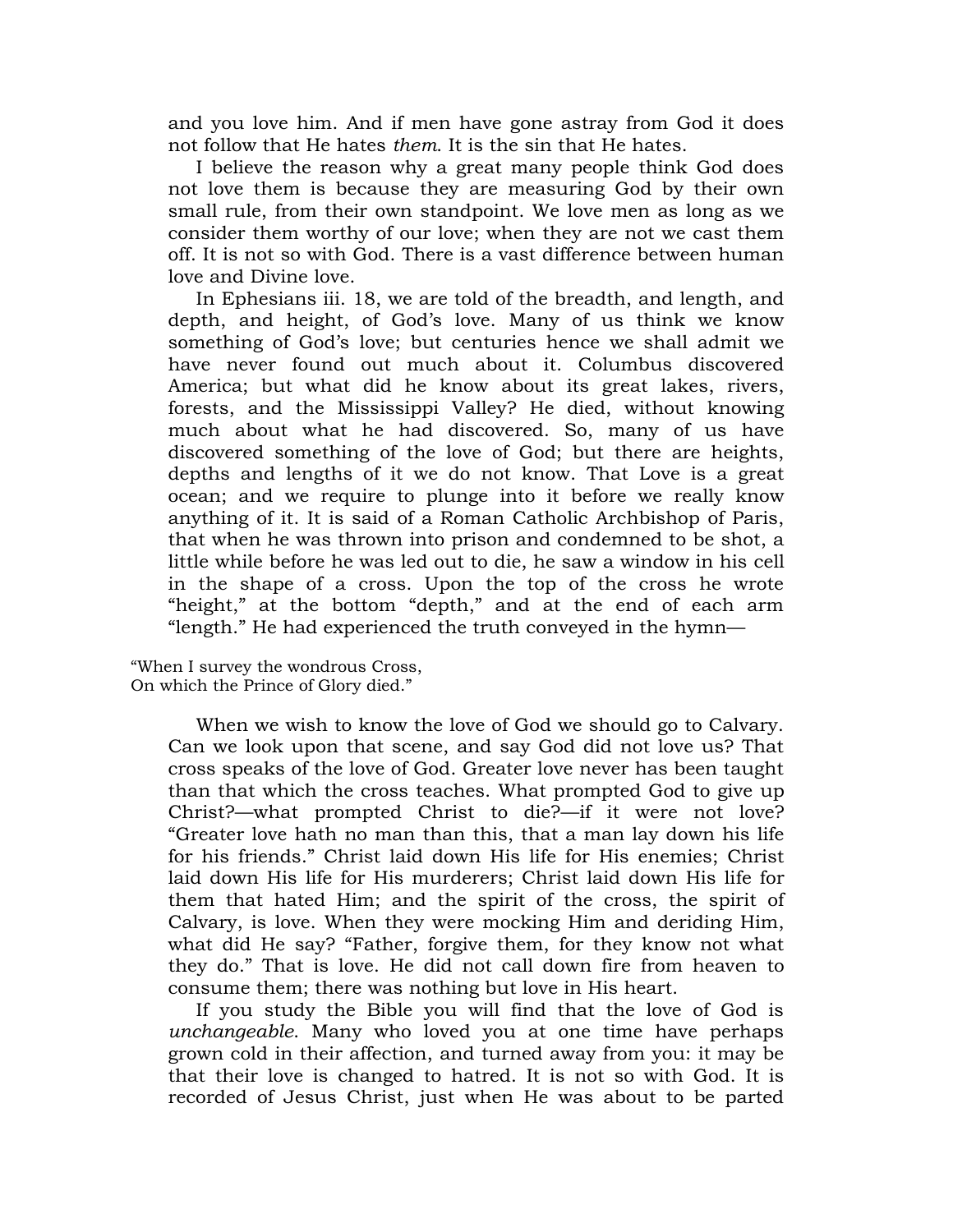and you love him. And if men have gone astray from God it does not follow that He hates *them*. It is the sin that He hates.

I believe the reason why a great many people think God does not love them is because they are measuring God by their own small rule, from their own standpoint. We love men as long as we consider them worthy of our love; when they are not we cast them off. It is not so with God. There is a vast difference between human love and Divine love.

In Ephesians iii. 18, we are told of the breadth, and length, and depth, and height, of God's love. Many of us think we know something of God's love; but centuries hence we shall admit we have never found out much about it. Columbus discovered America; but what did he know about its great lakes, rivers, forests, and the Mississippi Valley? He died, without knowing much about what he had discovered. So, many of us have discovered something of the love of God; but there are heights, depths and lengths of it we do not know. That Love is a great ocean; and we require to plunge into it before we really know anything of it. It is said of a Roman Catholic Archbishop of Paris, that when he was thrown into prison and condemned to be shot, a little while before he was led out to die, he saw a window in his cell in the shape of a cross. Upon the top of the cross he wrote "height," at the bottom "depth," and at the end of each arm "length." He had experienced the truth conveyed in the hymn—

"When I survey the wondrous Cross,
On which the Prince of Glory died."

When we wish to know the love of God we should go to Calvary. Can we look upon that scene, and say God did not love us? That cross speaks of the love of God. Greater love never has been taught than that which the cross teaches. What prompted God to give up Christ?—what prompted Christ to die?—if it were not love? "Greater love hath no man than this, that a man lay down his life for his friends." Christ laid down His life for His enemies; Christ laid down His life for His murderers; Christ laid down His life for them that hated Him; and the spirit of the cross, the spirit of Calvary, is love. When they were mocking Him and deriding Him, what did He say? "Father, forgive them, for they know not what they do." That is love. He did not call down fire from heaven to consume them; there was nothing but love in His heart.

If you study the Bible you will find that the love of God is *unchangeable*. Many who loved you at one time have perhaps grown cold in their affection, and turned away from you: it may be that their love is changed to hatred. It is not so with God. It is recorded of Jesus Christ, just when He was about to be parted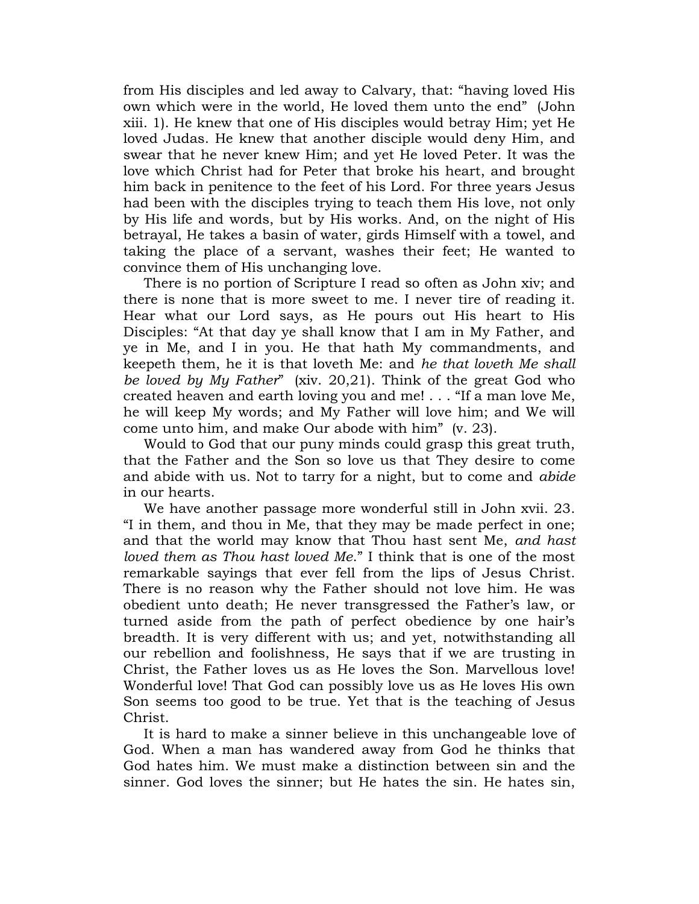from His disciples and led away to Calvary, that: "having loved His own which were in the world, He loved them unto the end" (John xiii. 1). He knew that one of His disciples would betray Him; yet He loved Judas. He knew that another disciple would deny Him, and swear that he never knew Him; and yet He loved Peter. It was the love which Christ had for Peter that broke his heart, and brought him back in penitence to the feet of his Lord. For three years Jesus had been with the disciples trying to teach them His love, not only by His life and words, but by His works. And, on the night of His betrayal, He takes a basin of water, girds Himself with a towel, and taking the place of a servant, washes their feet; He wanted to convince them of His unchanging love.

There is no portion of Scripture I read so often as John xiv; and there is none that is more sweet to me. I never tire of reading it. Hear what our Lord says, as He pours out His heart to His Disciples: "At that day ye shall know that I am in My Father, and ye in Me, and I in you. He that hath My commandments, and keepeth them, he it is that loveth Me: and *he that loveth Me shall be loved by My Father*" (xiv. 20,21). Think of the great God who created heaven and earth loving you and me! . . . "If a man love Me, he will keep My words; and My Father will love him; and We will come unto him, and make Our abode with him" (v. 23).

Would to God that our puny minds could grasp this great truth, that the Father and the Son so love us that They desire to come and abide with us. Not to tarry for a night, but to come and *abide* in our hearts.

We have another passage more wonderful still in John xvii. 23. "I in them, and thou in Me, that they may be made perfect in one; and that the world may know that Thou hast sent Me, *and hast loved them as Thou hast loved Me*." I think that is one of the most remarkable sayings that ever fell from the lips of Jesus Christ. There is no reason why the Father should not love him. He was obedient unto death; He never transgressed the Father's law, or turned aside from the path of perfect obedience by one hair's breadth. It is very different with us; and yet, notwithstanding all our rebellion and foolishness, He says that if we are trusting in Christ, the Father loves us as He loves the Son. Marvellous love! Wonderful love! That God can possibly love us as He loves His own Son seems too good to be true. Yet that is the teaching of Jesus Christ.

It is hard to make a sinner believe in this unchangeable love of God. When a man has wandered away from God he thinks that God hates him. We must make a distinction between sin and the sinner. God loves the sinner; but He hates the sin. He hates sin,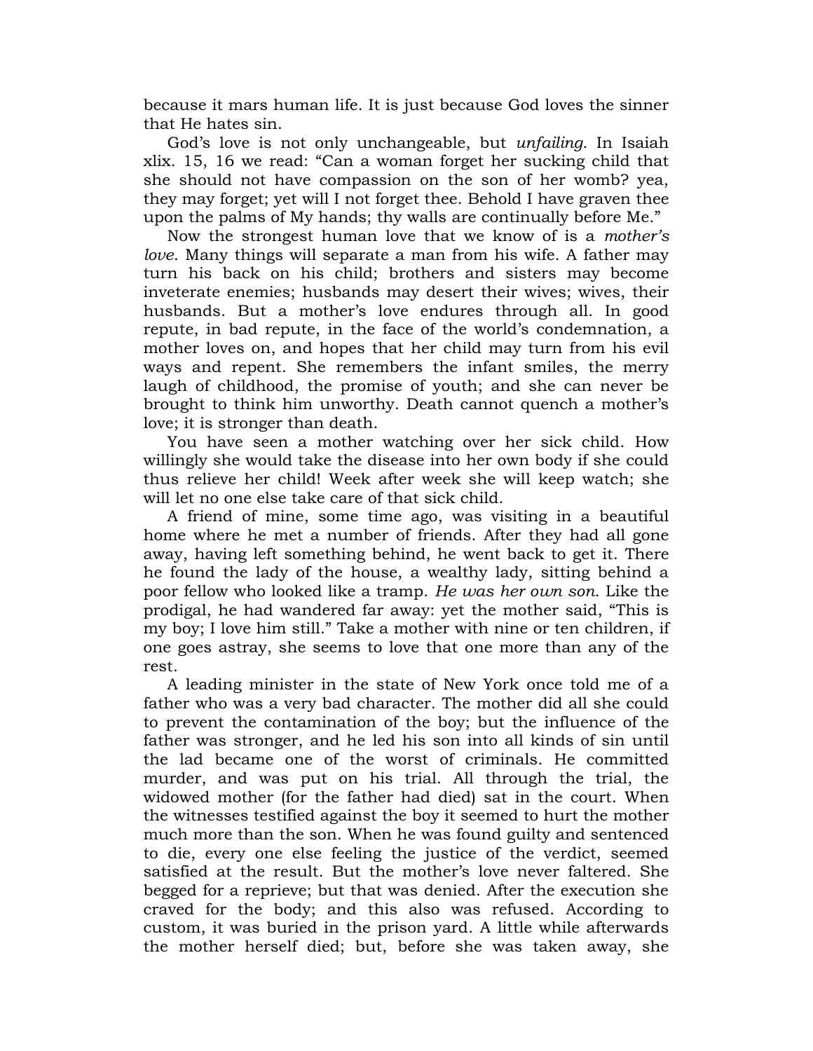because it mars human life. It is just because God loves the sinner that He hates sin.

God's love is not only unchangeable, but *unfailing*. In Isaiah xlix. 15, 16 we read: "Can a woman forget her sucking child that she should not have compassion on the son of her womb? yea, they may forget; yet will I not forget thee. Behold I have graven thee upon the palms of My hands; thy walls are continually before Me."

Now the strongest human love that we know of is a *mother's love*. Many things will separate a man from his wife. A father may turn his back on his child; brothers and sisters may become inveterate enemies; husbands may desert their wives; wives, their husbands. But a mother's love endures through all. In good repute, in bad repute, in the face of the world's condemnation, a mother loves on, and hopes that her child may turn from his evil ways and repent. She remembers the infant smiles, the merry laugh of childhood, the promise of youth; and she can never be brought to think him unworthy. Death cannot quench a mother's love; it is stronger than death.

You have seen a mother watching over her sick child. How willingly she would take the disease into her own body if she could thus relieve her child! Week after week she will keep watch; she will let no one else take care of that sick child.

A friend of mine, some time ago, was visiting in a beautiful home where he met a number of friends. After they had all gone away, having left something behind, he went back to get it. There he found the lady of the house, a wealthy lady, sitting behind a poor fellow who looked like a tramp. *He was her own son.* Like the prodigal, he had wandered far away: yet the mother said, "This is my boy; I love him still." Take a mother with nine or ten children, if one goes astray, she seems to love that one more than any of the rest.

A leading minister in the state of New York once told me of a father who was a very bad character. The mother did all she could to prevent the contamination of the boy; but the influence of the father was stronger, and he led his son into all kinds of sin until the lad became one of the worst of criminals. He committed murder, and was put on his trial. All through the trial, the widowed mother (for the father had died) sat in the court. When the witnesses testified against the boy it seemed to hurt the mother much more than the son. When he was found guilty and sentenced to die, every one else feeling the justice of the verdict, seemed satisfied at the result. But the mother's love never faltered. She begged for a reprieve; but that was denied. After the execution she craved for the body; and this also was refused. According to custom, it was buried in the prison yard. A little while afterwards the mother herself died; but, before she was taken away, she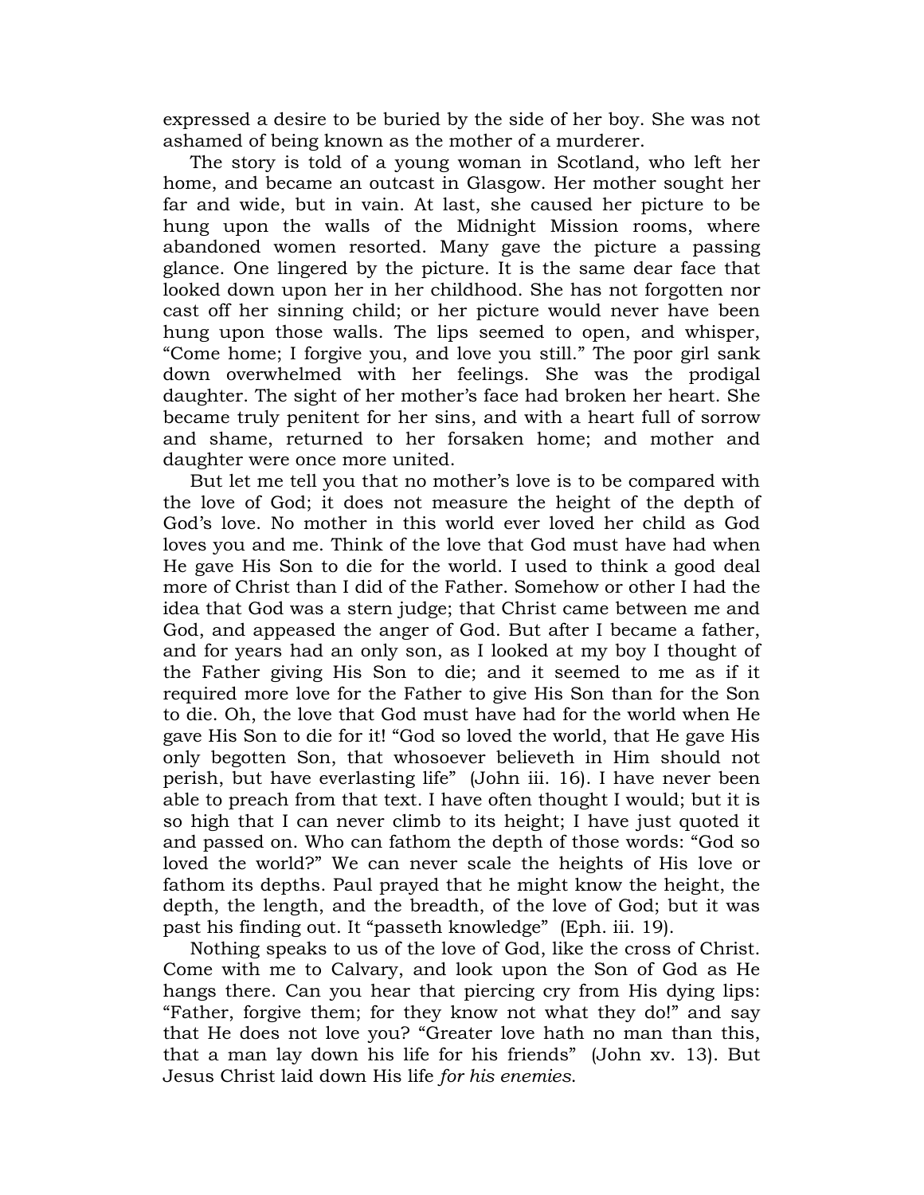expressed a desire to be buried by the side of her boy. She was not ashamed of being known as the mother of a murderer.

The story is told of a young woman in Scotland, who left her home, and became an outcast in Glasgow. Her mother sought her far and wide, but in vain. At last, she caused her picture to be hung upon the walls of the Midnight Mission rooms, where abandoned women resorted. Many gave the picture a passing glance. One lingered by the picture. It is the same dear face that looked down upon her in her childhood. She has not forgotten nor cast off her sinning child; or her picture would never have been hung upon those walls. The lips seemed to open, and whisper, "Come home; I forgive you, and love you still." The poor girl sank down overwhelmed with her feelings. She was the prodigal daughter. The sight of her mother's face had broken her heart. She became truly penitent for her sins, and with a heart full of sorrow and shame, returned to her forsaken home; and mother and daughter were once more united.

But let me tell you that no mother's love is to be compared with the love of God; it does not measure the height of the depth of God's love. No mother in this world ever loved her child as God loves you and me. Think of the love that God must have had when He gave His Son to die for the world. I used to think a good deal more of Christ than I did of the Father. Somehow or other I had the idea that God was a stern judge; that Christ came between me and God, and appeased the anger of God. But after I became a father, and for years had an only son, as I looked at my boy I thought of the Father giving His Son to die; and it seemed to me as if it required more love for the Father to give His Son than for the Son to die. Oh, the love that God must have had for the world when He gave His Son to die for it! "God so loved the world, that He gave His only begotten Son, that whosoever believeth in Him should not perish, but have everlasting life" (John iii. 16). I have never been able to preach from that text. I have often thought I would; but it is so high that I can never climb to its height; I have just quoted it and passed on. Who can fathom the depth of those words: "God so loved the world?" We can never scale the heights of His love or fathom its depths. Paul prayed that he might know the height, the depth, the length, and the breadth, of the love of God; but it was past his finding out. It "passeth knowledge" (Eph. iii. 19).

Nothing speaks to us of the love of God, like the cross of Christ. Come with me to Calvary, and look upon the Son of God as He hangs there. Can you hear that piercing cry from His dying lips: "Father, forgive them; for they know not what they do!" and say that He does not love you? "Greater love hath no man than this, that a man lay down his life for his friends" (John xv. 13). But Jesus Christ laid down His life *for his enemies*.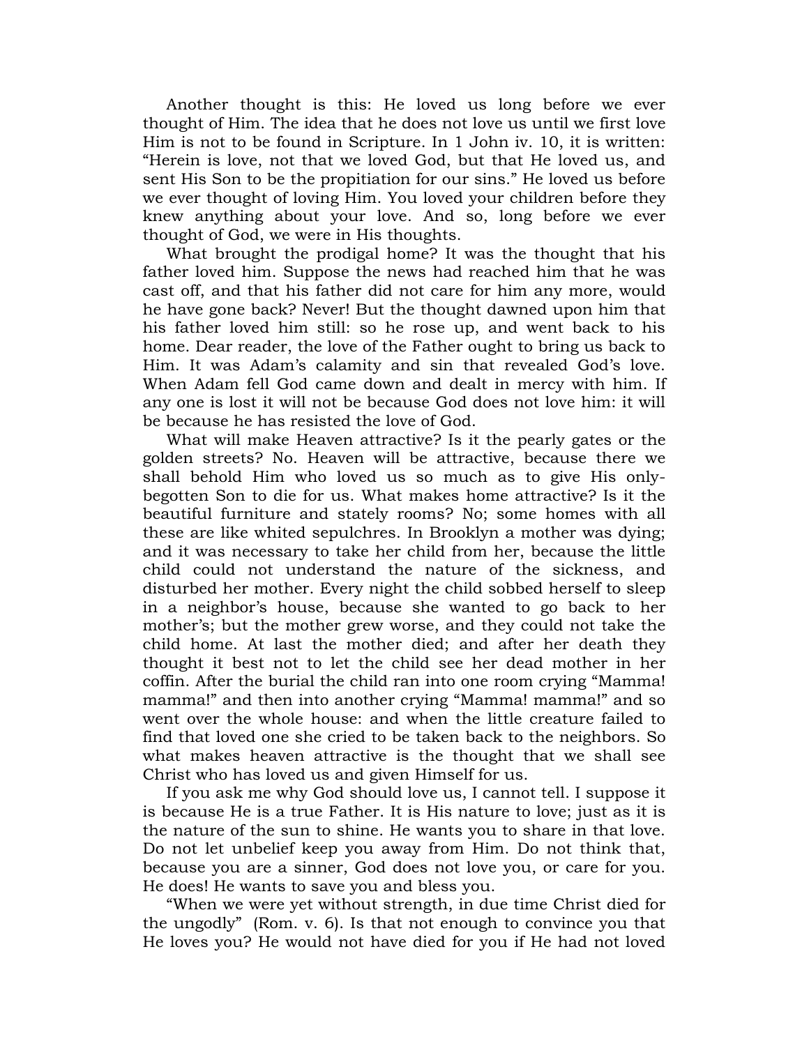Another thought is this: He loved us long before we ever thought of Him. The idea that he does not love us until we first love Him is not to be found in Scripture. In 1 John iv. 10, it is written: "Herein is love, not that we loved God, but that He loved us, and sent His Son to be the propitiation for our sins." He loved us before we ever thought of loving Him. You loved your children before they knew anything about your love. And so, long before we ever thought of God, we were in His thoughts.

What brought the prodigal home? It was the thought that his father loved him. Suppose the news had reached him that he was cast off, and that his father did not care for him any more, would he have gone back? Never! But the thought dawned upon him that his father loved him still: so he rose up, and went back to his home. Dear reader, the love of the Father ought to bring us back to Him. It was Adam's calamity and sin that revealed God's love. When Adam fell God came down and dealt in mercy with him. If any one is lost it will not be because God does not love him: it will be because he has resisted the love of God.

What will make Heaven attractive? Is it the pearly gates or the golden streets? No. Heaven will be attractive, because there we shall behold Him who loved us so much as to give His only-begotten Son to die for us. What makes home attractive? Is it the beautiful furniture and stately rooms? No; some homes with all these are like whited sepulchres. In Brooklyn a mother was dying; and it was necessary to take her child from her, because the little child could not understand the nature of the sickness, and disturbed her mother. Every night the child sobbed herself to sleep in a neighbor's house, because she wanted to go back to her mother's; but the mother grew worse, and they could not take the child home. At last the mother died; and after her death they thought it best not to let the child see her dead mother in her coffin. After the burial the child ran into one room crying "Mamma! mamma!" and then into another crying "Mamma! mamma!" and so went over the whole house: and when the little creature failed to find that loved one she cried to be taken back to the neighbors. So what makes heaven attractive is the thought that we shall see Christ who has loved us and given Himself for us.

If you ask me why God should love us, I cannot tell. I suppose it is because He is a true Father. It is His nature to love; just as it is the nature of the sun to shine. He wants you to share in that love. Do not let unbelief keep you away from Him. Do not think that, because you are a sinner, God does not love you, or care for you. He does! He wants to save you and bless you.

"When we were yet without strength, in due time Christ died for the ungodly" (Rom. v. 6). Is that not enough to convince you that He loves you? He would not have died for you if He had not loved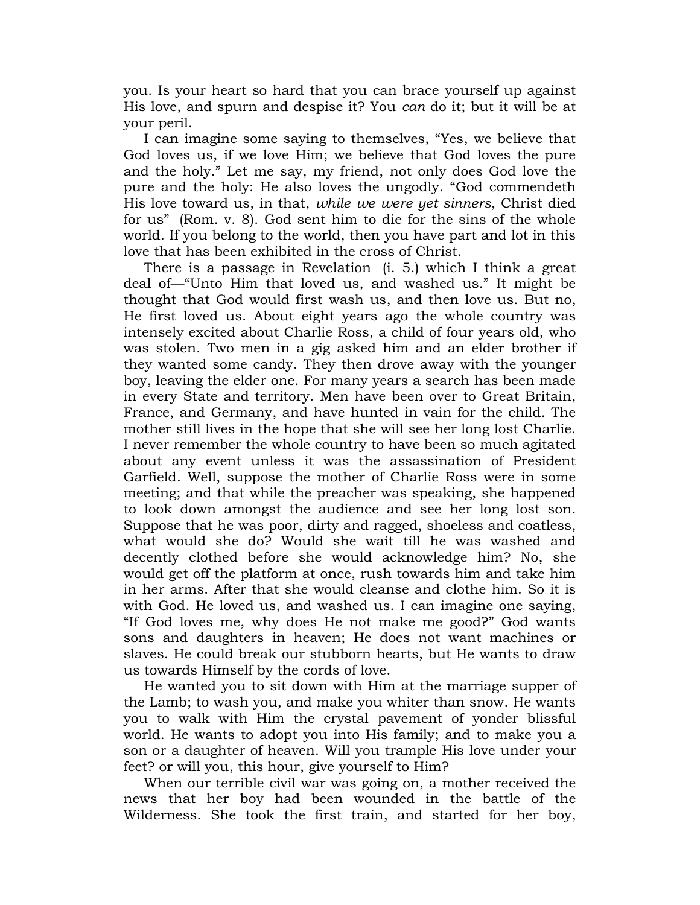you. Is your heart so hard that you can brace yourself up against His love, and spurn and despise it? You *can* do it; but it will be at your peril.

I can imagine some saying to themselves, “Yes, we believe that God loves us, if we love Him; we believe that God loves the pure and the holy.” Let me say, my friend, not only does God love the pure and the holy: He also loves the ungodly. “God commendeth His love toward us, in that, *while we were yet sinners*, Christ died for us” (Rom. v. 8). God sent him to die for the sins of the whole world. If you belong to the world, then you have part and lot in this love that has been exhibited in the cross of Christ.

There is a passage in Revelation (i. 5.) which I think a great deal of—“Unto Him that loved us, and washed us.” It might be thought that God would first wash us, and then love us. But no, He first loved us. About eight years ago the whole country was intensely excited about Charlie Ross, a child of four years old, who was stolen. Two men in a gig asked him and an elder brother if they wanted some candy. They then drove away with the younger boy, leaving the elder one. For many years a search has been made in every State and territory. Men have been over to Great Britain, France, and Germany, and have hunted in vain for the child. The mother still lives in the hope that she will see her long lost Charlie. I never remember the whole country to have been so much agitated about any event unless it was the assassination of President Garfield. Well, suppose the mother of Charlie Ross were in some meeting; and that while the preacher was speaking, she happened to look down amongst the audience and see her long lost son. Suppose that he was poor, dirty and ragged, shoeless and coatless, what would she do? Would she wait till he was washed and decently clothed before she would acknowledge him? No, she would get off the platform at once, rush towards him and take him in her arms. After that she would cleanse and clothe him. So it is with God. He loved us, and washed us. I can imagine one saying, “If God loves me, why does He not make me good?” God wants sons and daughters in heaven; He does not want machines or slaves. He could break our stubborn hearts, but He wants to draw us towards Himself by the cords of love.

He wanted you to sit down with Him at the marriage supper of the Lamb; to wash you, and make you whiter than snow. He wants you to walk with Him the crystal pavement of yonder blissful world. He wants to adopt you into His family; and to make you a son or a daughter of heaven. Will you trample His love under your feet? or will you, this hour, give yourself to Him?

When our terrible civil war was going on, a mother received the news that her boy had been wounded in the battle of the Wilderness. She took the first train, and started for her boy,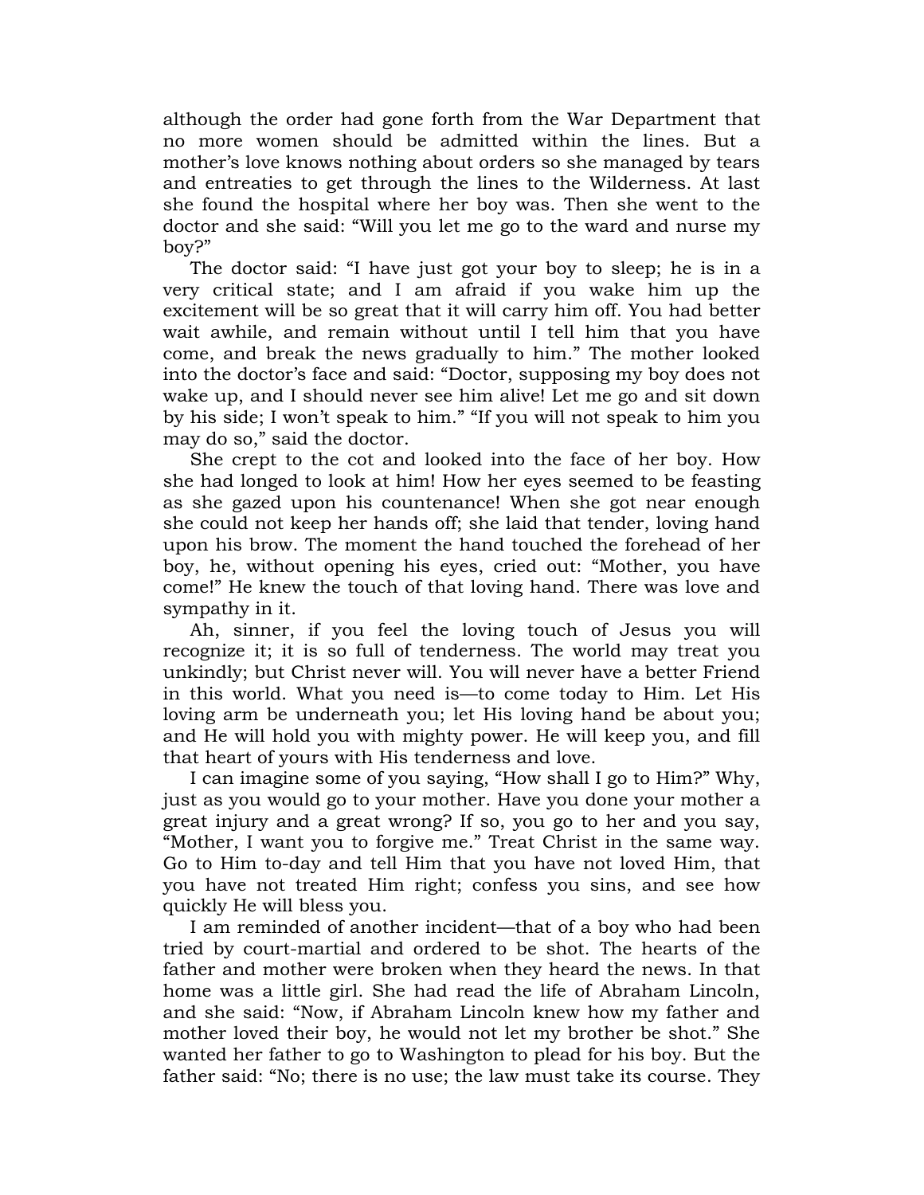although the order had gone forth from the War Department that no more women should be admitted within the lines. But a mother's love knows nothing about orders so she managed by tears and entreaties to get through the lines to the Wilderness. At last she found the hospital where her boy was. Then she went to the doctor and she said: "Will you let me go to the ward and nurse my boy?"

The doctor said: "I have just got your boy to sleep; he is in a very critical state; and I am afraid if you wake him up the excitement will be so great that it will carry him off. You had better wait awhile, and remain without until I tell him that you have come, and break the news gradually to him." The mother looked into the doctor's face and said: "Doctor, supposing my boy does not wake up, and I should never see him alive! Let me go and sit down by his side; I won't speak to him." "If you will not speak to him you may do so," said the doctor.

She crept to the cot and looked into the face of her boy. How she had longed to look at him! How her eyes seemed to be feasting as she gazed upon his countenance! When she got near enough she could not keep her hands off; she laid that tender, loving hand upon his brow. The moment the hand touched the forehead of her boy, he, without opening his eyes, cried out: "Mother, you have come!" He knew the touch of that loving hand. There was love and sympathy in it.

Ah, sinner, if you feel the loving touch of Jesus you will recognize it; it is so full of tenderness. The world may treat you unkindly; but Christ never will. You will never have a better Friend in this world. What you need is—to come today to Him. Let His loving arm be underneath you; let His loving hand be about you; and He will hold you with mighty power. He will keep you, and fill that heart of yours with His tenderness and love.

I can imagine some of you saying, "How shall I go to Him?" Why, just as you would go to your mother. Have you done your mother a great injury and a great wrong? If so, you go to her and you say, "Mother, I want you to forgive me." Treat Christ in the same way. Go to Him to-day and tell Him that you have not loved Him, that you have not treated Him right; confess you sins, and see how quickly He will bless you.

I am reminded of another incident—that of a boy who had been tried by court-martial and ordered to be shot. The hearts of the father and mother were broken when they heard the news. In that home was a little girl. She had read the life of Abraham Lincoln, and she said: "Now, if Abraham Lincoln knew how my father and mother loved their boy, he would not let my brother be shot." She wanted her father to go to Washington to plead for his boy. But the father said: "No; there is no use; the law must take its course. They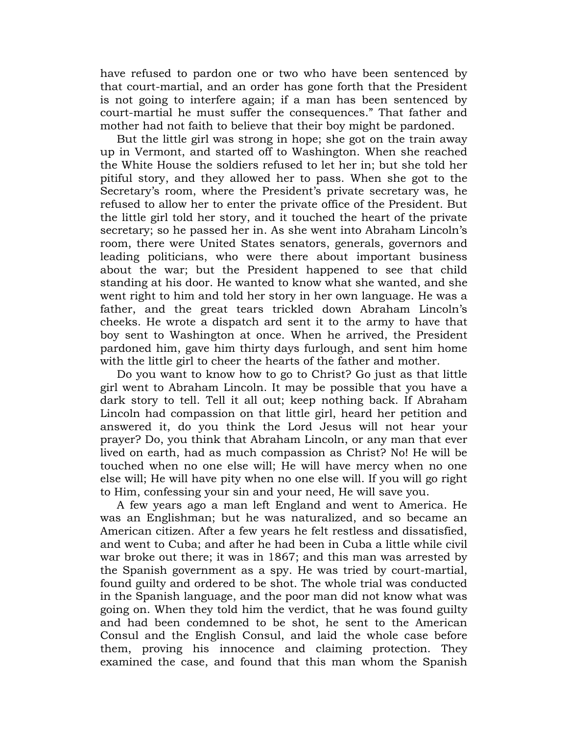have refused to pardon one or two who have been sentenced by that court-martial, and an order has gone forth that the President is not going to interfere again; if a man has been sentenced by court-martial he must suffer the consequences." That father and mother had not faith to believe that their boy might be pardoned.

But the little girl was strong in hope; she got on the train away up in Vermont, and started off to Washington. When she reached the White House the soldiers refused to let her in; but she told her pitiful story, and they allowed her to pass. When she got to the Secretary's room, where the President's private secretary was, he refused to allow her to enter the private office of the President. But the little girl told her story, and it touched the heart of the private secretary; so he passed her in. As she went into Abraham Lincoln's room, there were United States senators, generals, governors and leading politicians, who were there about important business about the war; but the President happened to see that child standing at his door. He wanted to know what she wanted, and she went right to him and told her story in her own language. He was a father, and the great tears trickled down Abraham Lincoln's cheeks. He wrote a dispatch ard sent it to the army to have that boy sent to Washington at once. When he arrived, the President pardoned him, gave him thirty days furlough, and sent him home with the little girl to cheer the hearts of the father and mother.

Do you want to know how to go to Christ? Go just as that little girl went to Abraham Lincoln. It may be possible that you have a dark story to tell. Tell it all out; keep nothing back. If Abraham Lincoln had compassion on that little girl, heard her petition and answered it, do you think the Lord Jesus will not hear your prayer? Do, you think that Abraham Lincoln, or any man that ever lived on earth, had as much compassion as Christ? No! He will be touched when no one else will; He will have mercy when no one else will; He will have pity when no one else will. If you will go right to Him, confessing your sin and your need, He will save you.

A few years ago a man left England and went to America. He was an Englishman; but he was naturalized, and so became an American citizen. After a few years he felt restless and dissatisfied, and went to Cuba; and after he had been in Cuba a little while civil war broke out there; it was in 1867; and this man was arrested by the Spanish government as a spy. He was tried by court-martial, found guilty and ordered to be shot. The whole trial was conducted in the Spanish language, and the poor man did not know what was going on. When they told him the verdict, that he was found guilty and had been condemned to be shot, he sent to the American Consul and the English Consul, and laid the whole case before them, proving his innocence and claiming protection. They examined the case, and found that this man whom the Spanish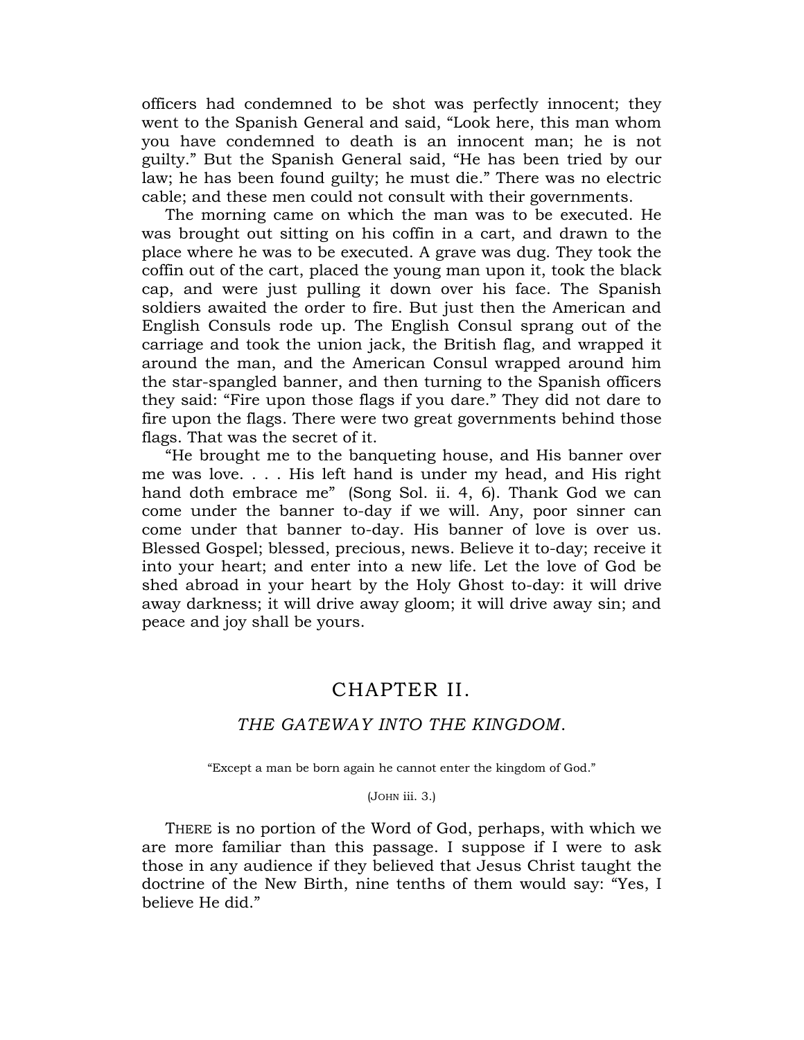officers had condemned to be shot was perfectly innocent; they went to the Spanish General and said, “Look here, this man whom you have condemned to death is an innocent man; he is not guilty.” But the Spanish General said, “He has been tried by our law; he has been found guilty; he must die.” There was no electric cable; and these men could not consult with their governments.

The morning came on which the man was to be executed. He was brought out sitting on his coffin in a cart, and drawn to the place where he was to be executed. A grave was dug. They took the coffin out of the cart, placed the young man upon it, took the black cap, and were just pulling it down over his face. The Spanish soldiers awaited the order to fire. But just then the American and English Consuls rode up. The English Consul sprang out of the carriage and took the union jack, the British flag, and wrapped it around the man, and the American Consul wrapped around him the star-spangled banner, and then turning to the Spanish officers they said: “Fire upon those flags if you dare.” They did not dare to fire upon the flags. There were two great governments behind those flags. That was the secret of it.

“He brought me to the banqueting house, and His banner over me was love. . . . His left hand is under my head, and His right hand doth embrace me” (Song Sol. ii. 4, 6). Thank God we can come under the banner to-day if we will. Any, poor sinner can come under that banner to-day. His banner of love is over us. Blessed Gospel; blessed, precious, news. Believe it to-day; receive it into your heart; and enter into a new life. Let the love of God be shed abroad in your heart by the Holy Ghost to-day: it will drive away darkness; it will drive away gloom; it will drive away sin; and peace and joy shall be yours.

# CHAPTER II.

## *THE GATEWAY INTO THE KINGDOM.*

“Except a man be born again he cannot enter the kingdom of God.”

(John iii. 3.)

THERE is no portion of the Word of God, perhaps, with which we are more familiar than this passage. I suppose if I were to ask those in any audience if they believed that Jesus Christ taught the doctrine of the New Birth, nine tenths of them would say: “Yes, I believe He did.”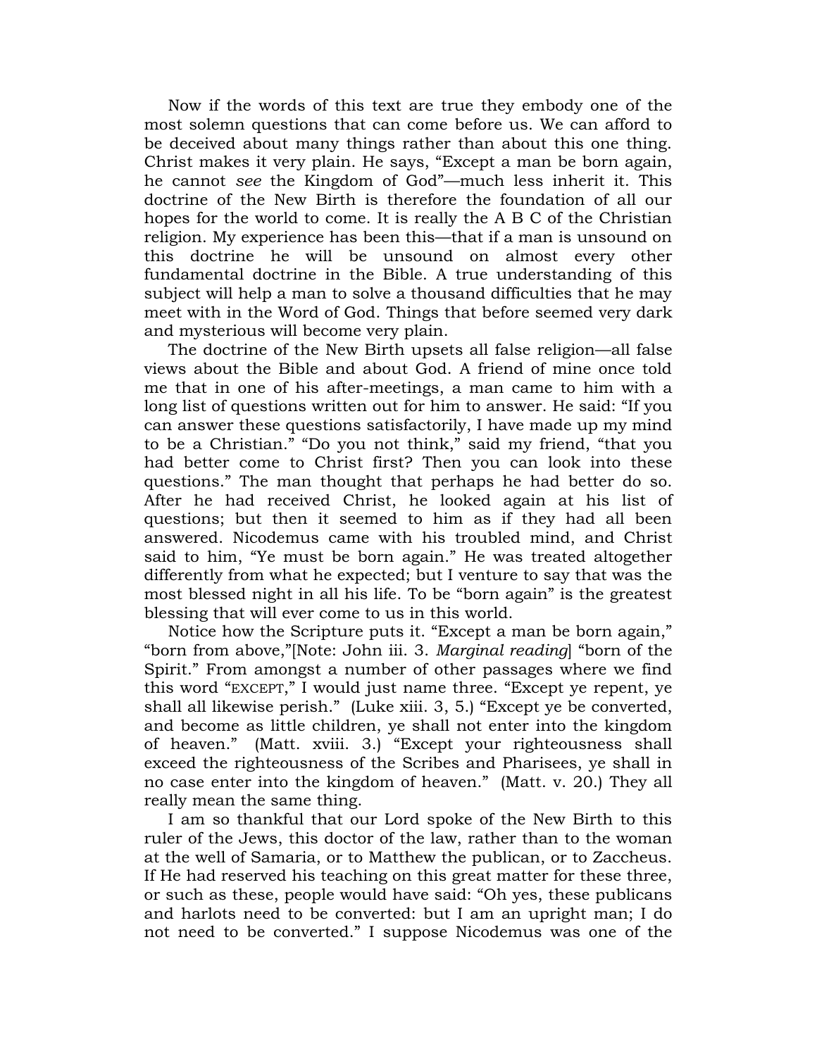Now if the words of this text are true they embody one of the most solemn questions that can come before us. We can afford to be deceived about many things rather than about this one thing. Christ makes it very plain. He says, “Except a man be born again, he cannot *see* the Kingdom of God”—much less inherit it. This doctrine of the New Birth is therefore the foundation of all our hopes for the world to come. It is really the A B C of the Christian religion. My experience has been this—that if a man is unsound on this doctrine he will be unsound on almost every other fundamental doctrine in the Bible. A true understanding of this subject will help a man to solve a thousand difficulties that he may meet with in the Word of God. Things that before seemed very dark and mysterious will become very plain.

The doctrine of the New Birth upsets all false religion—all false views about the Bible and about God. A friend of mine once told me that in one of his after-meetings, a man came to him with a long list of questions written out for him to answer. He said: “If you can answer these questions satisfactorily, I have made up my mind to be a Christian.” “Do you not think,” said my friend, “that you had better come to Christ first? Then you can look into these questions.” The man thought that perhaps he had better do so. After he had received Christ, he looked again at his list of questions; but then it seemed to him as if they had all been answered. Nicodemus came with his troubled mind, and Christ said to him, “Ye must be born again.” He was treated altogether differently from what he expected; but I venture to say that was the most blessed night in all his life. To be “born again” is the greatest blessing that will ever come to us in this world.

Notice how the Scripture puts it. “Except a man be born again,” “born from above,”[Note: John iii. 3. *Marginal reading*] “born of the Spirit.” From amongst a number of other passages where we find this word “EXCEPT,” I would just name three. “Except ye repent, ye shall all likewise perish.” (Luke xiii. 3, 5.) “Except ye be converted, and become as little children, ye shall not enter into the kingdom of heaven.” (Matt. xviii. 3.) “Except your righteousness shall exceed the righteousness of the Scribes and Pharisees, ye shall in no case enter into the kingdom of heaven.” (Matt. v. 20.) They all really mean the same thing.

I am so thankful that our Lord spoke of the New Birth to this ruler of the Jews, this doctor of the law, rather than to the woman at the well of Samaria, or to Matthew the publican, or to Zaccheus. If He had reserved his teaching on this great matter for these three, or such as these, people would have said: “Oh yes, these publicans and harlots need to be converted: but I am an upright man; I do not need to be converted.” I suppose Nicodemus was one of the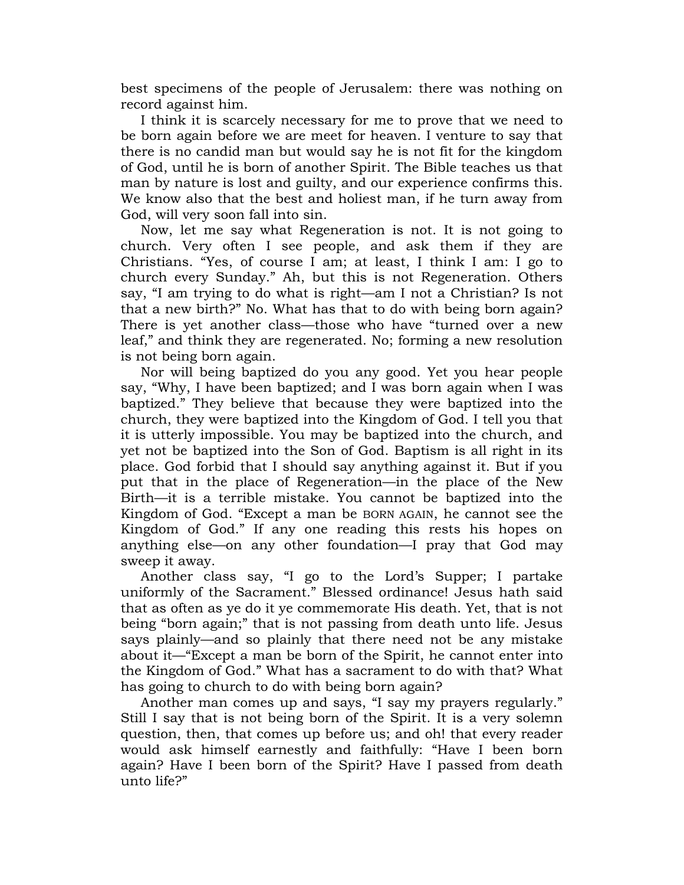best specimens of the people of Jerusalem: there was nothing on record against him.

I think it is scarcely necessary for me to prove that we need to be born again before we are meet for heaven. I venture to say that there is no candid man but would say he is not fit for the kingdom of God, until he is born of another Spirit. The Bible teaches us that man by nature is lost and guilty, and our experience confirms this. We know also that the best and holiest man, if he turn away from God, will very soon fall into sin.

Now, let me say what Regeneration is not. It is not going to church. Very often I see people, and ask them if they are Christians. "Yes, of course I am; at least, I think I am: I go to church every Sunday." Ah, but this is not Regeneration. Others say, "I am trying to do what is right—am I not a Christian? Is not that a new birth?" No. What has that to do with being born again? There is yet another class—those who have "turned over a new leaf," and think they are regenerated. No; forming a new resolution is not being born again.

Nor will being baptized do you any good. Yet you hear people say, "Why, I have been baptized; and I was born again when I was baptized." They believe that because they were baptized into the church, they were baptized into the Kingdom of God. I tell you that it is utterly impossible. You may be baptized into the church, and yet not be baptized into the Son of God. Baptism is all right in its place. God forbid that I should say anything against it. But if you put that in the place of Regeneration—in the place of the New Birth—it is a terrible mistake. You cannot be baptized into the Kingdom of God. "Except a man be BORN AGAIN, he cannot see the Kingdom of God." If any one reading this rests his hopes on anything else—on any other foundation—I pray that God may sweep it away.

Another class say, "I go to the Lord's Supper; I partake uniformly of the Sacrament." Blessed ordinance! Jesus hath said that as often as ye do it ye commemorate His death. Yet, that is not being "born again;" that is not passing from death unto life. Jesus says plainly—and so plainly that there need not be any mistake about it—"Except a man be born of the Spirit, he cannot enter into the Kingdom of God." What has a sacrament to do with that? What has going to church to do with being born again?

Another man comes up and says, "I say my prayers regularly." Still I say that is not being born of the Spirit. It is a very solemn question, then, that comes up before us; and oh! that every reader would ask himself earnestly and faithfully: "Have I been born again? Have I been born of the Spirit? Have I passed from death unto life?"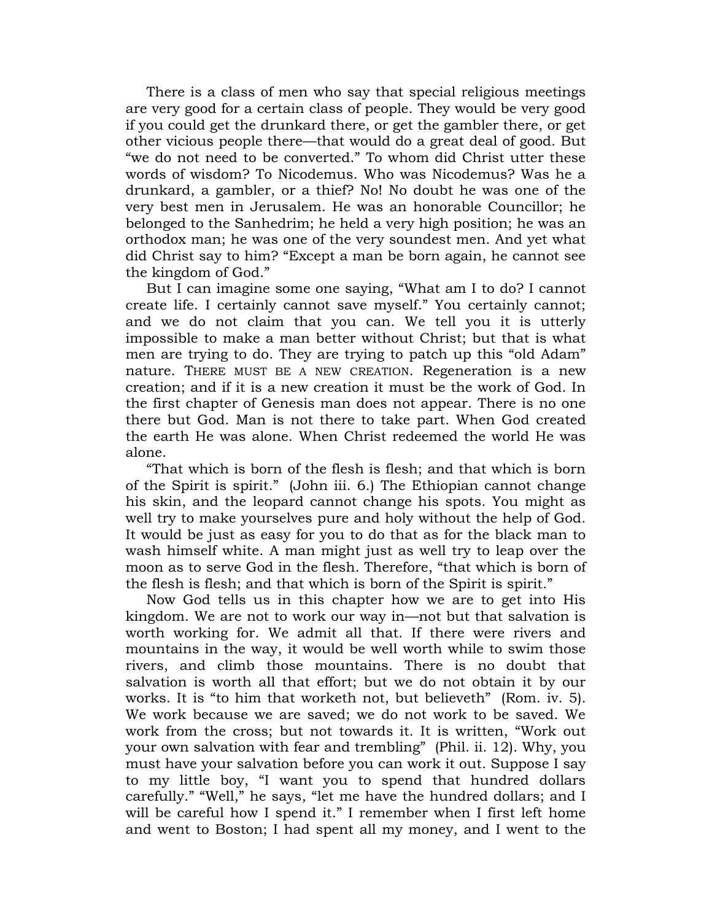There is a class of men who say that special religious meetings are very good for a certain class of people. They would be very good if you could get the drunkard there, or get the gambler there, or get other vicious people there—that would do a great deal of good. But "we do not need to be converted." To whom did Christ utter these words of wisdom? To Nicodemus. Who was Nicodemus? Was he a drunkard, a gambler, or a thief? No! No doubt he was one of the very best men in Jerusalem. He was an honorable Councillor; he belonged to the Sanhedrim; he held a very high position; he was an orthodox man; he was one of the very soundest men. And yet what did Christ say to him? "Except a man be born again, he cannot see the kingdom of God."

But I can imagine some one saying, "What am I to do? I cannot create life. I certainly cannot save myself." You certainly cannot; and we do not claim that you can. We tell you it is utterly impossible to make a man better without Christ; but that is what men are trying to do. They are trying to patch up this "old Adam" nature. THERE MUST BE A NEW CREATION. Regeneration is a new creation; and if it is a new creation it must be the work of God. In the first chapter of Genesis man does not appear. There is no one there but God. Man is not there to take part. When God created the earth He was alone. When Christ redeemed the world He was alone.

"That which is born of the flesh is flesh; and that which is born of the Spirit is spirit." (John iii. 6.) The Ethiopian cannot change his skin, and the leopard cannot change his spots. You might as well try to make yourselves pure and holy without the help of God. It would be just as easy for you to do that as for the black man to wash himself white. A man might just as well try to leap over the moon as to serve God in the flesh. Therefore, "that which is born of the flesh is flesh; and that which is born of the Spirit is spirit."

Now God tells us in this chapter how we are to get into His kingdom. We are not to work our way in—not but that salvation is worth working for. We admit all that. If there were rivers and mountains in the way, it would be well worth while to swim those rivers, and climb those mountains. There is no doubt that salvation is worth all that effort; but we do not obtain it by our works. It is "to him that worketh not, but believeth" (Rom. iv. 5). We work because we are saved; we do not work to be saved. We work from the cross; but not towards it. It is written, "Work out your own salvation with fear and trembling" (Phil. ii. 12). Why, you must have your salvation before you can work it out. Suppose I say to my little boy, "I want you to spend that hundred dollars carefully." "Well," he says, "let me have the hundred dollars; and I will be careful how I spend it." I remember when I first left home and went to Boston; I had spent all my money, and I went to the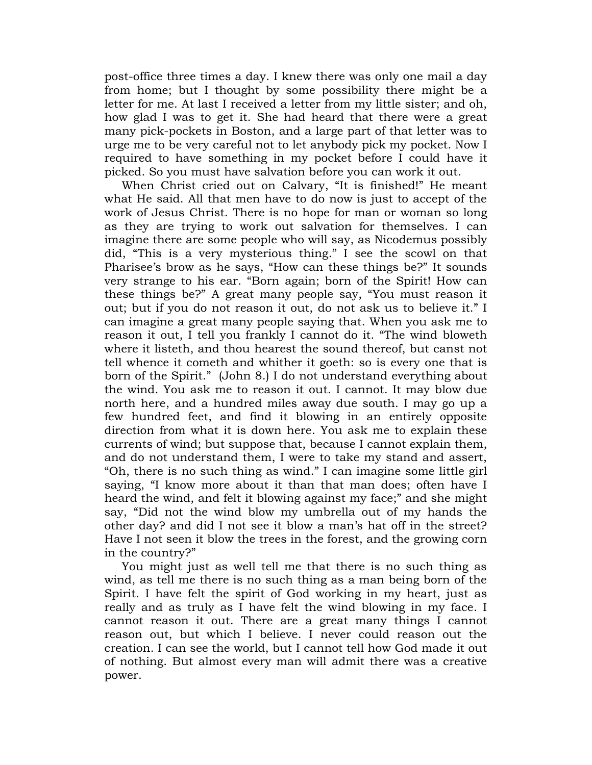post-office three times a day. I knew there was only one mail a day from home; but I thought by some possibility there might be a letter for me. At last I received a letter from my little sister; and oh, how glad I was to get it. She had heard that there were a great many pick-pockets in Boston, and a large part of that letter was to urge me to be very careful not to let anybody pick my pocket. Now I required to have something in my pocket before I could have it picked. So you must have salvation before you can work it out.

When Christ cried out on Calvary, "It is finished!" He meant what He said. All that men have to do now is just to accept of the work of Jesus Christ. There is no hope for man or woman so long as they are trying to work out salvation for themselves. I can imagine there are some people who will say, as Nicodemus possibly did, "This is a very mysterious thing." I see the scowl on that Pharisee's brow as he says, "How can these things be?" It sounds very strange to his ear. "Born again; born of the Spirit! How can these things be?" A great many people say, "You must reason it out; but if you do not reason it out, do not ask us to believe it." I can imagine a great many people saying that. When you ask me to reason it out, I tell you frankly I cannot do it. "The wind bloweth where it listeth, and thou hearest the sound thereof, but canst not tell whence it cometh and whither it goeth: so is every one that is born of the Spirit." (John 8.) I do not understand everything about the wind. You ask me to reason it out. I cannot. It may blow due north here, and a hundred miles away due south. I may go up a few hundred feet, and find it blowing in an entirely opposite direction from what it is down here. You ask me to explain these currents of wind; but suppose that, because I cannot explain them, and do not understand them, I were to take my stand and assert, "Oh, there is no such thing as wind." I can imagine some little girl saying, "I know more about it than that man does; often have I heard the wind, and felt it blowing against my face;" and she might say, "Did not the wind blow my umbrella out of my hands the other day? and did I not see it blow a man's hat off in the street? Have I not seen it blow the trees in the forest, and the growing corn in the country?"

You might just as well tell me that there is no such thing as wind, as tell me there is no such thing as a man being born of the Spirit. I have felt the spirit of God working in my heart, just as really and as truly as I have felt the wind blowing in my face. I cannot reason it out. There are a great many things I cannot reason out, but which I believe. I never could reason out the creation. I can see the world, but I cannot tell how God made it out of nothing. But almost every man will admit there was a creative power.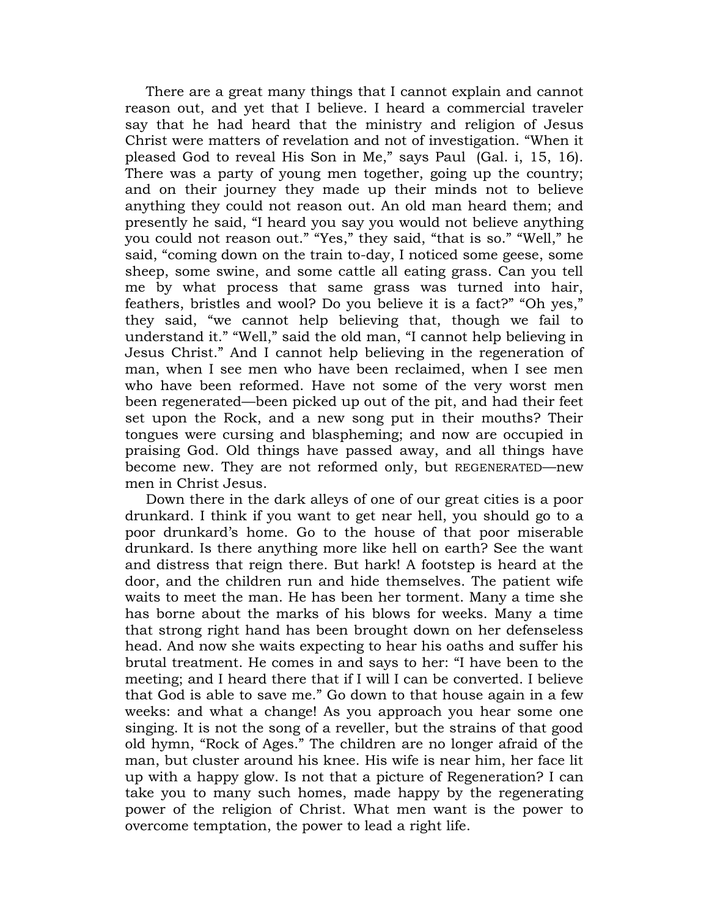There are a great many things that I cannot explain and cannot reason out, and yet that I believe. I heard a commercial traveler say that he had heard that the ministry and religion of Jesus Christ were matters of revelation and not of investigation. “When it pleased God to reveal His Son in Me,” says Paul (Gal. i, 15, 16). There was a party of young men together, going up the country; and on their journey they made up their minds not to believe anything they could not reason out. An old man heard them; and presently he said, “I heard you say you would not believe anything you could not reason out.” “Yes,” they said, “that is so.” “Well,” he said, “coming down on the train to-day, I noticed some geese, some sheep, some swine, and some cattle all eating grass. Can you tell me by what process that same grass was turned into hair, feathers, bristles and wool? Do you believe it is a fact?” “Oh yes,” they said, “we cannot help believing that, though we fail to understand it.” “Well,” said the old man, “I cannot help believing in Jesus Christ.” And I cannot help believing in the regeneration of man, when I see men who have been reclaimed, when I see men who have been reformed. Have not some of the very worst men been regenerated—been picked up out of the pit, and had their feet set upon the Rock, and a new song put in their mouths? Their tongues were cursing and blaspheming; and now are occupied in praising God. Old things have passed away, and all things have become new. They are not reformed only, but REGENERATED—new men in Christ Jesus.

Down there in the dark alleys of one of our great cities is a poor drunkard. I think if you want to get near hell, you should go to a poor drunkard’s home. Go to the house of that poor miserable drunkard. Is there anything more like hell on earth? See the want and distress that reign there. But hark! A footstep is heard at the door, and the children run and hide themselves. The patient wife waits to meet the man. He has been her torment. Many a time she has borne about the marks of his blows for weeks. Many a time that strong right hand has been brought down on her defenseless head. And now she waits expecting to hear his oaths and suffer his brutal treatment. He comes in and says to her: “I have been to the meeting; and I heard there that if I will I can be converted. I believe that God is able to save me.” Go down to that house again in a few weeks: and what a change! As you approach you hear some one singing. It is not the song of a reveller, but the strains of that good old hymn, “Rock of Ages.” The children are no longer afraid of the man, but cluster around his knee. His wife is near him, her face lit up with a happy glow. Is not that a picture of Regeneration? I can take you to many such homes, made happy by the regenerating power of the religion of Christ. What men want is the power to overcome temptation, the power to lead a right life.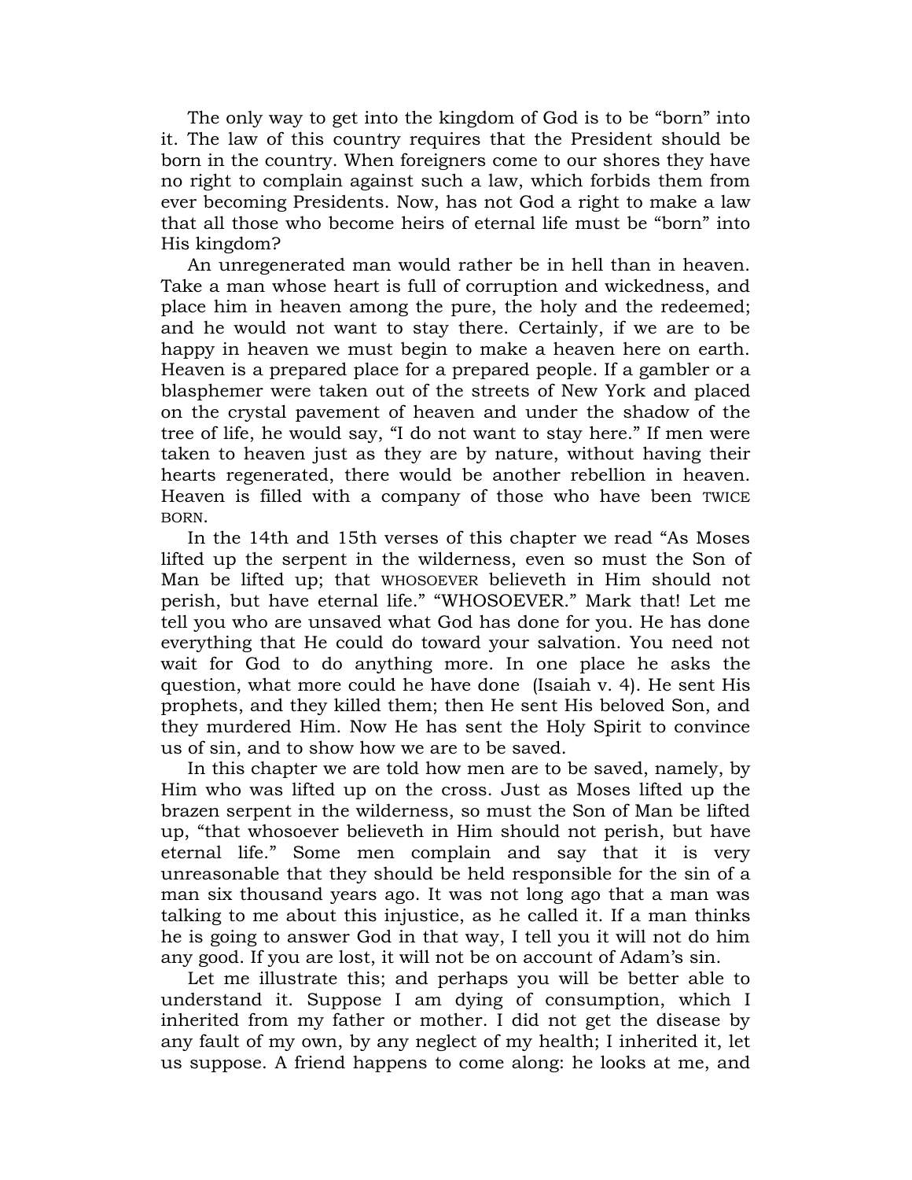The only way to get into the kingdom of God is to be "born" into it. The law of this country requires that the President should be born in the country. When foreigners come to our shores they have no right to complain against such a law, which forbids them from ever becoming Presidents. Now, has not God a right to make a law that all those who become heirs of eternal life must be "born" into His kingdom?

An unregenerated man would rather be in hell than in heaven. Take a man whose heart is full of corruption and wickedness, and place him in heaven among the pure, the holy and the redeemed; and he would not want to stay there. Certainly, if we are to be happy in heaven we must begin to make a heaven here on earth. Heaven is a prepared place for a prepared people. If a gambler or a blasphemer were taken out of the streets of New York and placed on the crystal pavement of heaven and under the shadow of the tree of life, he would say, "I do not want to stay here." If men were taken to heaven just as they are by nature, without having their hearts regenerated, there would be another rebellion in heaven. Heaven is filled with a company of those who have been TWICE BORN.

In the 14th and 15th verses of this chapter we read "As Moses lifted up the serpent in the wilderness, even so must the Son of Man be lifted up; that WHOSOEVER believeth in Him should not perish, but have eternal life." "WHOSOEVER." Mark that! Let me tell you who are unsaved what God has done for you. He has done everything that He could do toward your salvation. You need not wait for God to do anything more. In one place he asks the question, what more could he have done (Isaiah v. 4). He sent His prophets, and they killed them; then He sent His beloved Son, and they murdered Him. Now He has sent the Holy Spirit to convince us of sin, and to show how we are to be saved.

In this chapter we are told how men are to be saved, namely, by Him who was lifted up on the cross. Just as Moses lifted up the brazen serpent in the wilderness, so must the Son of Man be lifted up, "that whosoever believeth in Him should not perish, but have eternal life." Some men complain and say that it is very unreasonable that they should be held responsible for the sin of a man six thousand years ago. It was not long ago that a man was talking to me about this injustice, as he called it. If a man thinks he is going to answer God in that way, I tell you it will not do him any good. If you are lost, it will not be on account of Adam's sin.

Let me illustrate this; and perhaps you will be better able to understand it. Suppose I am dying of consumption, which I inherited from my father or mother. I did not get the disease by any fault of my own, by any neglect of my health; I inherited it, let us suppose. A friend happens to come along: he looks at me, and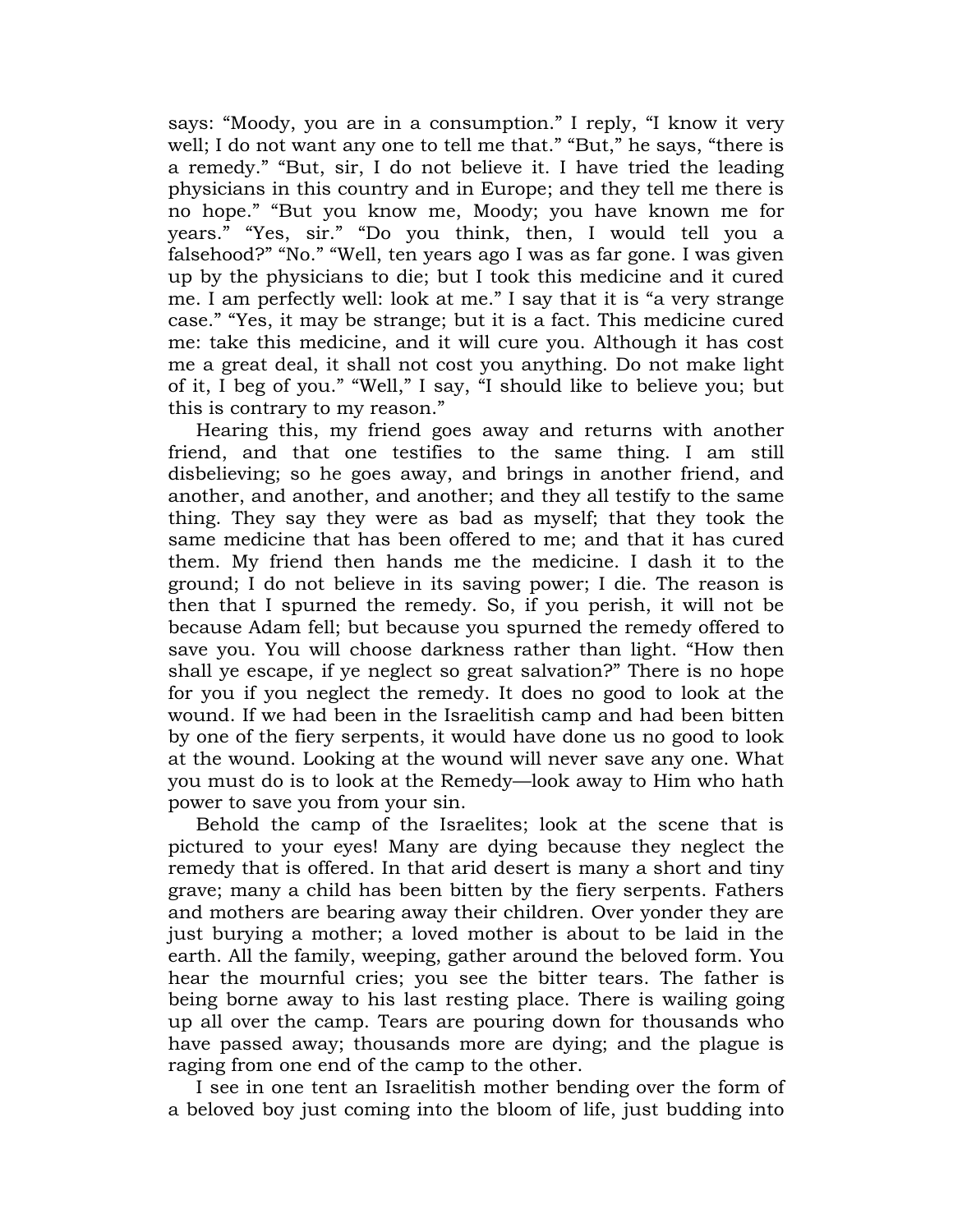says: "Moody, you are in a consumption." I reply, "I know it very well; I do not want any one to tell me that." "But," he says, "there is a remedy." "But, sir, I do not believe it. I have tried the leading physicians in this country and in Europe; and they tell me there is no hope." "But you know me, Moody; you have known me for years." "Yes, sir." "Do you think, then, I would tell you a falsehood?" "No." "Well, ten years ago I was as far gone. I was given up by the physicians to die; but I took this medicine and it cured me. I am perfectly well: look at me." I say that it is "a very strange case." "Yes, it may be strange; but it is a fact. This medicine cured me: take this medicine, and it will cure you. Although it has cost me a great deal, it shall not cost you anything. Do not make light of it, I beg of you." "Well," I say, "I should like to believe you; but this is contrary to my reason."

Hearing this, my friend goes away and returns with another friend, and that one testifies to the same thing. I am still disbelieving; so he goes away, and brings in another friend, and another, and another, and another; and they all testify to the same thing. They say they were as bad as myself; that they took the same medicine that has been offered to me; and that it has cured them. My friend then hands me the medicine. I dash it to the ground; I do not believe in its saving power; I die. The reason is then that I spurned the remedy. So, if you perish, it will not be because Adam fell; but because you spurned the remedy offered to save you. You will choose darkness rather than light. "How then shall ye escape, if ye neglect so great salvation?" There is no hope for you if you neglect the remedy. It does no good to look at the wound. If we had been in the Israelitish camp and had been bitten by one of the fiery serpents, it would have done us no good to look at the wound. Looking at the wound will never save any one. What you must do is to look at the Remedy—look away to Him who hath power to save you from your sin.

Behold the camp of the Israelites; look at the scene that is pictured to your eyes! Many are dying because they neglect the remedy that is offered. In that arid desert is many a short and tiny grave; many a child has been bitten by the fiery serpents. Fathers and mothers are bearing away their children. Over yonder they are just burying a mother; a loved mother is about to be laid in the earth. All the family, weeping, gather around the beloved form. You hear the mournful cries; you see the bitter tears. The father is being borne away to his last resting place. There is wailing going up all over the camp. Tears are pouring down for thousands who have passed away; thousands more are dying; and the plague is raging from one end of the camp to the other.

I see in one tent an Israelitish mother bending over the form of a beloved boy just coming into the bloom of life, just budding into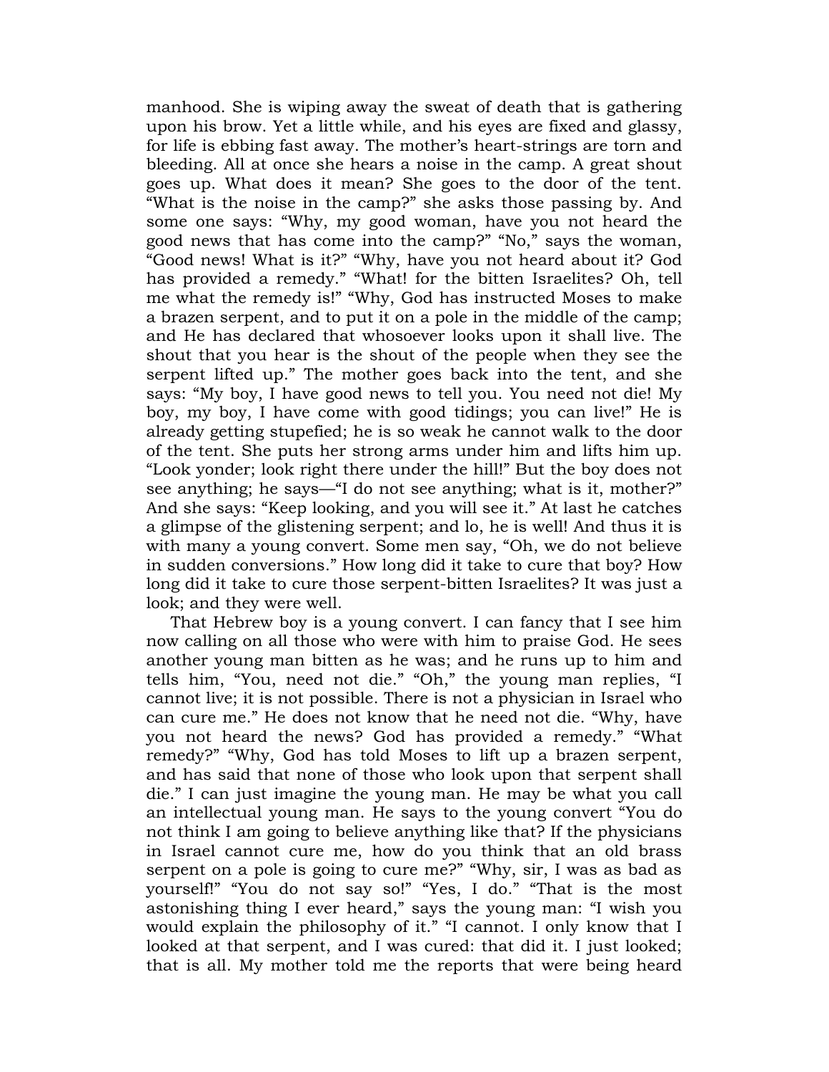manhood. She is wiping away the sweat of death that is gathering upon his brow. Yet a little while, and his eyes are fixed and glassy, for life is ebbing fast away. The mother's heart-strings are torn and bleeding. All at once she hears a noise in the camp. A great shout goes up. What does it mean? She goes to the door of the tent. "What is the noise in the camp?" she asks those passing by. And some one says: "Why, my good woman, have you not heard the good news that has come into the camp?" "No," says the woman, "Good news! What is it?" "Why, have you not heard about it? God has provided a remedy." "What! for the bitten Israelites? Oh, tell me what the remedy is!" "Why, God has instructed Moses to make a brazen serpent, and to put it on a pole in the middle of the camp; and He has declared that whosoever looks upon it shall live. The shout that you hear is the shout of the people when they see the serpent lifted up." The mother goes back into the tent, and she says: "My boy, I have good news to tell you. You need not die! My boy, my boy, I have come with good tidings; you can live!" He is already getting stupefied; he is so weak he cannot walk to the door of the tent. She puts her strong arms under him and lifts him up. "Look yonder; look right there under the hill!" But the boy does not see anything; he says—"I do not see anything; what is it, mother?" And she says: "Keep looking, and you will see it." At last he catches a glimpse of the glistening serpent; and lo, he is well! And thus it is with many a young convert. Some men say, "Oh, we do not believe in sudden conversions." How long did it take to cure that boy? How long did it take to cure those serpent-bitten Israelites? It was just a look; and they were well.

That Hebrew boy is a young convert. I can fancy that I see him now calling on all those who were with him to praise God. He sees another young man bitten as he was; and he runs up to him and tells him, "You, need not die." "Oh," the young man replies, "I cannot live; it is not possible. There is not a physician in Israel who can cure me." He does not know that he need not die. "Why, have you not heard the news? God has provided a remedy." "What remedy?" "Why, God has told Moses to lift up a brazen serpent, and has said that none of those who look upon that serpent shall die." I can just imagine the young man. He may be what you call an intellectual young man. He says to the young convert "You do not think I am going to believe anything like that? If the physicians in Israel cannot cure me, how do you think that an old brass serpent on a pole is going to cure me?" "Why, sir, I was as bad as yourself!" "You do not say so!" "Yes, I do." "That is the most astonishing thing I ever heard," says the young man: "I wish you would explain the philosophy of it." "I cannot. I only know that I looked at that serpent, and I was cured: that did it. I just looked; that is all. My mother told me the reports that were being heard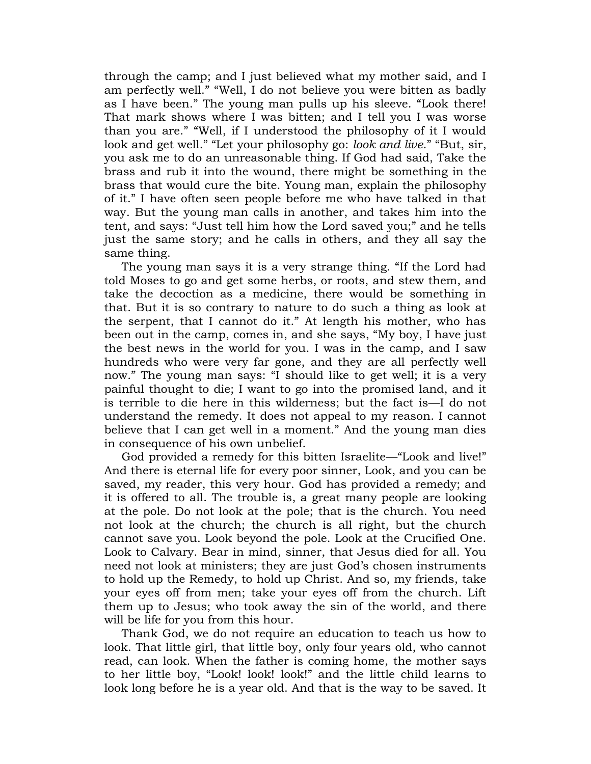through the camp; and I just believed what my mother said, and I am perfectly well." "Well, I do not believe you were bitten as badly as I have been." The young man pulls up his sleeve. "Look there! That mark shows where I was bitten; and I tell you I was worse than you are." "Well, if I understood the philosophy of it I would look and get well." "Let your philosophy go: *look and live*." "But, sir, you ask me to do an unreasonable thing. If God had said, Take the brass and rub it into the wound, there might be something in the brass that would cure the bite. Young man, explain the philosophy of it." I have often seen people before me who have talked in that way. But the young man calls in another, and takes him into the tent, and says: "Just tell him how the Lord saved you;" and he tells just the same story; and he calls in others, and they all say the same thing.

The young man says it is a very strange thing. "If the Lord had told Moses to go and get some herbs, or roots, and stew them, and take the decoction as a medicine, there would be something in that. But it is so contrary to nature to do such a thing as look at the serpent, that I cannot do it." At length his mother, who has been out in the camp, comes in, and she says, "My boy, I have just the best news in the world for you. I was in the camp, and I saw hundreds who were very far gone, and they are all perfectly well now." The young man says: "I should like to get well; it is a very painful thought to die; I want to go into the promised land, and it is terrible to die here in this wilderness; but the fact is—I do not understand the remedy. It does not appeal to my reason. I cannot believe that I can get well in a moment." And the young man dies in consequence of his own unbelief.

God provided a remedy for this bitten Israelite—"Look and live!" And there is eternal life for every poor sinner, Look, and you can be saved, my reader, this very hour. God has provided a remedy; and it is offered to all. The trouble is, a great many people are looking at the pole. Do not look at the pole; that is the church. You need not look at the church; the church is all right, but the church cannot save you. Look beyond the pole. Look at the Crucified One. Look to Calvary. Bear in mind, sinner, that Jesus died for all. You need not look at ministers; they are just God's chosen instruments to hold up the Remedy, to hold up Christ. And so, my friends, take your eyes off from men; take your eyes off from the church. Lift them up to Jesus; who took away the sin of the world, and there will be life for you from this hour.

Thank God, we do not require an education to teach us how to look. That little girl, that little boy, only four years old, who cannot read, can look. When the father is coming home, the mother says to her little boy, "Look! look! look!" and the little child learns to look long before he is a year old. And that is the way to be saved. It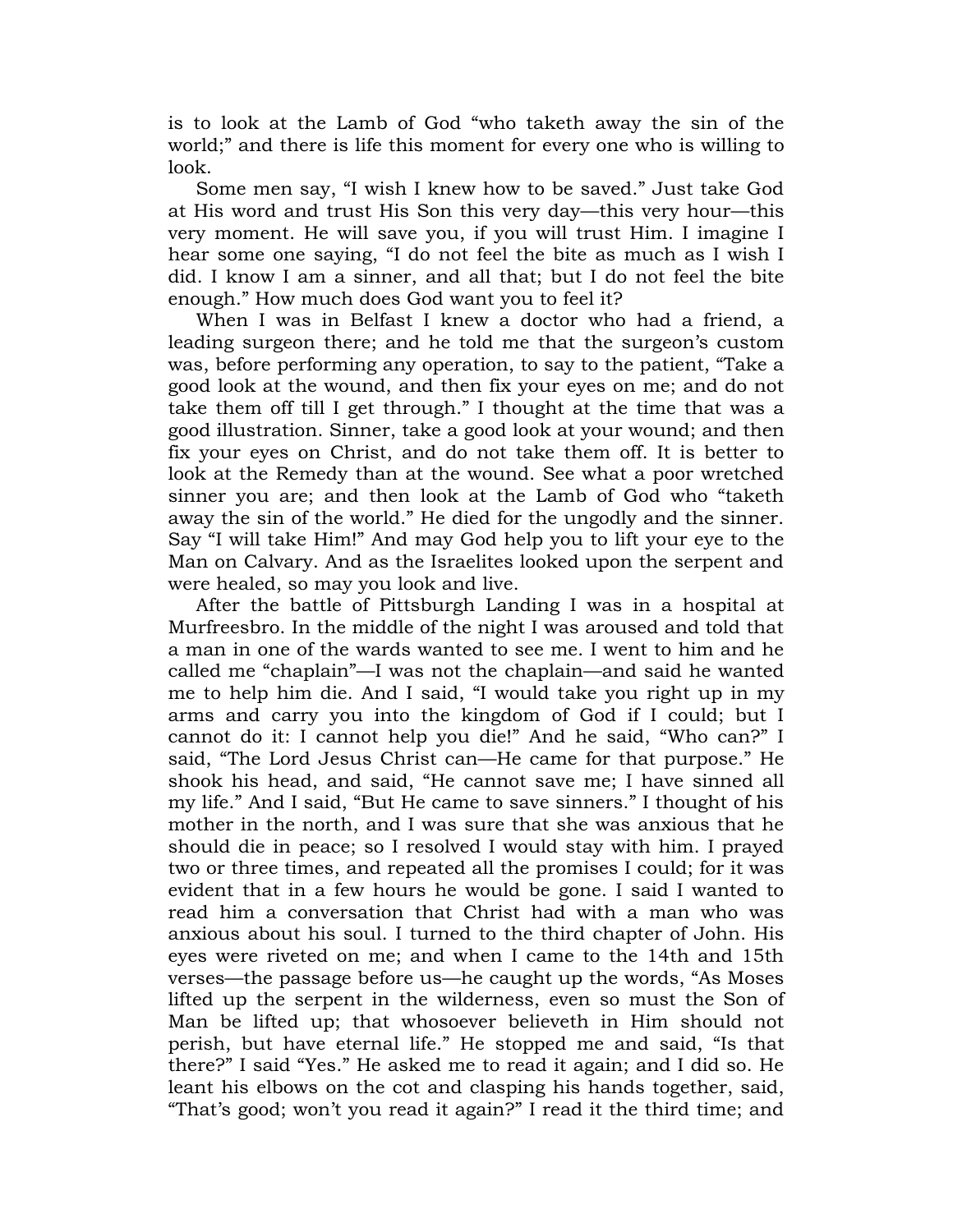is to look at the Lamb of God "who taketh away the sin of the world;" and there is life this moment for every one who is willing to look.

Some men say, "I wish I knew how to be saved." Just take God at His word and trust His Son this very day—this very hour—this very moment. He will save you, if you will trust Him. I imagine I hear some one saying, "I do not feel the bite as much as I wish I did. I know I am a sinner, and all that; but I do not feel the bite enough." How much does God want you to feel it?

When I was in Belfast I knew a doctor who had a friend, a leading surgeon there; and he told me that the surgeon's custom was, before performing any operation, to say to the patient, "Take a good look at the wound, and then fix your eyes on me; and do not take them off till I get through." I thought at the time that was a good illustration. Sinner, take a good look at your wound; and then fix your eyes on Christ, and do not take them off. It is better to look at the Remedy than at the wound. See what a poor wretched sinner you are; and then look at the Lamb of God who "taketh away the sin of the world." He died for the ungodly and the sinner. Say "I will take Him!" And may God help you to lift your eye to the Man on Calvary. And as the Israelites looked upon the serpent and were healed, so may you look and live.

After the battle of Pittsburgh Landing I was in a hospital at Murfreesbro. In the middle of the night I was aroused and told that a man in one of the wards wanted to see me. I went to him and he called me "chaplain"—I was not the chaplain—and said he wanted me to help him die. And I said, "I would take you right up in my arms and carry you into the kingdom of God if I could; but I cannot do it: I cannot help you die!" And he said, "Who can?" I said, "The Lord Jesus Christ can—He came for that purpose." He shook his head, and said, "He cannot save me; I have sinned all my life." And I said, "But He came to save sinners." I thought of his mother in the north, and I was sure that she was anxious that he should die in peace; so I resolved I would stay with him. I prayed two or three times, and repeated all the promises I could; for it was evident that in a few hours he would be gone. I said I wanted to read him a conversation that Christ had with a man who was anxious about his soul. I turned to the third chapter of John. His eyes were riveted on me; and when I came to the 14th and 15th verses—the passage before us—he caught up the words, "As Moses lifted up the serpent in the wilderness, even so must the Son of Man be lifted up; that whosoever believeth in Him should not perish, but have eternal life." He stopped me and said, "Is that there?" I said "Yes." He asked me to read it again; and I did so. He leant his elbows on the cot and clasping his hands together, said, "That's good; won't you read it again?" I read it the third time; and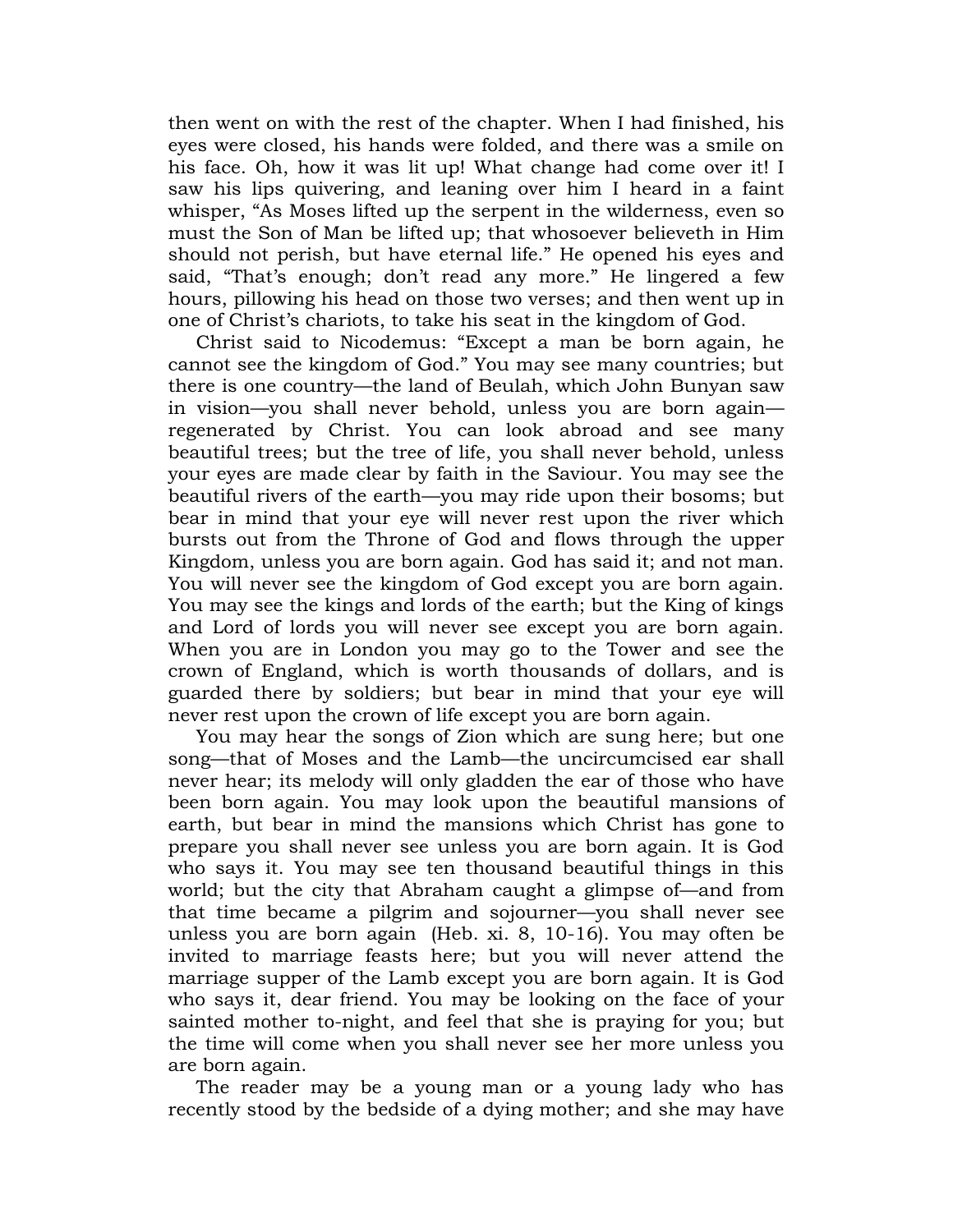then went on with the rest of the chapter. When I had finished, his eyes were closed, his hands were folded, and there was a smile on his face. Oh, how it was lit up! What change had come over it! I saw his lips quivering, and leaning over him I heard in a faint whisper, "As Moses lifted up the serpent in the wilderness, even so must the Son of Man be lifted up; that whosoever believeth in Him should not perish, but have eternal life." He opened his eyes and said, "That's enough; don't read any more." He lingered a few hours, pillowing his head on those two verses; and then went up in one of Christ's chariots, to take his seat in the kingdom of God.

Christ said to Nicodemus: "Except a man be born again, he cannot see the kingdom of God." You may see many countries; but there is one country—the land of Beulah, which John Bunyan saw in vision—you shall never behold, unless you are born again—regenerated by Christ. You can look abroad and see many beautiful trees; but the tree of life, you shall never behold, unless your eyes are made clear by faith in the Saviour. You may see the beautiful rivers of the earth—you may ride upon their bosoms; but bear in mind that your eye will never rest upon the river which bursts out from the Throne of God and flows through the upper Kingdom, unless you are born again. God has said it; and not man. You will never see the kingdom of God except you are born again. You may see the kings and lords of the earth; but the King of kings and Lord of lords you will never see except you are born again. When you are in London you may go to the Tower and see the crown of England, which is worth thousands of dollars, and is guarded there by soldiers; but bear in mind that your eye will never rest upon the crown of life except you are born again.

You may hear the songs of Zion which are sung here; but one song—that of Moses and the Lamb—the uncircumcised ear shall never hear; its melody will only gladden the ear of those who have been born again. You may look upon the beautiful mansions of earth, but bear in mind the mansions which Christ has gone to prepare you shall never see unless you are born again. It is God who says it. You may see ten thousand beautiful things in this world; but the city that Abraham caught a glimpse of—and from that time became a pilgrim and sojourner—you shall never see unless you are born again (Heb. xi. 8, 10-16). You may often be invited to marriage feasts here; but you will never attend the marriage supper of the Lamb except you are born again. It is God who says it, dear friend. You may be looking on the face of your sainted mother to-night, and feel that she is praying for you; but the time will come when you shall never see her more unless you are born again.

The reader may be a young man or a young lady who has recently stood by the bedside of a dying mother; and she may have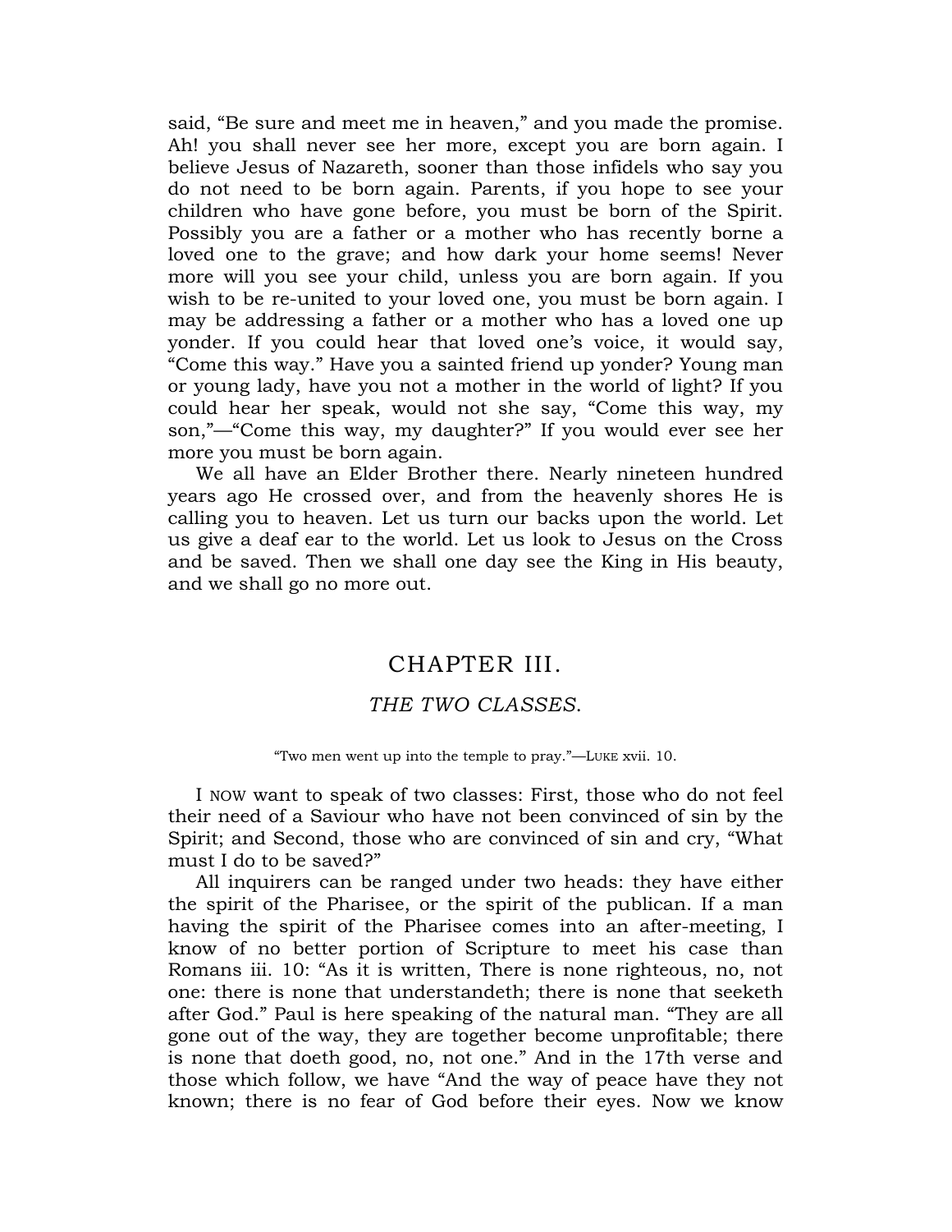said, "Be sure and meet me in heaven," and you made the promise. Ah! you shall never see her more, except you are born again. I believe Jesus of Nazareth, sooner than those infidels who say you do not need to be born again. Parents, if you hope to see your children who have gone before, you must be born of the Spirit. Possibly you are a father or a mother who has recently borne a loved one to the grave; and how dark your home seems! Never more will you see your child, unless you are born again. If you wish to be re-united to your loved one, you must be born again. I may be addressing a father or a mother who has a loved one up yonder. If you could hear that loved one's voice, it would say, "Come this way." Have you a sainted friend up yonder? Young man or young lady, have you not a mother in the world of light? If you could hear her speak, would not she say, "Come this way, my son,"—"Come this way, my daughter?" If you would ever see her more you must be born again.

We all have an Elder Brother there. Nearly nineteen hundred years ago He crossed over, and from the heavenly shores He is calling you to heaven. Let us turn our backs upon the world. Let us give a deaf ear to the world. Let us look to Jesus on the Cross and be saved. Then we shall one day see the King in His beauty, and we shall go no more out.

## CHAPTER III.

### *THE TWO CLASSES*.

"Two men went up into the temple to pray."—LUKE xvii. 10.

I NOW want to speak of two classes: First, those who do not feel their need of a Saviour who have not been convinced of sin by the Spirit; and Second, those who are convinced of sin and cry, "What must I do to be saved?"

All inquirers can be ranged under two heads: they have either the spirit of the Pharisee, or the spirit of the publican. If a man having the spirit of the Pharisee comes into an after-meeting, I know of no better portion of Scripture to meet his case than Romans iii. 10: "As it is written, There is none righteous, no, not one: there is none that understandeth; there is none that seeketh after God." Paul is here speaking of the natural man. "They are all gone out of the way, they are together become unprofitable; there is none that doeth good, no, not one." And in the 17th verse and those which follow, we have "And the way of peace have they not known; there is no fear of God before their eyes. Now we know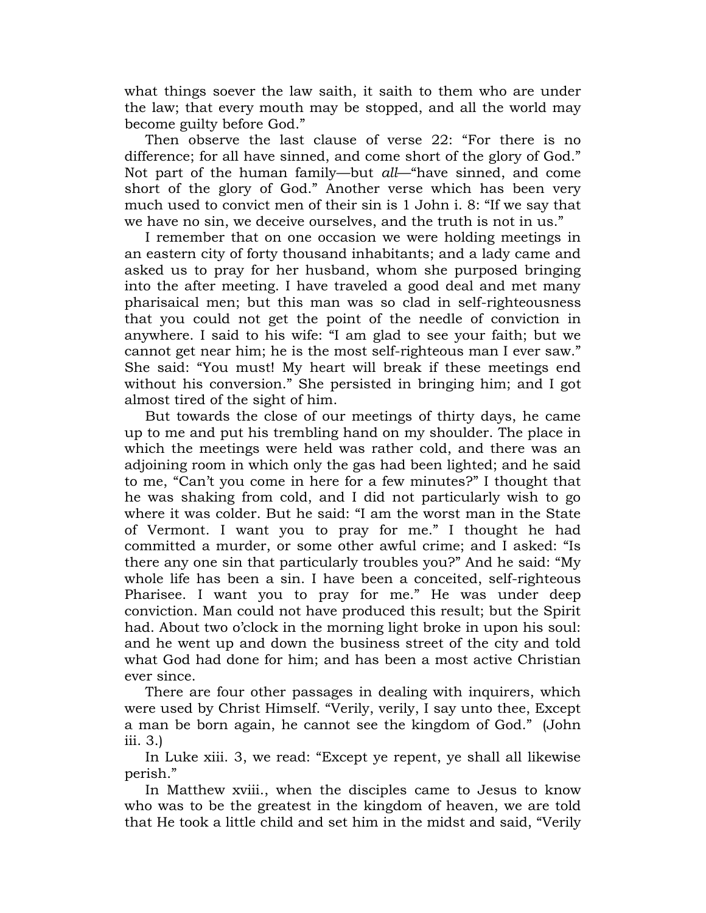what things soever the law saith, it saith to them who are under the law; that every mouth may be stopped, and all the world may become guilty before God."

Then observe the last clause of verse 22: "For there is no difference; for all have sinned, and come short of the glory of God." Not part of the human family—but *all*—"have sinned, and come short of the glory of God." Another verse which has been very much used to convict men of their sin is 1 John i. 8: "If we say that we have no sin, we deceive ourselves, and the truth is not in us."

I remember that on one occasion we were holding meetings in an eastern city of forty thousand inhabitants; and a lady came and asked us to pray for her husband, whom she purposed bringing into the after meeting. I have traveled a good deal and met many pharisaical men; but this man was so clad in self-righteousness that you could not get the point of the needle of conviction in anywhere. I said to his wife: "I am glad to see your faith; but we cannot get near him; he is the most self-righteous man I ever saw." She said: "You must! My heart will break if these meetings end without his conversion." She persisted in bringing him; and I got almost tired of the sight of him.

But towards the close of our meetings of thirty days, he came up to me and put his trembling hand on my shoulder. The place in which the meetings were held was rather cold, and there was an adjoining room in which only the gas had been lighted; and he said to me, "Can't you come in here for a few minutes?" I thought that he was shaking from cold, and I did not particularly wish to go where it was colder. But he said: "I am the worst man in the State of Vermont. I want you to pray for me." I thought he had committed a murder, or some other awful crime; and I asked: "Is there any one sin that particularly troubles you?" And he said: "My whole life has been a sin. I have been a conceited, self-righteous Pharisee. I want you to pray for me." He was under deep conviction. Man could not have produced this result; but the Spirit had. About two o'clock in the morning light broke in upon his soul: and he went up and down the business street of the city and told what God had done for him; and has been a most active Christian ever since.

There are four other passages in dealing with inquirers, which were used by Christ Himself. "Verily, verily, I say unto thee, Except a man be born again, he cannot see the kingdom of God." (John iii. 3.)

In Luke xiii. 3, we read: "Except ye repent, ye shall all likewise perish."

In Matthew xviii., when the disciples came to Jesus to know who was to be the greatest in the kingdom of heaven, we are told that He took a little child and set him in the midst and said, "Verily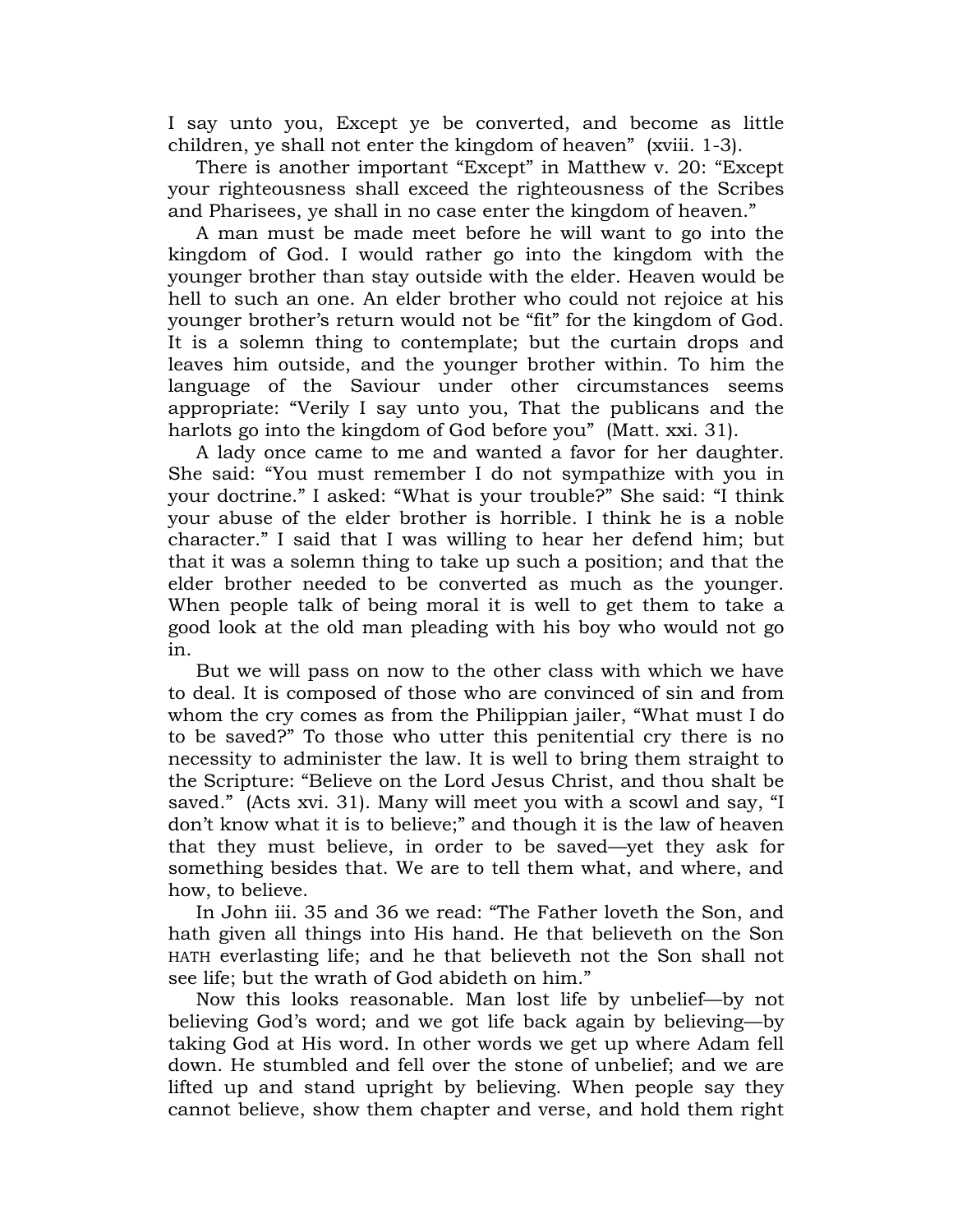I say unto you, Except ye be converted, and become as little children, ye shall not enter the kingdom of heaven" (xviii. 1-3).

There is another important "Except" in Matthew v. 20: "Except your righteousness shall exceed the righteousness of the Scribes and Pharisees, ye shall in no case enter the kingdom of heaven."

A man must be made meet before he will want to go into the kingdom of God. I would rather go into the kingdom with the younger brother than stay outside with the elder. Heaven would be hell to such an one. An elder brother who could not rejoice at his younger brother's return would not be "fit" for the kingdom of God. It is a solemn thing to contemplate; but the curtain drops and leaves him outside, and the younger brother within. To him the language of the Saviour under other circumstances seems appropriate: "Verily I say unto you, That the publicans and the harlots go into the kingdom of God before you" (Matt. xxi. 31).

A lady once came to me and wanted a favor for her daughter. She said: "You must remember I do not sympathize with you in your doctrine." I asked: "What is your trouble?" She said: "I think your abuse of the elder brother is horrible. I think he is a noble character." I said that I was willing to hear her defend him; but that it was a solemn thing to take up such a position; and that the elder brother needed to be converted as much as the younger. When people talk of being moral it is well to get them to take a good look at the old man pleading with his boy who would not go in.

But we will pass on now to the other class with which we have to deal. It is composed of those who are convinced of sin and from whom the cry comes as from the Philippian jailer, "What must I do to be saved?" To those who utter this penitential cry there is no necessity to administer the law. It is well to bring them straight to the Scripture: "Believe on the Lord Jesus Christ, and thou shalt be saved." (Acts xvi. 31). Many will meet you with a scowl and say, "I don't know what it is to believe;" and though it is the law of heaven that they must believe, in order to be saved—yet they ask for something besides that. We are to tell them what, and where, and how, to believe.

In John iii. 35 and 36 we read: "The Father loveth the Son, and hath given all things into His hand. He that believeth on the Son HATH everlasting life; and he that believeth not the Son shall not see life; but the wrath of God abideth on him."

Now this looks reasonable. Man lost life by unbelief—by not believing God's word; and we got life back again by believing—by taking God at His word. In other words we get up where Adam fell down. He stumbled and fell over the stone of unbelief; and we are lifted up and stand upright by believing. When people say they cannot believe, show them chapter and verse, and hold them right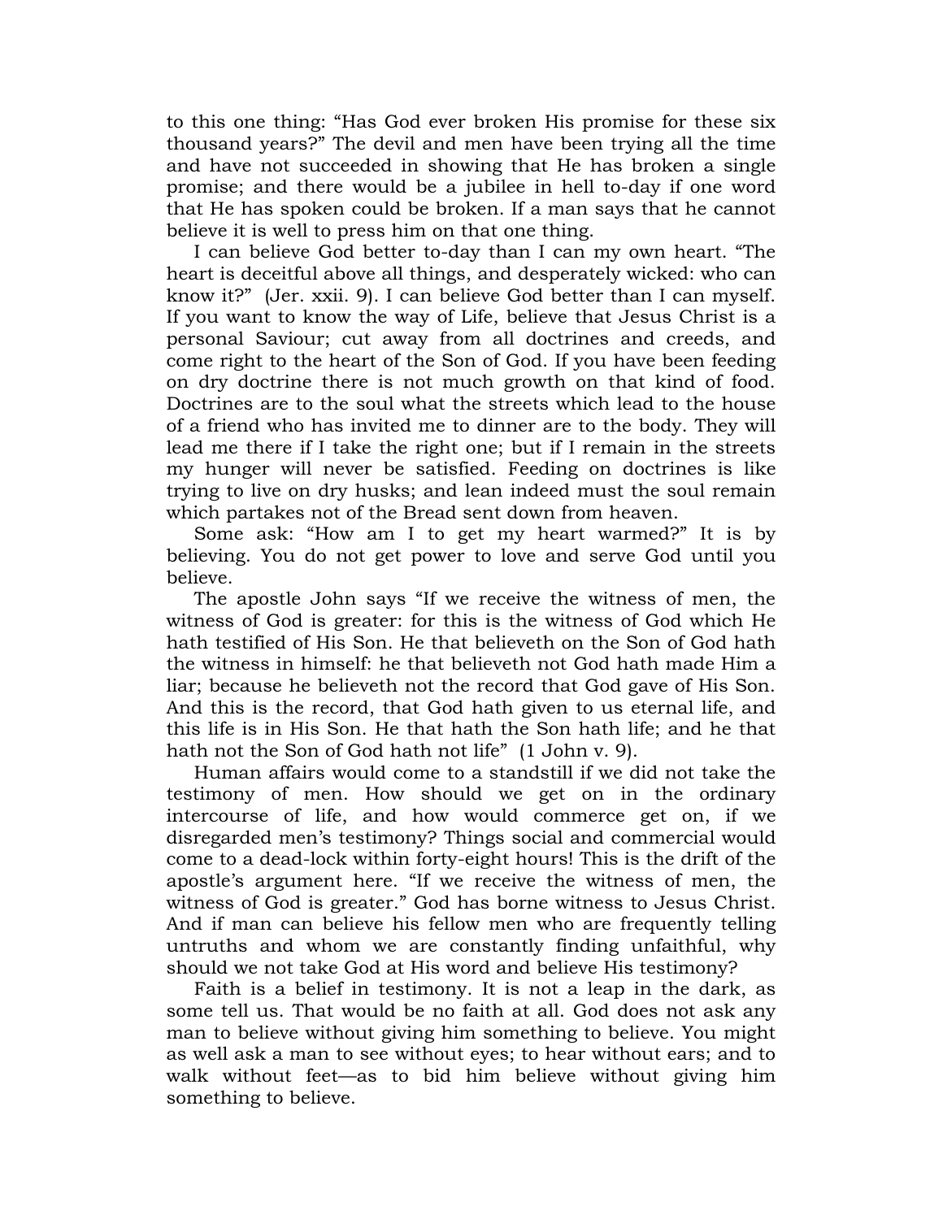to this one thing: "Has God ever broken His promise for these six thousand years?" The devil and men have been trying all the time and have not succeeded in showing that He has broken a single promise; and there would be a jubilee in hell to-day if one word that He has spoken could be broken. If a man says that he cannot believe it is well to press him on that one thing.

I can believe God better to-day than I can my own heart. "The heart is deceitful above all things, and desperately wicked: who can know it?" (Jer. xxii. 9). I can believe God better than I can myself. If you want to know the way of Life, believe that Jesus Christ is a personal Saviour; cut away from all doctrines and creeds, and come right to the heart of the Son of God. If you have been feeding on dry doctrine there is not much growth on that kind of food. Doctrines are to the soul what the streets which lead to the house of a friend who has invited me to dinner are to the body. They will lead me there if I take the right one; but if I remain in the streets my hunger will never be satisfied. Feeding on doctrines is like trying to live on dry husks; and lean indeed must the soul remain which partakes not of the Bread sent down from heaven.

Some ask: "How am I to get my heart warmed?" It is by believing. You do not get power to love and serve God until you believe.

The apostle John says "If we receive the witness of men, the witness of God is greater: for this is the witness of God which He hath testified of His Son. He that believeth on the Son of God hath the witness in himself: he that believeth not God hath made Him a liar; because he believeth not the record that God gave of His Son. And this is the record, that God hath given to us eternal life, and this life is in His Son. He that hath the Son hath life; and he that hath not the Son of God hath not life" (1 John v. 9).

Human affairs would come to a standstill if we did not take the testimony of men. How should we get on in the ordinary intercourse of life, and how would commerce get on, if we disregarded men's testimony? Things social and commercial would come to a dead-lock within forty-eight hours! This is the drift of the apostle's argument here. "If we receive the witness of men, the witness of God is greater." God has borne witness to Jesus Christ. And if man can believe his fellow men who are frequently telling untruths and whom we are constantly finding unfaithful, why should we not take God at His word and believe His testimony?

Faith is a belief in testimony. It is not a leap in the dark, as some tell us. That would be no faith at all. God does not ask any man to believe without giving him something to believe. You might as well ask a man to see without eyes; to hear without ears; and to walk without feet—as to bid him believe without giving him something to believe.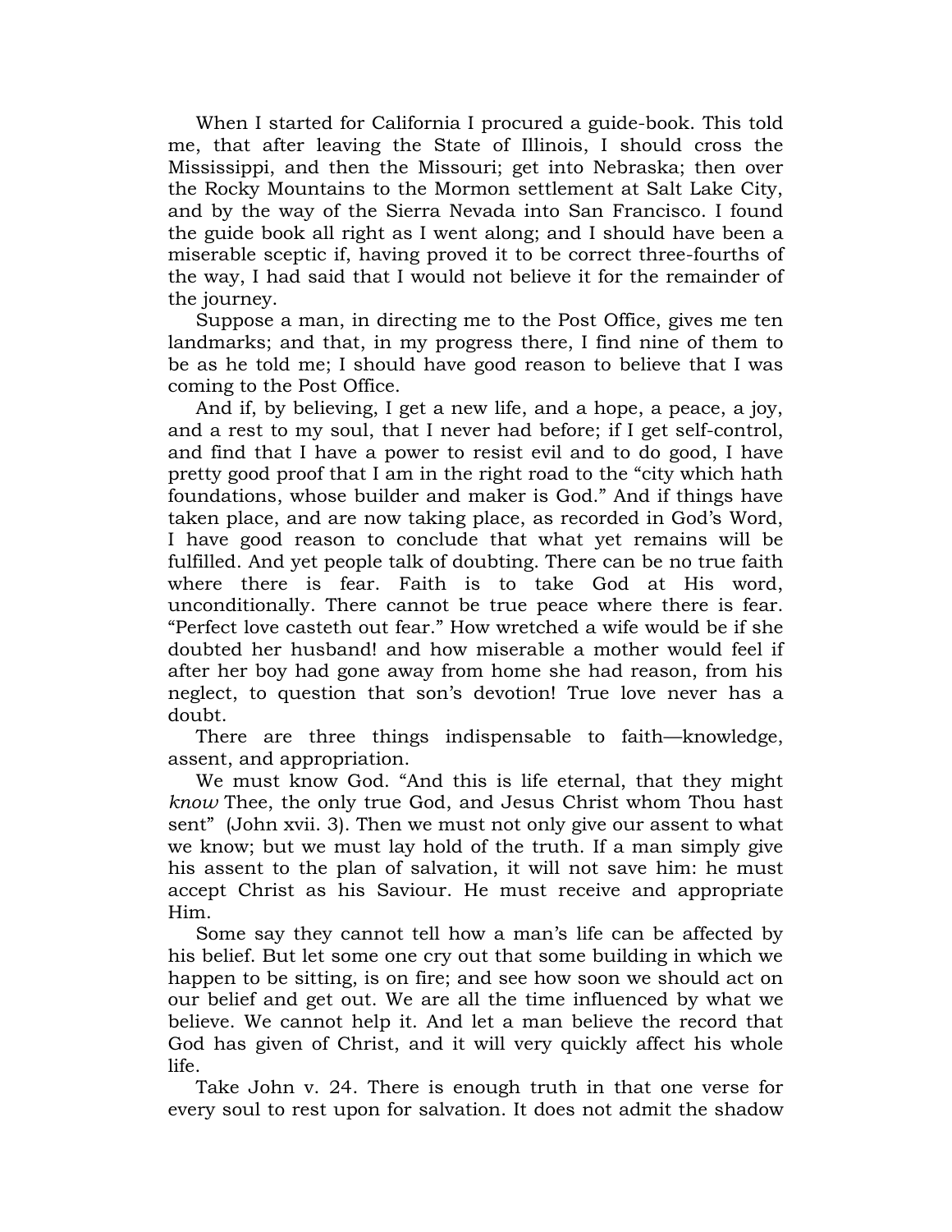When I started for California I procured a guide-book. This told me, that after leaving the State of Illinois, I should cross the Mississippi, and then the Missouri; get into Nebraska; then over the Rocky Mountains to the Mormon settlement at Salt Lake City, and by the way of the Sierra Nevada into San Francisco. I found the guide book all right as I went along; and I should have been a miserable sceptic if, having proved it to be correct three-fourths of the way, I had said that I would not believe it for the remainder of the journey.

Suppose a man, in directing me to the Post Office, gives me ten landmarks; and that, in my progress there, I find nine of them to be as he told me; I should have good reason to believe that I was coming to the Post Office.

And if, by believing, I get a new life, and a hope, a peace, a joy, and a rest to my soul, that I never had before; if I get self-control, and find that I have a power to resist evil and to do good, I have pretty good proof that I am in the right road to the "city which hath foundations, whose builder and maker is God." And if things have taken place, and are now taking place, as recorded in God's Word, I have good reason to conclude that what yet remains will be fulfilled. And yet people talk of doubting. There can be no true faith where there is fear. Faith is to take God at His word, unconditionally. There cannot be true peace where there is fear. "Perfect love casteth out fear." How wretched a wife would be if she doubted her husband! and how miserable a mother would feel if after her boy had gone away from home she had reason, from his neglect, to question that son's devotion! True love never has a doubt.

There are three things indispensable to faith—knowledge, assent, and appropriation.

We must know God. "And this is life eternal, that they might *know* Thee, the only true God, and Jesus Christ whom Thou hast sent" (John xvii. 3). Then we must not only give our assent to what we know; but we must lay hold of the truth. If a man simply give his assent to the plan of salvation, it will not save him: he must accept Christ as his Saviour. He must receive and appropriate Him.

Some say they cannot tell how a man's life can be affected by his belief. But let some one cry out that some building in which we happen to be sitting, is on fire; and see how soon we should act on our belief and get out. We are all the time influenced by what we believe. We cannot help it. And let a man believe the record that God has given of Christ, and it will very quickly affect his whole life.

Take John v. 24. There is enough truth in that one verse for every soul to rest upon for salvation. It does not admit the shadow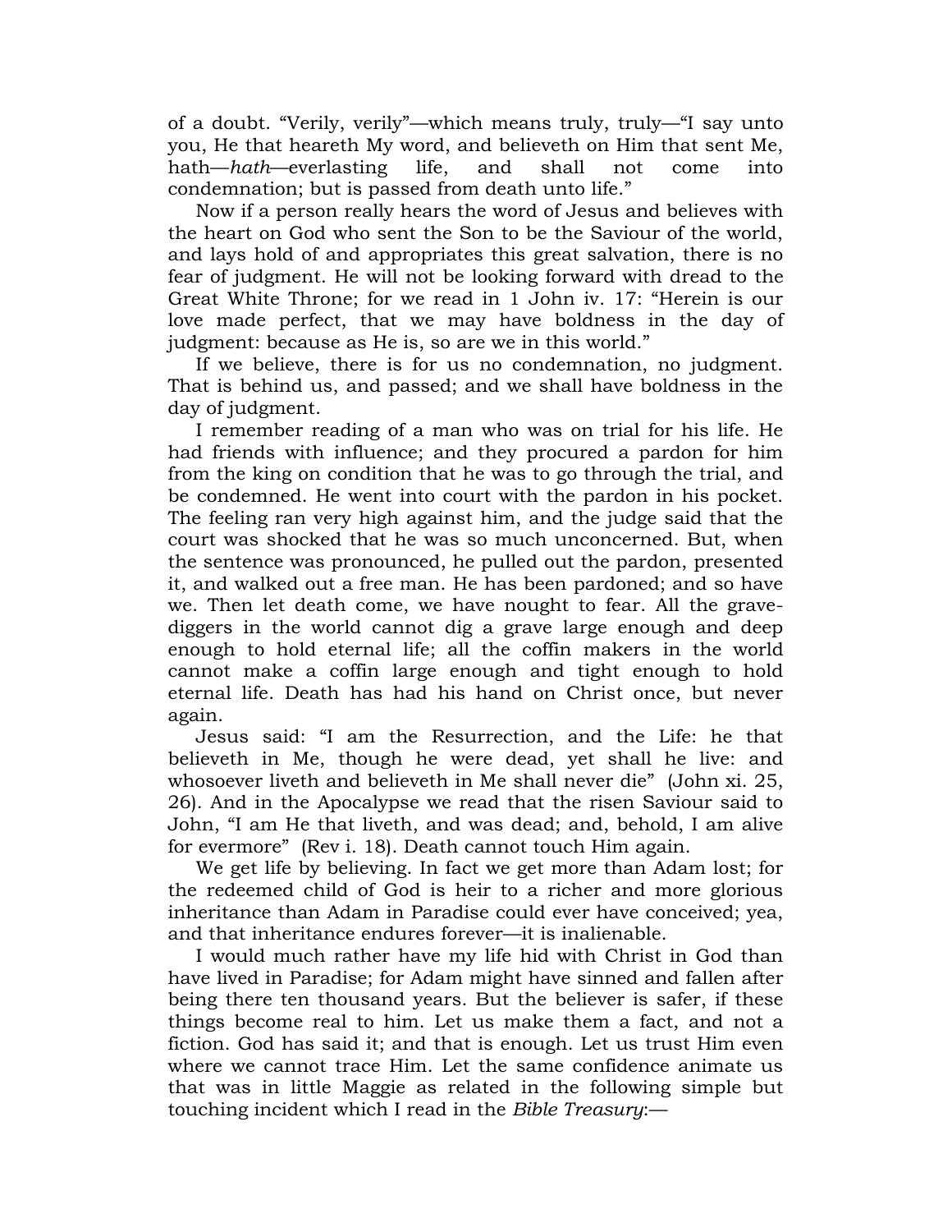of a doubt. "Verily, verily"—which means truly, truly—"I say unto you, He that heareth My word, and believeth on Him that sent Me, hath—*hath*—everlasting life, and shall not come into condemnation; but is passed from death unto life."

Now if a person really hears the word of Jesus and believes with the heart on God who sent the Son to be the Saviour of the world, and lays hold of and appropriates this great salvation, there is no fear of judgment. He will not be looking forward with dread to the Great White Throne; for we read in 1 John iv. 17: "Herein is our love made perfect, that we may have boldness in the day of judgment: because as He is, so are we in this world."

If we believe, there is for us no condemnation, no judgment. That is behind us, and passed; and we shall have boldness in the day of judgment.

I remember reading of a man who was on trial for his life. He had friends with influence; and they procured a pardon for him from the king on condition that he was to go through the trial, and be condemned. He went into court with the pardon in his pocket. The feeling ran very high against him, and the judge said that the court was shocked that he was so much unconcerned. But, when the sentence was pronounced, he pulled out the pardon, presented it, and walked out a free man. He has been pardoned; and so have we. Then let death come, we have nought to fear. All the grave-diggers in the world cannot dig a grave large enough and deep enough to hold eternal life; all the coffin makers in the world cannot make a coffin large enough and tight enough to hold eternal life. Death has had his hand on Christ once, but never again.

Jesus said: "I am the Resurrection, and the Life: he that believeth in Me, though he were dead, yet shall he live: and whosoever liveth and believeth in Me shall never die" (John xi. 25, 26). And in the Apocalypse we read that the risen Saviour said to John, "I am He that liveth, and was dead; and, behold, I am alive for evermore" (Rev i. 18). Death cannot touch Him again.

We get life by believing. In fact we get more than Adam lost; for the redeemed child of God is heir to a richer and more glorious inheritance than Adam in Paradise could ever have conceived; yea, and that inheritance endures forever—it is inalienable.

I would much rather have my life hid with Christ in God than have lived in Paradise; for Adam might have sinned and fallen after being there ten thousand years. But the believer is safer, if these things become real to him. Let us make them a fact, and not a fiction. God has said it; and that is enough. Let us trust Him even where we cannot trace Him. Let the same confidence animate us that was in little Maggie as related in the following simple but touching incident which I read in the *Bible Treasury*:—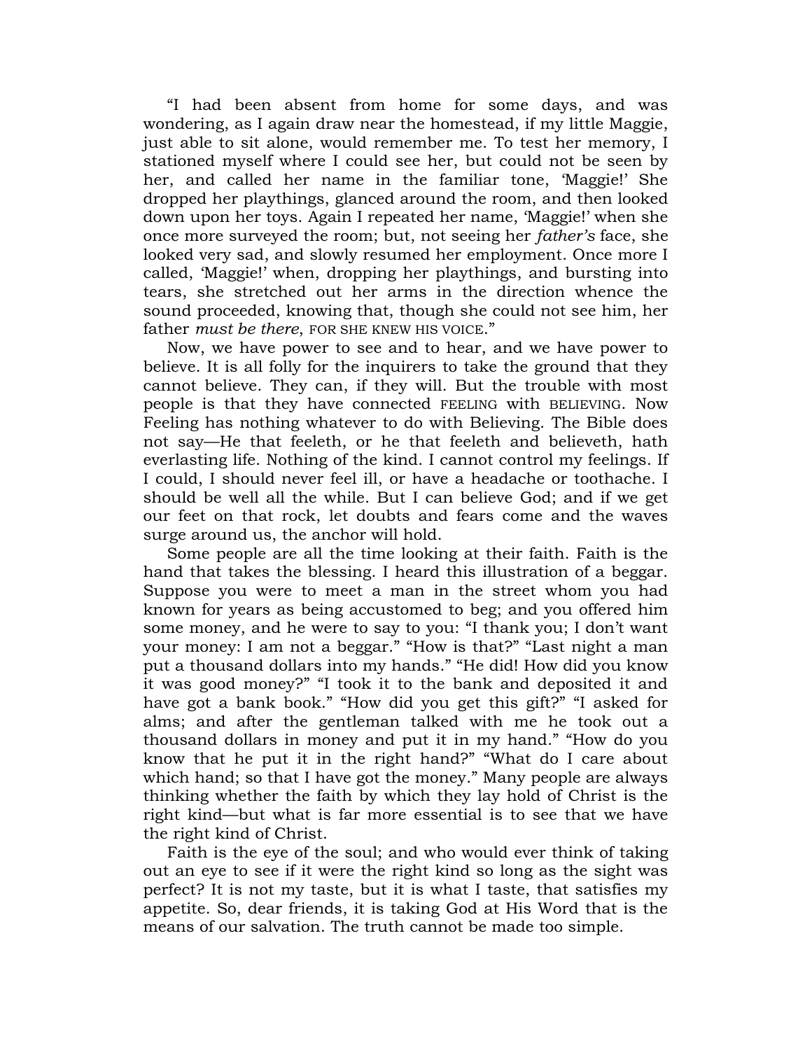"I had been absent from home for some days, and was wondering, as I again draw near the homestead, if my little Maggie, just able to sit alone, would remember me. To test her memory, I stationed myself where I could see her, but could not be seen by her, and called her name in the familiar tone, 'Maggie!' She dropped her playthings, glanced around the room, and then looked down upon her toys. Again I repeated her name, 'Maggie!' when she once more surveyed the room; but, not seeing her *father's* face, she looked very sad, and slowly resumed her employment. Once more I called, 'Maggie!' when, dropping her playthings, and bursting into tears, she stretched out her arms in the direction whence the sound proceeded, knowing that, though she could not see him, her father *must be there*, FOR SHE KNEW HIS VOICE."

Now, we have power to see and to hear, and we have power to believe. It is all folly for the inquirers to take the ground that they cannot believe. They can, if they will. But the trouble with most people is that they have connected FEELING with BELIEVING. Now Feeling has nothing whatever to do with Believing. The Bible does not say—He that feeleth, or he that feeleth and believeth, hath everlasting life. Nothing of the kind. I cannot control my feelings. If I could, I should never feel ill, or have a headache or toothache. I should be well all the while. But I can believe God; and if we get our feet on that rock, let doubts and fears come and the waves surge around us, the anchor will hold.

Some people are all the time looking at their faith. Faith is the hand that takes the blessing. I heard this illustration of a beggar. Suppose you were to meet a man in the street whom you had known for years as being accustomed to beg; and you offered him some money, and he were to say to you: "I thank you; I don't want your money: I am not a beggar." "How is that?" "Last night a man put a thousand dollars into my hands." "He did! How did you know it was good money?" "I took it to the bank and deposited it and have got a bank book." "How did you get this gift?" "I asked for alms; and after the gentleman talked with me he took out a thousand dollars in money and put it in my hand." "How do you know that he put it in the right hand?" "What do I care about which hand; so that I have got the money." Many people are always thinking whether the faith by which they lay hold of Christ is the right kind—but what is far more essential is to see that we have the right kind of Christ.

Faith is the eye of the soul; and who would ever think of taking out an eye to see if it were the right kind so long as the sight was perfect? It is not my taste, but it is what I taste, that satisfies my appetite. So, dear friends, it is taking God at His Word that is the means of our salvation. The truth cannot be made too simple.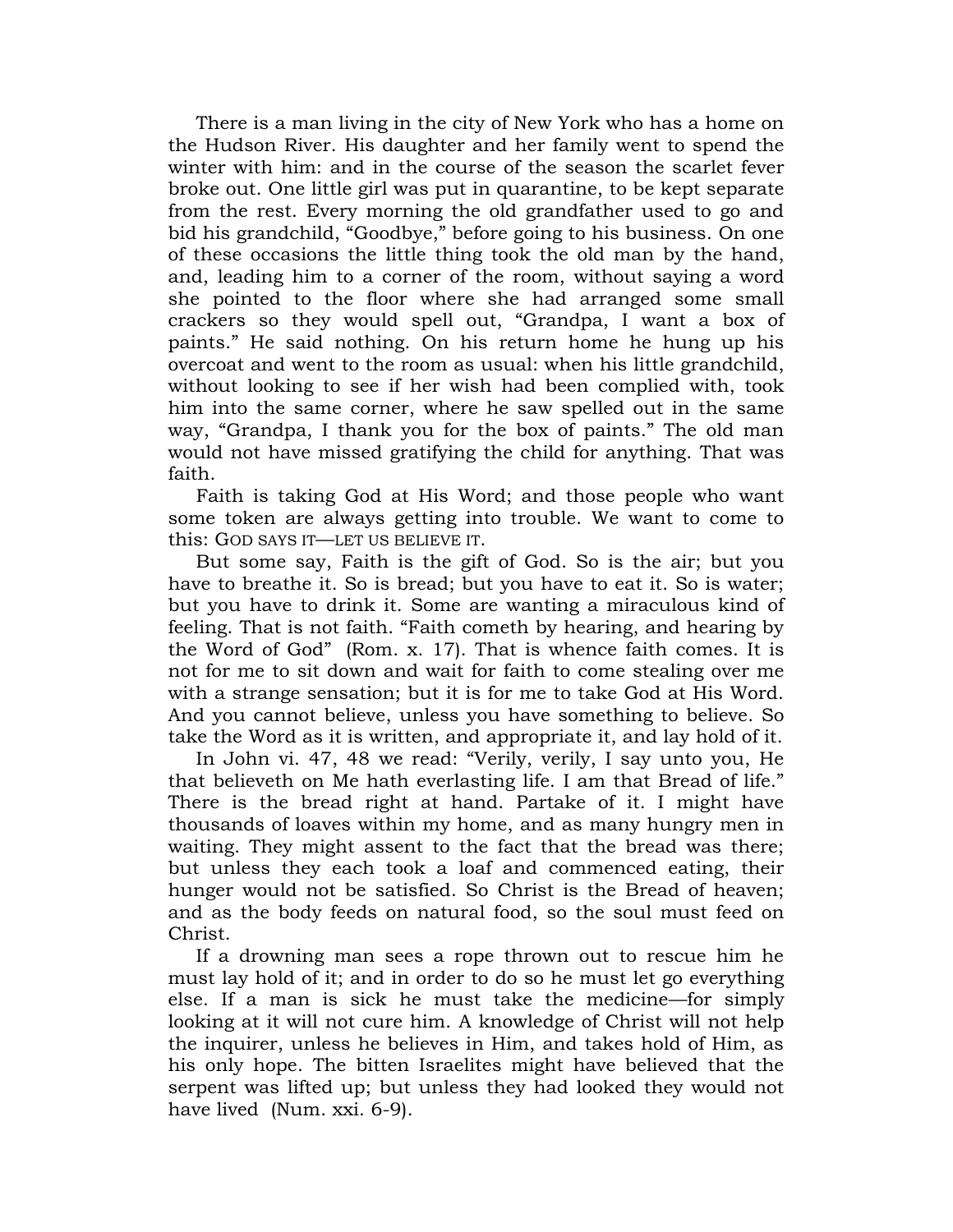There is a man living in the city of New York who has a home on the Hudson River. His daughter and her family went to spend the winter with him: and in the course of the season the scarlet fever broke out. One little girl was put in quarantine, to be kept separate from the rest. Every morning the old grandfather used to go and bid his grandchild, "Goodbye," before going to his business. On one of these occasions the little thing took the old man by the hand, and, leading him to a corner of the room, without saying a word she pointed to the floor where she had arranged some small crackers so they would spell out, "Grandpa, I want a box of paints." He said nothing. On his return home he hung up his overcoat and went to the room as usual: when his little grandchild, without looking to see if her wish had been complied with, took him into the same corner, where he saw spelled out in the same way, "Grandpa, I thank you for the box of paints." The old man would not have missed gratifying the child for anything. That was faith.

Faith is taking God at His Word; and those people who want some token are always getting into trouble. We want to come to this: GOD SAYS IT—LET US BELIEVE IT.

But some say, Faith is the gift of God. So is the air; but you have to breathe it. So is bread; but you have to eat it. So is water; but you have to drink it. Some are wanting a miraculous kind of feeling. That is not faith. "Faith cometh by hearing, and hearing by the Word of God" (Rom. x. 17). That is whence faith comes. It is not for me to sit down and wait for faith to come stealing over me with a strange sensation; but it is for me to take God at His Word. And you cannot believe, unless you have something to believe. So take the Word as it is written, and appropriate it, and lay hold of it.

In John vi. 47, 48 we read: "Verily, verily, I say unto you, He that believeth on Me hath everlasting life. I am that Bread of life." There is the bread right at hand. Partake of it. I might have thousands of loaves within my home, and as many hungry men in waiting. They might assent to the fact that the bread was there; but unless they each took a loaf and commenced eating, their hunger would not be satisfied. So Christ is the Bread of heaven; and as the body feeds on natural food, so the soul must feed on Christ.

If a drowning man sees a rope thrown out to rescue him he must lay hold of it; and in order to do so he must let go everything else. If a man is sick he must take the medicine—for simply looking at it will not cure him. A knowledge of Christ will not help the inquirer, unless he believes in Him, and takes hold of Him, as his only hope. The bitten Israelites might have believed that the serpent was lifted up; but unless they had looked they would not have lived (Num. xxi. 6-9).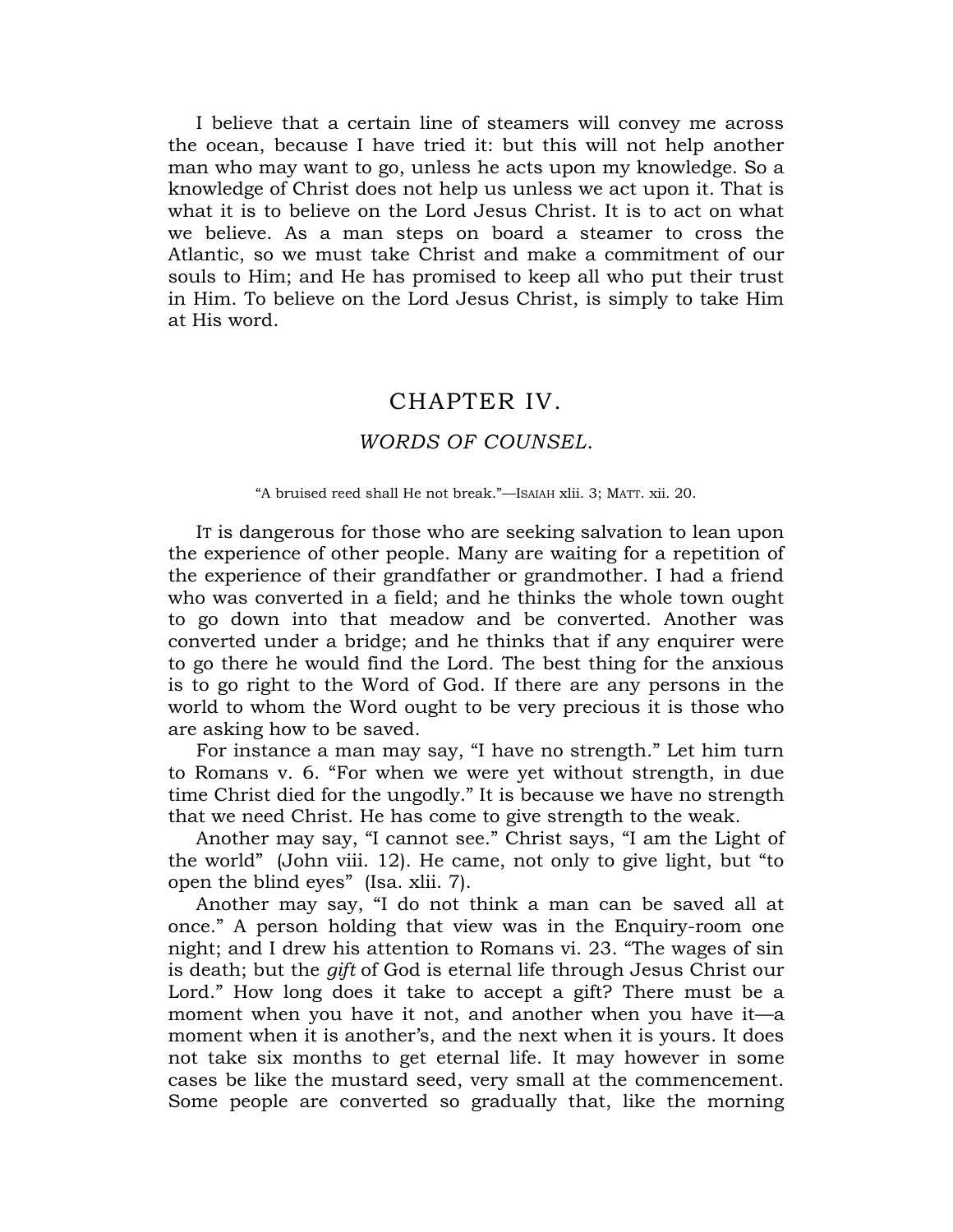I believe that a certain line of steamers will convey me across the ocean, because I have tried it: but this will not help another man who may want to go, unless he acts upon my knowledge. So a knowledge of Christ does not help us unless we act upon it. That is what it is to believe on the Lord Jesus Christ. It is to act on what we believe. As a man steps on board a steamer to cross the Atlantic, so we must take Christ and make a commitment of our souls to Him; and He has promised to keep all who put their trust in Him. To believe on the Lord Jesus Christ, is simply to take Him at His word.

## CHAPTER IV.

### *WORDS OF COUNSEL.*

"A bruised reed shall He not break."—ISAIAH xlii. 3; MATT. xii. 20.

IT is dangerous for those who are seeking salvation to lean upon the experience of other people. Many are waiting for a repetition of the experience of their grandfather or grandmother. I had a friend who was converted in a field; and he thinks the whole town ought to go down into that meadow and be converted. Another was converted under a bridge; and he thinks that if any enquirer were to go there he would find the Lord. The best thing for the anxious is to go right to the Word of God. If there are any persons in the world to whom the Word ought to be very precious it is those who are asking how to be saved.

For instance a man may say, "I have no strength." Let him turn to Romans v. 6. "For when we were yet without strength, in due time Christ died for the ungodly." It is because we have no strength that we need Christ. He has come to give strength to the weak.

Another may say, "I cannot see." Christ says, "I am the Light of the world" (John viii. 12). He came, not only to give light, but "to open the blind eyes" (Isa. xlii. 7).

Another may say, "I do not think a man can be saved all at once." A person holding that view was in the Enquiry-room one night; and I drew his attention to Romans vi. 23. "The wages of sin is death; but the *gift* of God is eternal life through Jesus Christ our Lord." How long does it take to accept a gift? There must be a moment when you have it not, and another when you have it—a moment when it is another's, and the next when it is yours. It does not take six months to get eternal life. It may however in some cases be like the mustard seed, very small at the commencement. Some people are converted so gradually that, like the morning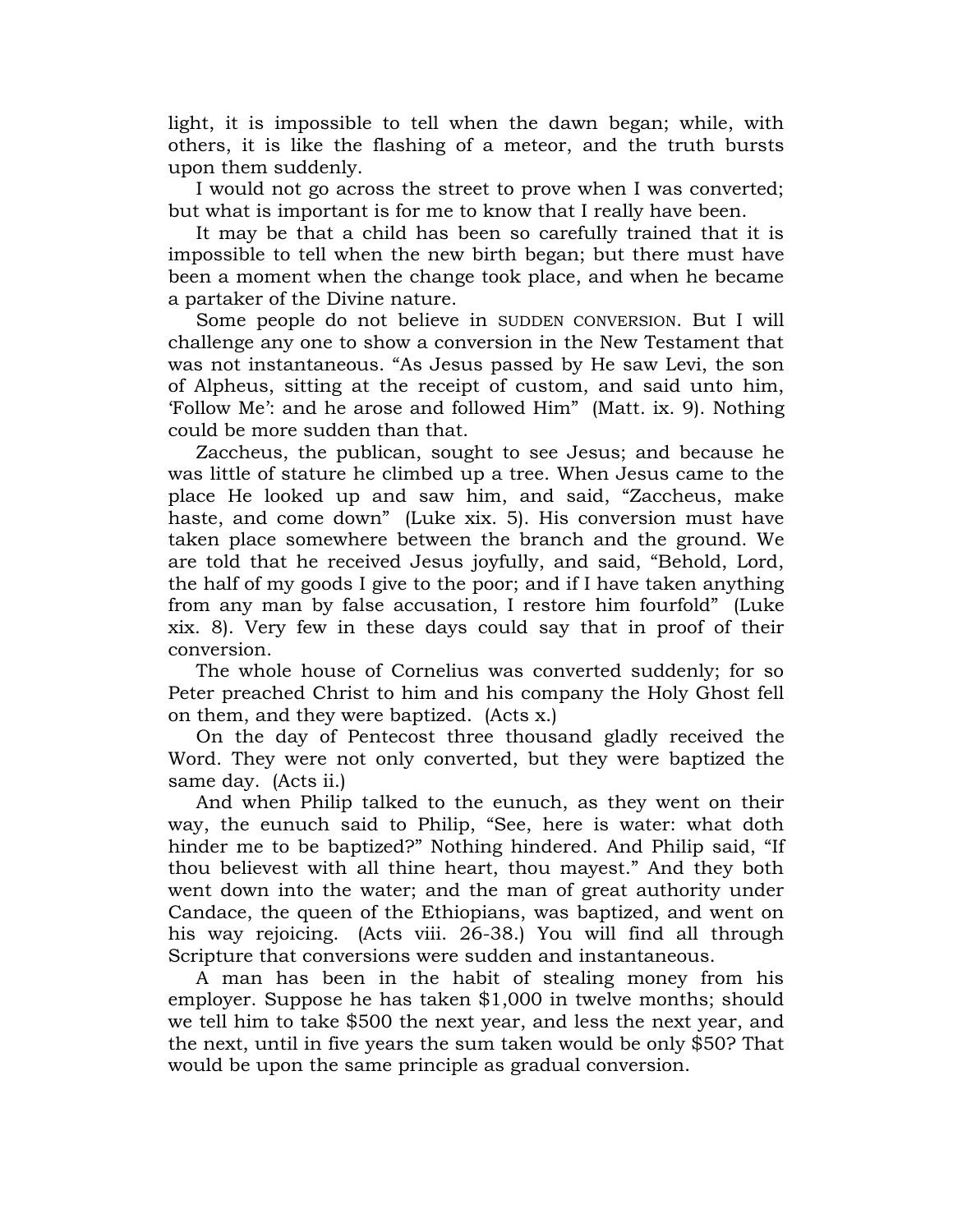light, it is impossible to tell when the dawn began; while, with others, it is like the flashing of a meteor, and the truth bursts upon them suddenly.

I would not go across the street to prove when I was converted; but what is important is for me to know that I really have been.

It may be that a child has been so carefully trained that it is impossible to tell when the new birth began; but there must have been a moment when the change took place, and when he became a partaker of the Divine nature.

Some people do not believe in SUDDEN CONVERSION. But I will challenge any one to show a conversion in the New Testament that was not instantaneous. "As Jesus passed by He saw Levi, the son of Alpheus, sitting at the receipt of custom, and said unto him, 'Follow Me': and he arose and followed Him" (Matt. ix. 9). Nothing could be more sudden than that.

Zaccheus, the publican, sought to see Jesus; and because he was little of stature he climbed up a tree. When Jesus came to the place He looked up and saw him, and said, "Zaccheus, make haste, and come down" (Luke xix. 5). His conversion must have taken place somewhere between the branch and the ground. We are told that he received Jesus joyfully, and said, "Behold, Lord, the half of my goods I give to the poor; and if I have taken anything from any man by false accusation, I restore him fourfold" (Luke xix. 8). Very few in these days could say that in proof of their conversion.

The whole house of Cornelius was converted suddenly; for so Peter preached Christ to him and his company the Holy Ghost fell on them, and they were baptized. (Acts x.)

On the day of Pentecost three thousand gladly received the Word. They were not only converted, but they were baptized the same day. (Acts ii.)

And when Philip talked to the eunuch, as they went on their way, the eunuch said to Philip, "See, here is water: what doth hinder me to be baptized?" Nothing hindered. And Philip said, "If thou believest with all thine heart, thou mayest." And they both went down into the water; and the man of great authority under Candace, the queen of the Ethiopians, was baptized, and went on his way rejoicing. (Acts viii. 26-38.) You will find all through Scripture that conversions were sudden and instantaneous.

A man has been in the habit of stealing money from his employer. Suppose he has taken $1,000 in twelve months; should we tell him to take $500 the next year, and less the next year, and the next, until in five years the sum taken would be only $50? That would be upon the same principle as gradual conversion.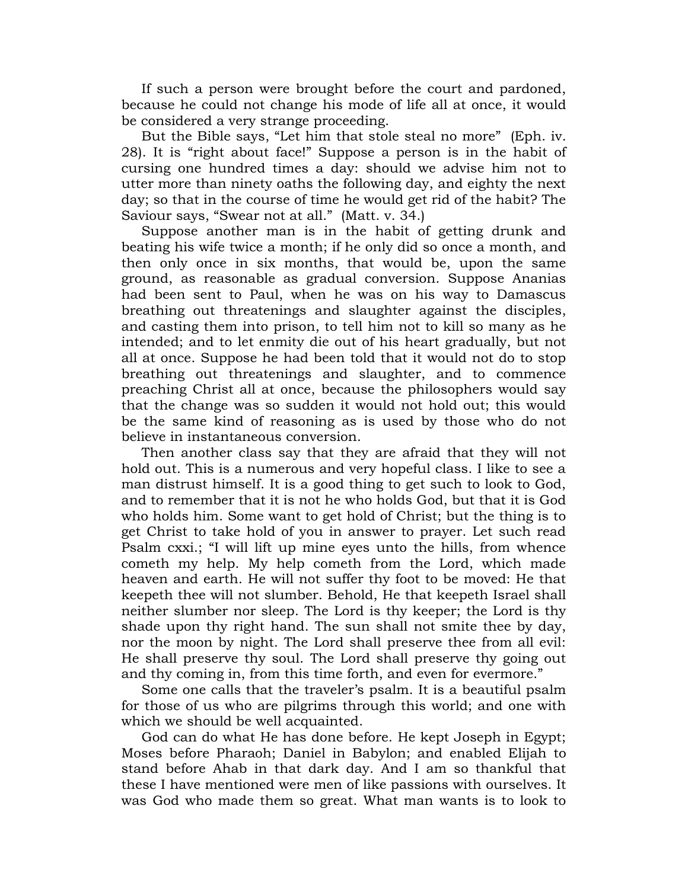If such a person were brought before the court and pardoned, because he could not change his mode of life all at once, it would be considered a very strange proceeding.

But the Bible says, "Let him that stole steal no more" (Eph. iv. 28). It is "right about face!" Suppose a person is in the habit of cursing one hundred times a day: should we advise him not to utter more than ninety oaths the following day, and eighty the next day; so that in the course of time he would get rid of the habit? The Saviour says, "Swear not at all." (Matt. v. 34.)

Suppose another man is in the habit of getting drunk and beating his wife twice a month; if he only did so once a month, and then only once in six months, that would be, upon the same ground, as reasonable as gradual conversion. Suppose Ananias had been sent to Paul, when he was on his way to Damascus breathing out threatenings and slaughter against the disciples, and casting them into prison, to tell him not to kill so many as he intended; and to let enmity die out of his heart gradually, but not all at once. Suppose he had been told that it would not do to stop breathing out threatenings and slaughter, and to commence preaching Christ all at once, because the philosophers would say that the change was so sudden it would not hold out; this would be the same kind of reasoning as is used by those who do not believe in instantaneous conversion.

Then another class say that they are afraid that they will not hold out. This is a numerous and very hopeful class. I like to see a man distrust himself. It is a good thing to get such to look to God, and to remember that it is not he who holds God, but that it is God who holds him. Some want to get hold of Christ; but the thing is to get Christ to take hold of you in answer to prayer. Let such read Psalm cxxi.; "I will lift up mine eyes unto the hills, from whence cometh my help. My help cometh from the Lord, which made heaven and earth. He will not suffer thy foot to be moved: He that keepeth thee will not slumber. Behold, He that keepeth Israel shall neither slumber nor sleep. The Lord is thy keeper; the Lord is thy shade upon thy right hand. The sun shall not smite thee by day, nor the moon by night. The Lord shall preserve thee from all evil: He shall preserve thy soul. The Lord shall preserve thy going out and thy coming in, from this time forth, and even for evermore."

Some one calls that the traveler's psalm. It is a beautiful psalm for those of us who are pilgrims through this world; and one with which we should be well acquainted.

God can do what He has done before. He kept Joseph in Egypt; Moses before Pharaoh; Daniel in Babylon; and enabled Elijah to stand before Ahab in that dark day. And I am so thankful that these I have mentioned were men of like passions with ourselves. It was God who made them so great. What man wants is to look to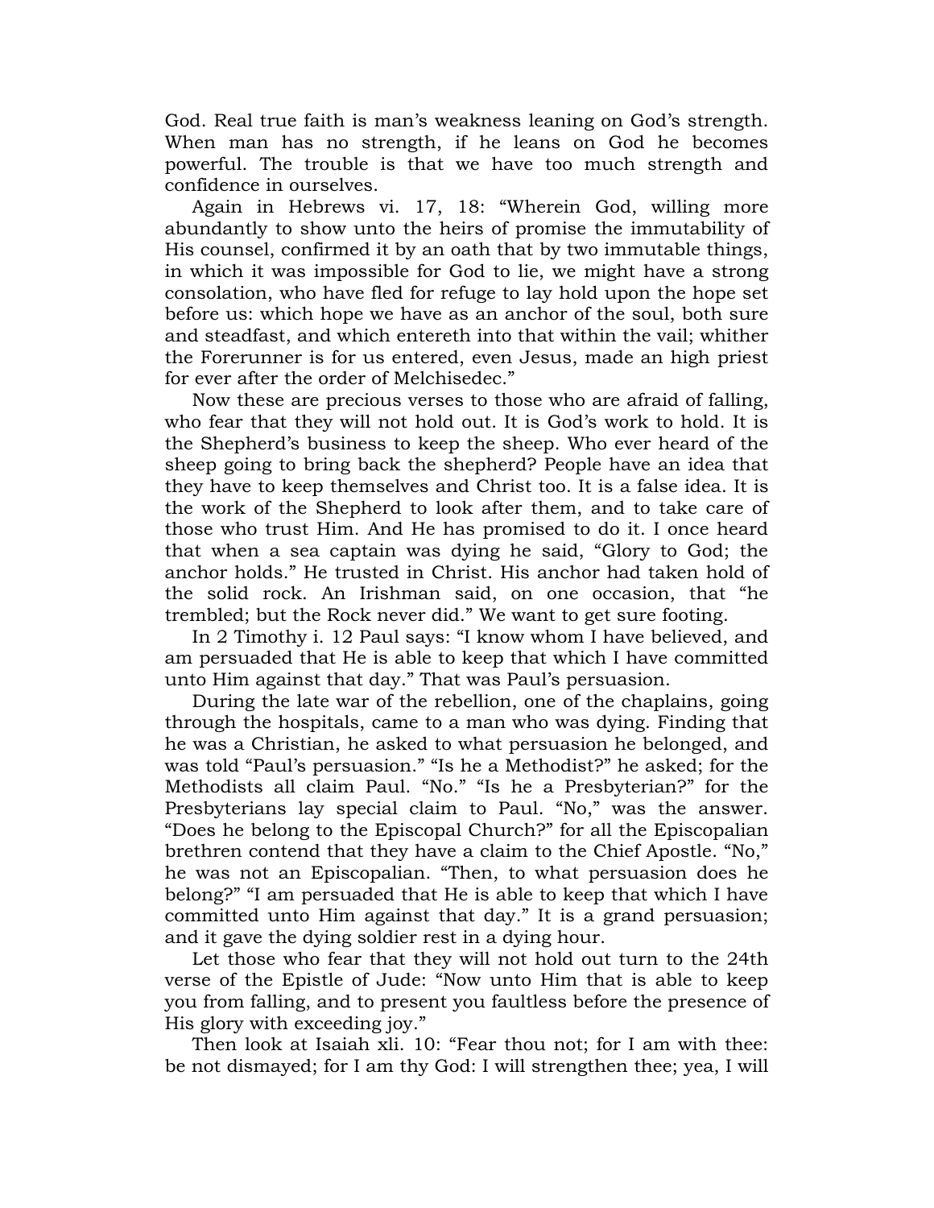God. Real true faith is man's weakness leaning on God's strength. When man has no strength, if he leans on God he becomes powerful. The trouble is that we have too much strength and confidence in ourselves.

Again in Hebrews vi. 17, 18: "Wherein God, willing more abundantly to show unto the heirs of promise the immutability of His counsel, confirmed it by an oath that by two immutable things, in which it was impossible for God to lie, we might have a strong consolation, who have fled for refuge to lay hold upon the hope set before us: which hope we have as an anchor of the soul, both sure and steadfast, and which entereth into that within the vail; whither the Forerunner is for us entered, even Jesus, made an high priest for ever after the order of Melchisedec."

Now these are precious verses to those who are afraid of falling, who fear that they will not hold out. It is God's work to hold. It is the Shepherd's business to keep the sheep. Who ever heard of the sheep going to bring back the shepherd? People have an idea that they have to keep themselves and Christ too. It is a false idea. It is the work of the Shepherd to look after them, and to take care of those who trust Him. And He has promised to do it. I once heard that when a sea captain was dying he said, "Glory to God; the anchor holds." He trusted in Christ. His anchor had taken hold of the solid rock. An Irishman said, on one occasion, that "he trembled; but the Rock never did." We want to get sure footing.

In 2 Timothy i. 12 Paul says: "I know whom I have believed, and am persuaded that He is able to keep that which I have committed unto Him against that day." That was Paul's persuasion.

During the late war of the rebellion, one of the chaplains, going through the hospitals, came to a man who was dying. Finding that he was a Christian, he asked to what persuasion he belonged, and was told "Paul's persuasion." "Is he a Methodist?" he asked; for the Methodists all claim Paul. "No." "Is he a Presbyterian?" for the Presbyterians lay special claim to Paul. "No," was the answer. "Does he belong to the Episcopal Church?" for all the Episcopalian brethren contend that they have a claim to the Chief Apostle. "No," he was not an Episcopalian. "Then, to what persuasion does he belong?" "I am persuaded that He is able to keep that which I have committed unto Him against that day." It is a grand persuasion; and it gave the dying soldier rest in a dying hour.

Let those who fear that they will not hold out turn to the 24th verse of the Epistle of Jude: "Now unto Him that is able to keep you from falling, and to present you faultless before the presence of His glory with exceeding joy."

Then look at Isaiah xli. 10: "Fear thou not; for I am with thee: be not dismayed; for I am thy God: I will strengthen thee; yea, I will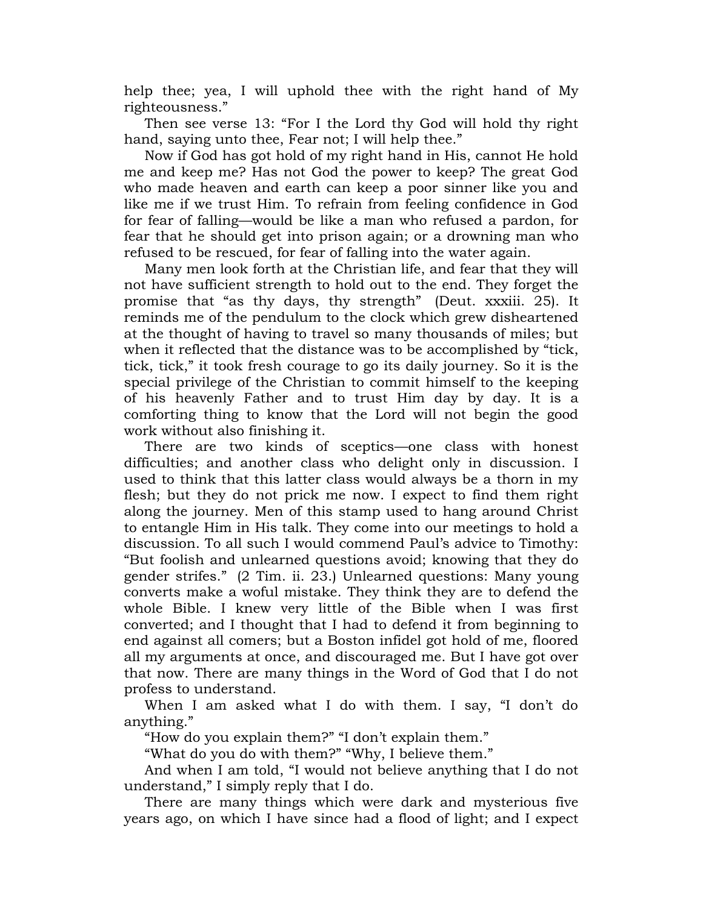help thee; yea, I will uphold thee with the right hand of My righteousness."

Then see verse 13: "For I the Lord thy God will hold thy right hand, saying unto thee, Fear not; I will help thee."

Now if God has got hold of my right hand in His, cannot He hold me and keep me? Has not God the power to keep? The great God who made heaven and earth can keep a poor sinner like you and like me if we trust Him. To refrain from feeling confidence in God for fear of falling—would be like a man who refused a pardon, for fear that he should get into prison again; or a drowning man who refused to be rescued, for fear of falling into the water again.

Many men look forth at the Christian life, and fear that they will not have sufficient strength to hold out to the end. They forget the promise that "as thy days, thy strength" (Deut. xxxiii. 25). It reminds me of the pendulum to the clock which grew disheartened at the thought of having to travel so many thousands of miles; but when it reflected that the distance was to be accomplished by "tick, tick, tick," it took fresh courage to go its daily journey. So it is the special privilege of the Christian to commit himself to the keeping of his heavenly Father and to trust Him day by day. It is a comforting thing to know that the Lord will not begin the good work without also finishing it.

There are two kinds of sceptics—one class with honest difficulties; and another class who delight only in discussion. I used to think that this latter class would always be a thorn in my flesh; but they do not prick me now. I expect to find them right along the journey. Men of this stamp used to hang around Christ to entangle Him in His talk. They come into our meetings to hold a discussion. To all such I would commend Paul's advice to Timothy: "But foolish and unlearned questions avoid; knowing that they do gender strifes." (2 Tim. ii. 23.) Unlearned questions: Many young converts make a woful mistake. They think they are to defend the whole Bible. I knew very little of the Bible when I was first converted; and I thought that I had to defend it from beginning to end against all comers; but a Boston infidel got hold of me, floored all my arguments at once, and discouraged me. But I have got over that now. There are many things in the Word of God that I do not profess to understand.

When I am asked what I do with them. I say, "I don't do anything."

"How do you explain them?" "I don't explain them."

"What do you do with them?" "Why, I believe them."

And when I am told, "I would not believe anything that I do not understand," I simply reply that I do.

There are many things which were dark and mysterious five years ago, on which I have since had a flood of light; and I expect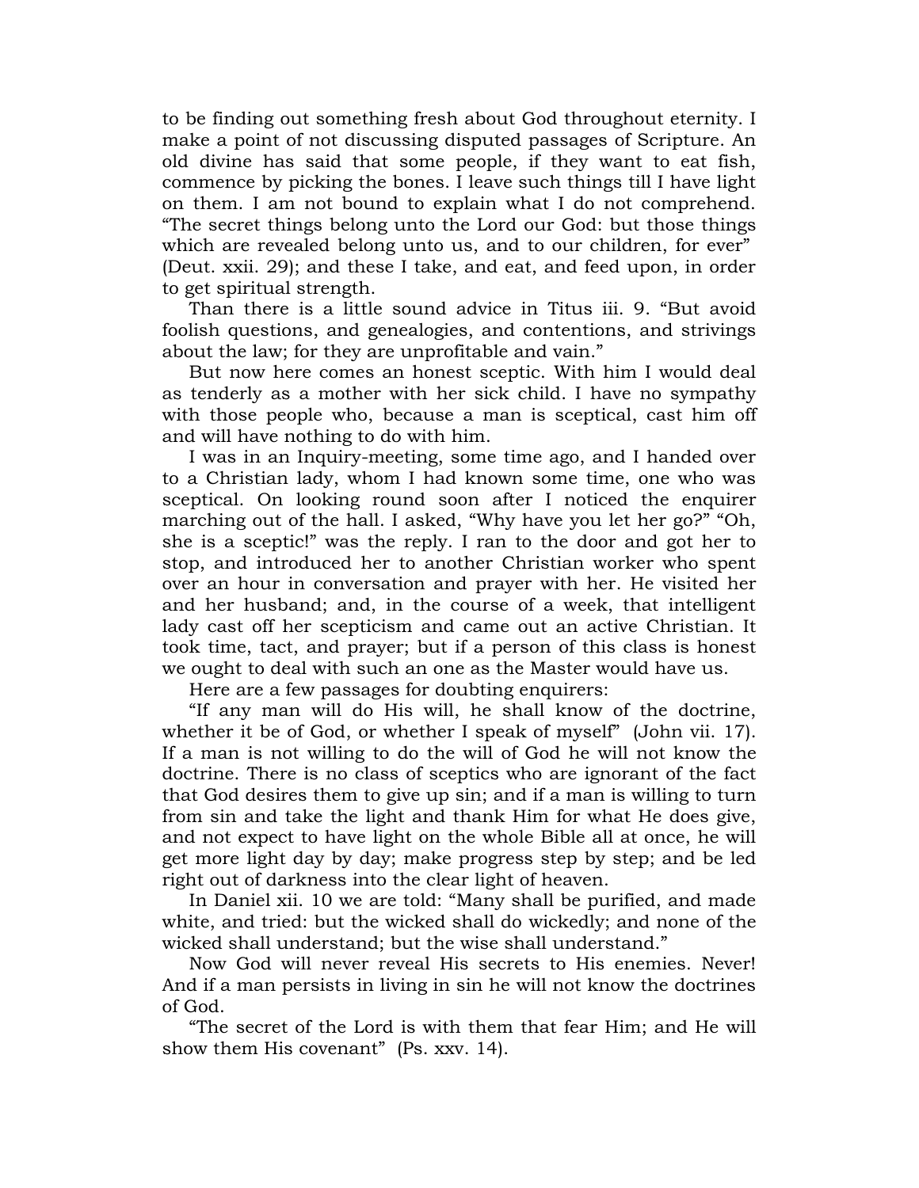to be finding out something fresh about God throughout eternity. I make a point of not discussing disputed passages of Scripture. An old divine has said that some people, if they want to eat fish, commence by picking the bones. I leave such things till I have light on them. I am not bound to explain what I do not comprehend. "The secret things belong unto the Lord our God: but those things which are revealed belong unto us, and to our children, for ever" (Deut. xxii. 29); and these I take, and eat, and feed upon, in order to get spiritual strength.

Than there is a little sound advice in Titus iii. 9. "But avoid foolish questions, and genealogies, and contentions, and strivings about the law; for they are unprofitable and vain."

But now here comes an honest sceptic. With him I would deal as tenderly as a mother with her sick child. I have no sympathy with those people who, because a man is sceptical, cast him off and will have nothing to do with him.

I was in an Inquiry-meeting, some time ago, and I handed over to a Christian lady, whom I had known some time, one who was sceptical. On looking round soon after I noticed the enquirer marching out of the hall. I asked, "Why have you let her go?" "Oh, she is a sceptic!" was the reply. I ran to the door and got her to stop, and introduced her to another Christian worker who spent over an hour in conversation and prayer with her. He visited her and her husband; and, in the course of a week, that intelligent lady cast off her scepticism and came out an active Christian. It took time, tact, and prayer; but if a person of this class is honest we ought to deal with such an one as the Master would have us.

Here are a few passages for doubting enquirers:

"If any man will do His will, he shall know of the doctrine, whether it be of God, or whether I speak of myself" (John vii. 17). If a man is not willing to do the will of God he will not know the doctrine. There is no class of sceptics who are ignorant of the fact that God desires them to give up sin; and if a man is willing to turn from sin and take the light and thank Him for what He does give, and not expect to have light on the whole Bible all at once, he will get more light day by day; make progress step by step; and be led right out of darkness into the clear light of heaven.

In Daniel xii. 10 we are told: "Many shall be purified, and made white, and tried: but the wicked shall do wickedly; and none of the wicked shall understand; but the wise shall understand."

Now God will never reveal His secrets to His enemies. Never! And if a man persists in living in sin he will not know the doctrines of God.

"The secret of the Lord is with them that fear Him; and He will show them His covenant" (Ps. xxv. 14).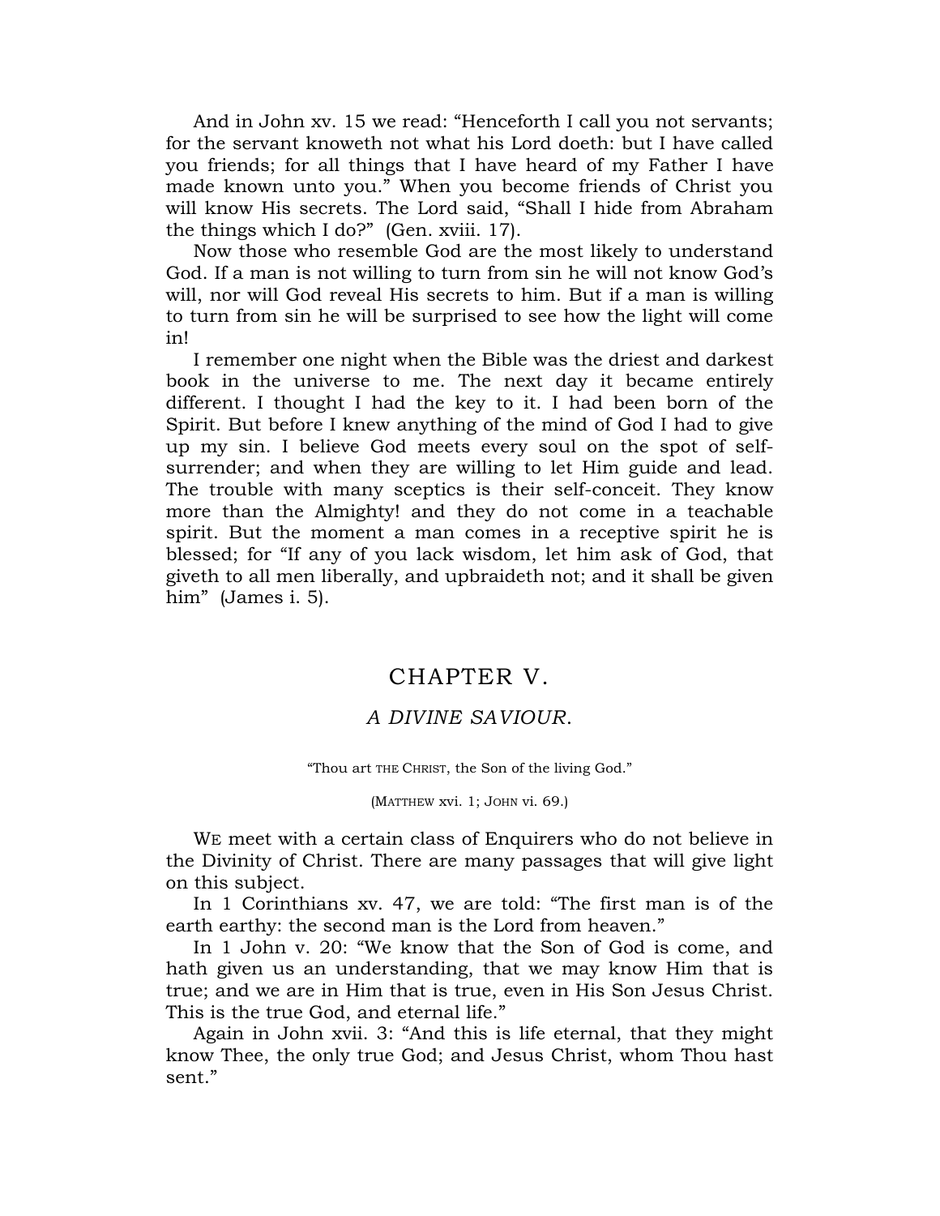And in John xv. 15 we read: "Henceforth I call you not servants; for the servant knoweth not what his Lord doeth: but I have called you friends; for all things that I have heard of my Father I have made known unto you." When you become friends of Christ you will know His secrets. The Lord said, "Shall I hide from Abraham the things which I do?" (Gen. xviii. 17).

Now those who resemble God are the most likely to understand God. If a man is not willing to turn from sin he will not know God's will, nor will God reveal His secrets to him. But if a man is willing to turn from sin he will be surprised to see how the light will come in!

I remember one night when the Bible was the driest and darkest book in the universe to me. The next day it became entirely different. I thought I had the key to it. I had been born of the Spirit. But before I knew anything of the mind of God I had to give up my sin. I believe God meets every soul on the spot of self-surrender; and when they are willing to let Him guide and lead. The trouble with many sceptics is their self-conceit. They know more than the Almighty! and they do not come in a teachable spirit. But the moment a man comes in a receptive spirit he is blessed; for "If any of you lack wisdom, let him ask of God, that giveth to all men liberally, and upbraideth not; and it shall be given him" (James i. 5).

## CHAPTER V.

### *A DIVINE SAVIOUR.*

"Thou art THE CHRIST, the Son of the living God."

(MATTHEW xvi. 1; JOHN vi. 69.)

WE meet with a certain class of Enquirers who do not believe in the Divinity of Christ. There are many passages that will give light on this subject.

In 1 Corinthians xv. 47, we are told: "The first man is of the earth earthy: the second man is the Lord from heaven."

In 1 John v. 20: "We know that the Son of God is come, and hath given us an understanding, that we may know Him that is true; and we are in Him that is true, even in His Son Jesus Christ. This is the true God, and eternal life."

Again in John xvii. 3: "And this is life eternal, that they might know Thee, the only true God; and Jesus Christ, whom Thou hast sent."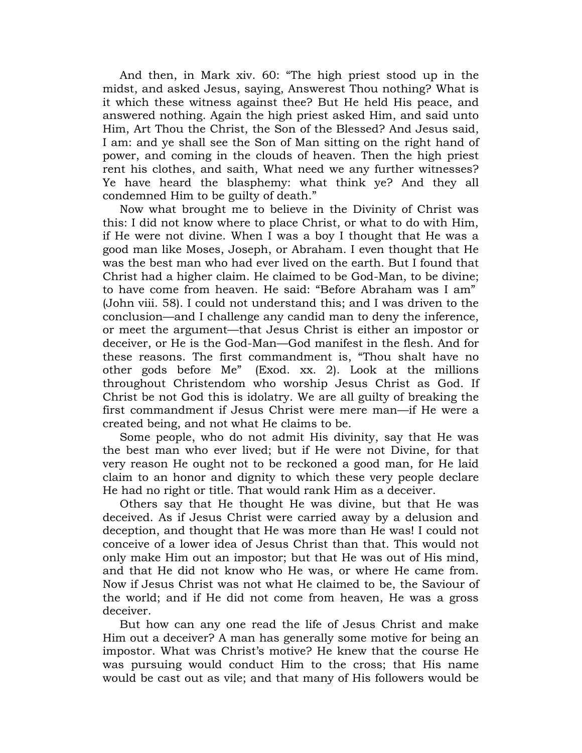And then, in Mark xiv. 60: “The high priest stood up in the midst, and asked Jesus, saying, Answerest Thou nothing? What is it which these witness against thee? But He held His peace, and answered nothing. Again the high priest asked Him, and said unto Him, Art Thou the Christ, the Son of the Blessed? And Jesus said, I am: and ye shall see the Son of Man sitting on the right hand of power, and coming in the clouds of heaven. Then the high priest rent his clothes, and saith, What need we any further witnesses? Ye have heard the blasphemy: what think ye? And they all condemned Him to be guilty of death.”

Now what brought me to believe in the Divinity of Christ was this: I did not know where to place Christ, or what to do with Him, if He were not divine. When I was a boy I thought that He was a good man like Moses, Joseph, or Abraham. I even thought that He was the best man who had ever lived on the earth. But I found that Christ had a higher claim. He claimed to be God-Man, to be divine; to have come from heaven. He said: “Before Abraham was I am” (John viii. 58). I could not understand this; and I was driven to the conclusion—and I challenge any candid man to deny the inference, or meet the argument—that Jesus Christ is either an impostor or deceiver, or He is the God-Man—God manifest in the flesh. And for these reasons. The first commandment is, “Thou shalt have no other gods before Me” (Exod. xx. 2). Look at the millions throughout Christendom who worship Jesus Christ as God. If Christ be not God this is idolatry. We are all guilty of breaking the first commandment if Jesus Christ were mere man—if He were a created being, and not what He claims to be.

Some people, who do not admit His divinity, say that He was the best man who ever lived; but if He were not Divine, for that very reason He ought not to be reckoned a good man, for He laid claim to an honor and dignity to which these very people declare He had no right or title. That would rank Him as a deceiver.

Others say that He thought He was divine, but that He was deceived. As if Jesus Christ were carried away by a delusion and deception, and thought that He was more than He was! I could not conceive of a lower idea of Jesus Christ than that. This would not only make Him out an impostor; but that He was out of His mind, and that He did not know who He was, or where He came from. Now if Jesus Christ was not what He claimed to be, the Saviour of the world; and if He did not come from heaven, He was a gross deceiver.

But how can any one read the life of Jesus Christ and make Him out a deceiver? A man has generally some motive for being an impostor. What was Christ’s motive? He knew that the course He was pursuing would conduct Him to the cross; that His name would be cast out as vile; and that many of His followers would be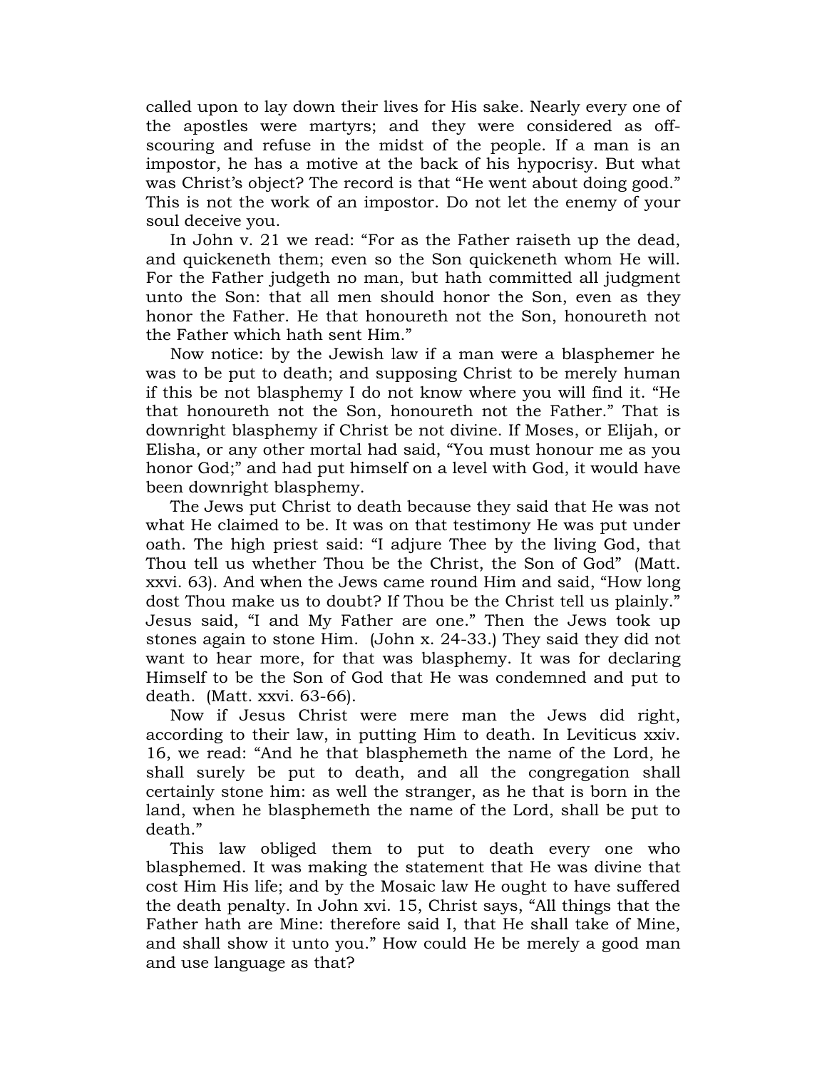called upon to lay down their lives for His sake. Nearly every one of the apostles were martyrs; and they were considered as off-scouring and refuse in the midst of the people. If a man is an impostor, he has a motive at the back of his hypocrisy. But what was Christ's object? The record is that "He went about doing good." This is not the work of an impostor. Do not let the enemy of your soul deceive you.

In John v. 21 we read: "For as the Father raiseth up the dead, and quickeneth them; even so the Son quickeneth whom He will. For the Father judgeth no man, but hath committed all judgment unto the Son: that all men should honor the Son, even as they honor the Father. He that honoureth not the Son, honoureth not the Father which hath sent Him."

Now notice: by the Jewish law if a man were a blasphemer he was to be put to death; and supposing Christ to be merely human if this be not blasphemy I do not know where you will find it. "He that honoureth not the Son, honoureth not the Father." That is downright blasphemy if Christ be not divine. If Moses, or Elijah, or Elisha, or any other mortal had said, "You must honour me as you honor God;" and had put himself on a level with God, it would have been downright blasphemy.

The Jews put Christ to death because they said that He was not what He claimed to be. It was on that testimony He was put under oath. The high priest said: "I adjure Thee by the living God, that Thou tell us whether Thou be the Christ, the Son of God" (Matt. xxvi. 63). And when the Jews came round Him and said, "How long dost Thou make us to doubt? If Thou be the Christ tell us plainly." Jesus said, "I and My Father are one." Then the Jews took up stones again to stone Him. (John x. 24-33.) They said they did not want to hear more, for that was blasphemy. It was for declaring Himself to be the Son of God that He was condemned and put to death. (Matt. xxvi. 63-66).

Now if Jesus Christ were mere man the Jews did right, according to their law, in putting Him to death. In Leviticus xxiv. 16, we read: "And he that blasphemeth the name of the Lord, he shall surely be put to death, and all the congregation shall certainly stone him: as well the stranger, as he that is born in the land, when he blasphemeth the name of the Lord, shall be put to death."

This law obliged them to put to death every one who blasphemed. It was making the statement that He was divine that cost Him His life; and by the Mosaic law He ought to have suffered the death penalty. In John xvi. 15, Christ says, "All things that the Father hath are Mine: therefore said I, that He shall take of Mine, and shall show it unto you." How could He be merely a good man and use language as that?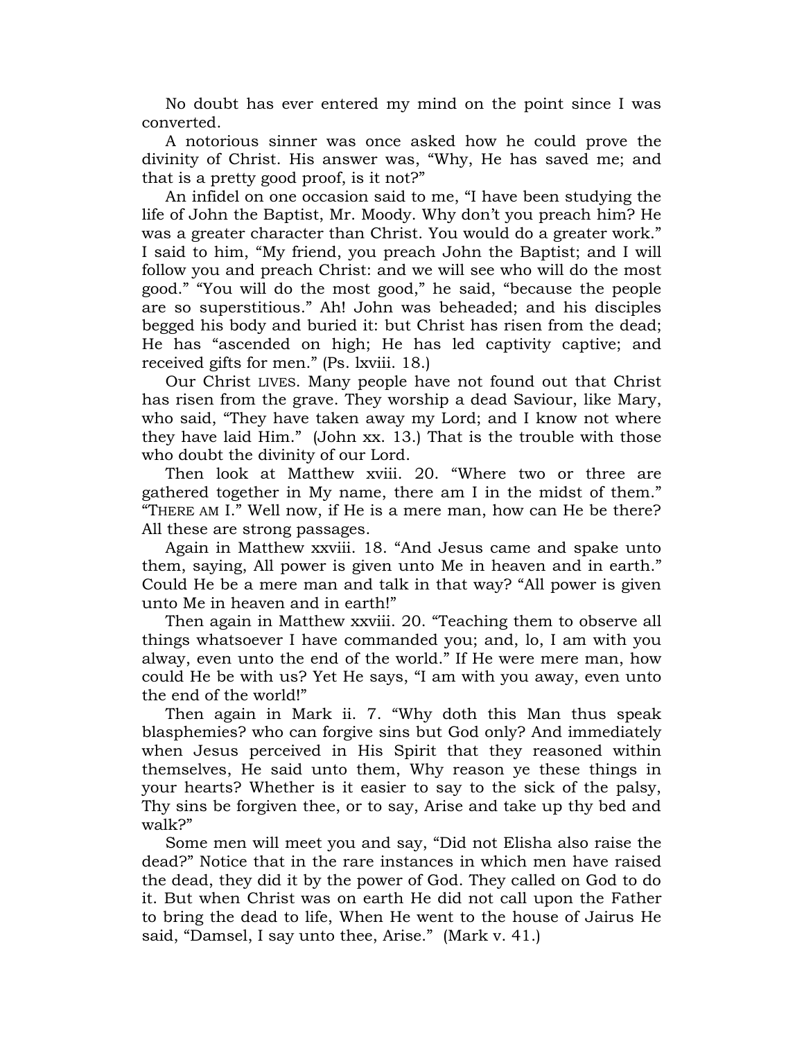No doubt has ever entered my mind on the point since I was converted.

A notorious sinner was once asked how he could prove the divinity of Christ. His answer was, "Why, He has saved me; and that is a pretty good proof, is it not?"

An infidel on one occasion said to me, "I have been studying the life of John the Baptist, Mr. Moody. Why don't you preach him? He was a greater character than Christ. You would do a greater work." I said to him, "My friend, you preach John the Baptist; and I will follow you and preach Christ: and we will see who will do the most good." "You will do the most good," he said, "because the people are so superstitious." Ah! John was beheaded; and his disciples begged his body and buried it: but Christ has risen from the dead; He has "ascended on high; He has led captivity captive; and received gifts for men." (Ps. lxviii. 18.)

Our Christ LIVES. Many people have not found out that Christ has risen from the grave. They worship a dead Saviour, like Mary, who said, "They have taken away my Lord; and I know not where they have laid Him." (John xx. 13.) That is the trouble with those who doubt the divinity of our Lord.

Then look at Matthew xviii. 20. "Where two or three are gathered together in My name, there am I in the midst of them." "THERE AM I." Well now, if He is a mere man, how can He be there? All these are strong passages.

Again in Matthew xxviii. 18. "And Jesus came and spake unto them, saying, All power is given unto Me in heaven and in earth." Could He be a mere man and talk in that way? "All power is given unto Me in heaven and in earth!"

Then again in Matthew xxviii. 20. "Teaching them to observe all things whatsoever I have commanded you; and, lo, I am with you alway, even unto the end of the world." If He were mere man, how could He be with us? Yet He says, "I am with you away, even unto the end of the world!"

Then again in Mark ii. 7. "Why doth this Man thus speak blasphemies? who can forgive sins but God only? And immediately when Jesus perceived in His Spirit that they reasoned within themselves, He said unto them, Why reason ye these things in your hearts? Whether is it easier to say to the sick of the palsy, Thy sins be forgiven thee, or to say, Arise and take up thy bed and walk?"

Some men will meet you and say, "Did not Elisha also raise the dead?" Notice that in the rare instances in which men have raised the dead, they did it by the power of God. They called on God to do it. But when Christ was on earth He did not call upon the Father to bring the dead to life, When He went to the house of Jairus He said, "Damsel, I say unto thee, Arise." (Mark v. 41.)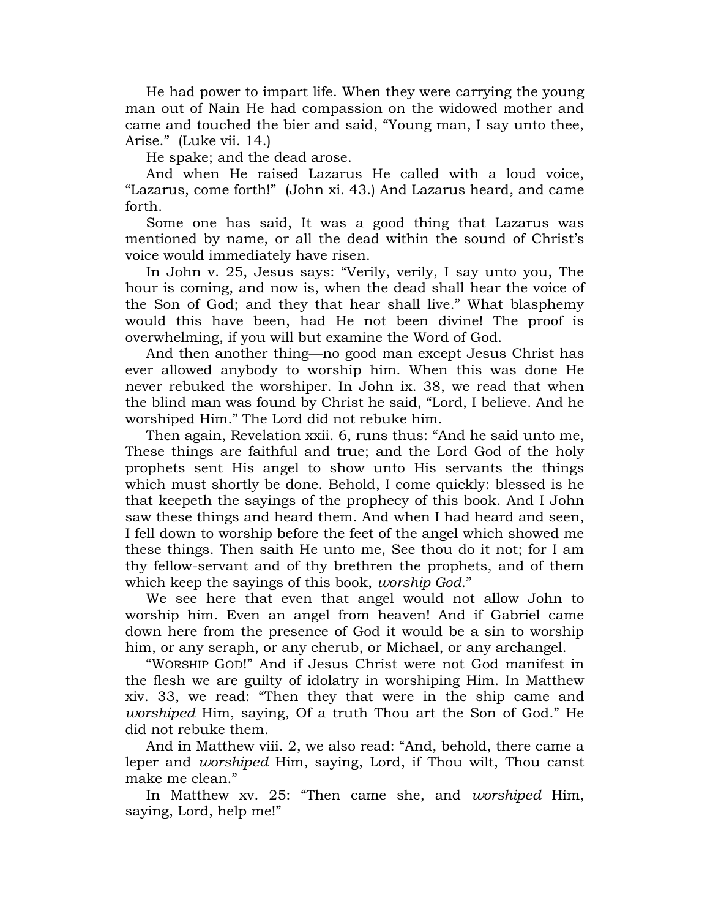He had power to impart life. When they were carrying the young man out of Nain He had compassion on the widowed mother and came and touched the bier and said, “Young man, I say unto thee, Arise.” (Luke vii. 14.)

He spake; and the dead arose.

And when He raised Lazarus He called with a loud voice, “Lazarus, come forth!” (John xi. 43.) And Lazarus heard, and came forth.

Some one has said, It was a good thing that Lazarus was mentioned by name, or all the dead within the sound of Christ’s voice would immediately have risen.

In John v. 25, Jesus says: “Verily, verily, I say unto you, The hour is coming, and now is, when the dead shall hear the voice of the Son of God; and they that hear shall live.” What blasphemy would this have been, had He not been divine! The proof is overwhelming, if you will but examine the Word of God.

And then another thing—no good man except Jesus Christ has ever allowed anybody to worship him. When this was done He never rebuked the worshiper. In John ix. 38, we read that when the blind man was found by Christ he said, “Lord, I believe. And he worshiped Him.” The Lord did not rebuke him.

Then again, Revelation xxii. 6, runs thus: “And he said unto me, These things are faithful and true; and the Lord God of the holy prophets sent His angel to show unto His servants the things which must shortly be done. Behold, I come quickly: blessed is he that keepeth the sayings of the prophecy of this book. And I John saw these things and heard them. And when I had heard and seen, I fell down to worship before the feet of the angel which showed me these things. Then saith He unto me, See thou do it not; for I am thy fellow-servant and of thy brethren the prophets, and of them which keep the sayings of this book, *worship God*.”

We see here that even that angel would not allow John to worship him. Even an angel from heaven! And if Gabriel came down here from the presence of God it would be a sin to worship him, or any seraph, or any cherub, or Michael, or any archangel.

“WORSHIP GOD!” And if Jesus Christ were not God manifest in the flesh we are guilty of idolatry in worshiping Him. In Matthew xiv. 33, we read: “Then they that were in the ship came and *worshiped* Him, saying, Of a truth Thou art the Son of God.” He did not rebuke them.

And in Matthew viii. 2, we also read: “And, behold, there came a leper and *worshiped* Him, saying, Lord, if Thou wilt, Thou canst make me clean.”

In Matthew xv. 25: “Then came she, and *worshiped* Him, saying, Lord, help me!”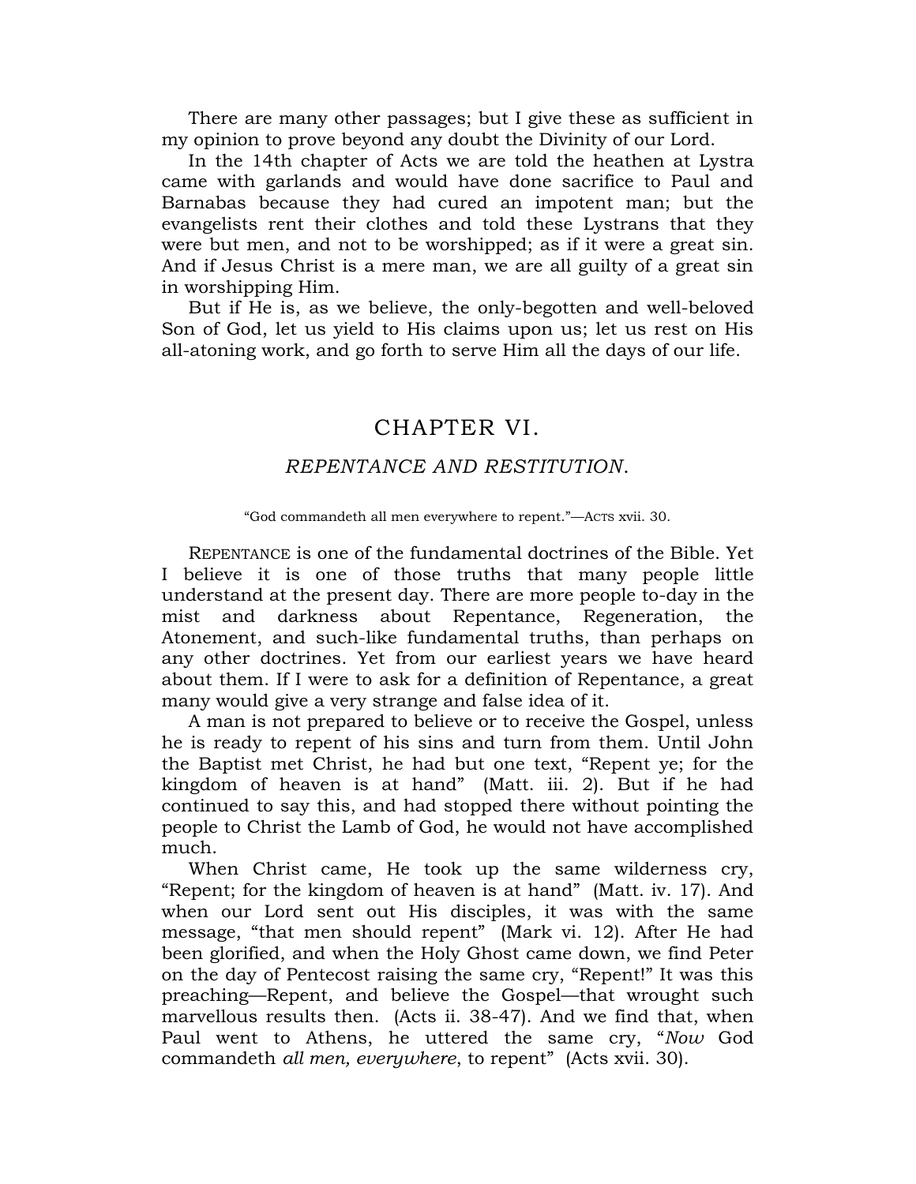There are many other passages; but I give these as sufficient in my opinion to prove beyond any doubt the Divinity of our Lord.

In the 14th chapter of Acts we are told the heathen at Lystra came with garlands and would have done sacrifice to Paul and Barnabas because they had cured an impotent man; but the evangelists rent their clothes and told these Lystrans that they were but men, and not to be worshipped; as if it were a great sin. And if Jesus Christ is a mere man, we are all guilty of a great sin in worshipping Him.

But if He is, as we believe, the only-begotten and well-beloved Son of God, let us yield to His claims upon us; let us rest on His all-atoning work, and go forth to serve Him all the days of our life.

## CHAPTER VI.

### *REPENTANCE AND RESTITUTION.*

"God commandeth all men everywhere to repent."—ACTS xvii. 30.

REPENTANCE is one of the fundamental doctrines of the Bible. Yet I believe it is one of those truths that many people little understand at the present day. There are more people to-day in the mist and darkness about Repentance, Regeneration, the Atonement, and such-like fundamental truths, than perhaps on any other doctrines. Yet from our earliest years we have heard about them. If I were to ask for a definition of Repentance, a great many would give a very strange and false idea of it.

A man is not prepared to believe or to receive the Gospel, unless he is ready to repent of his sins and turn from them. Until John the Baptist met Christ, he had but one text, "Repent ye; for the kingdom of heaven is at hand" (Matt. iii. 2). But if he had continued to say this, and had stopped there without pointing the people to Christ the Lamb of God, he would not have accomplished much.

When Christ came, He took up the same wilderness cry, "Repent; for the kingdom of heaven is at hand" (Matt. iv. 17). And when our Lord sent out His disciples, it was with the same message, "that men should repent" (Mark vi. 12). After He had been glorified, and when the Holy Ghost came down, we find Peter on the day of Pentecost raising the same cry, "Repent!" It was this preaching—Repent, and believe the Gospel—that wrought such marvellous results then. (Acts ii. 38-47). And we find that, when Paul went to Athens, he uttered the same cry, "*Now* God commandeth *all men, everywhere*, to repent" (Acts xvii. 30).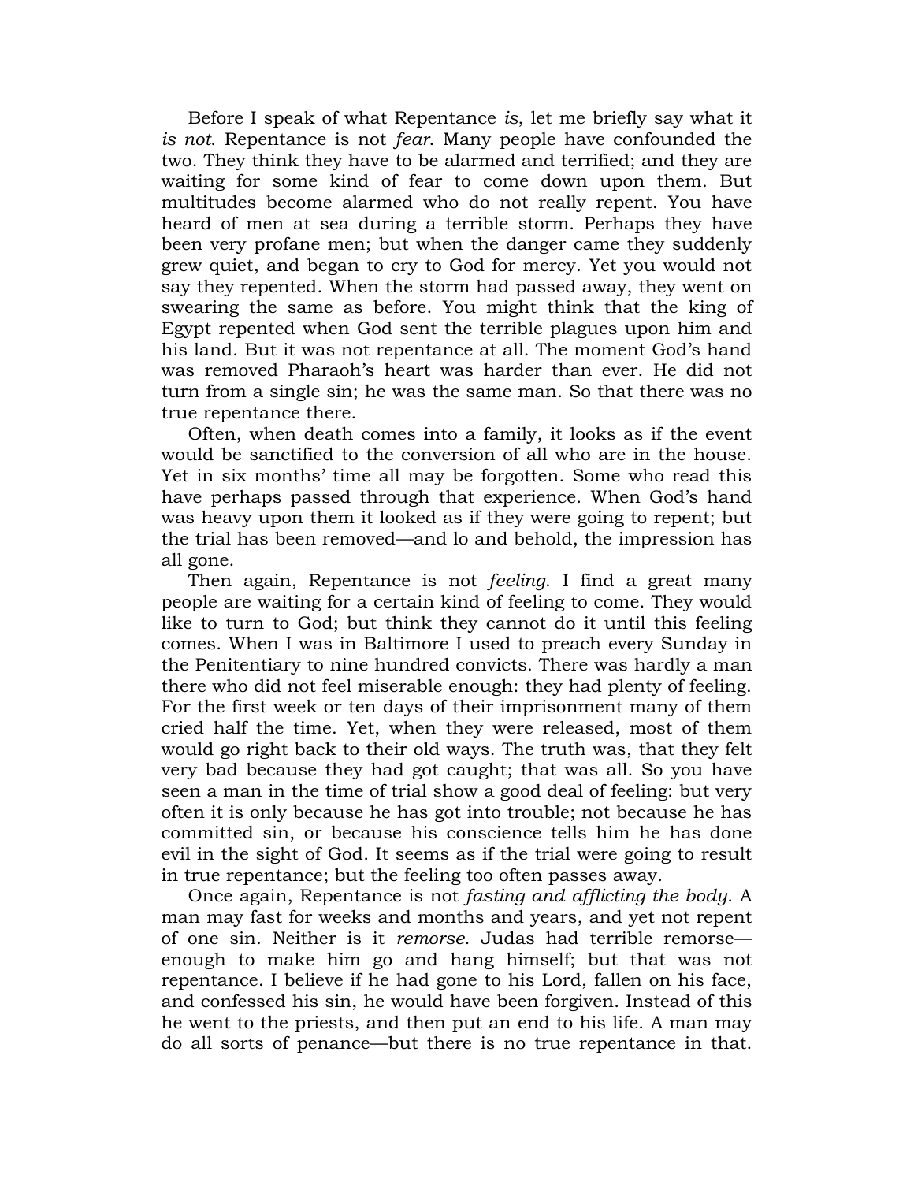Before I speak of what Repentance *is*, let me briefly say what it *is not*. Repentance is not *fear*. Many people have confounded the two. They think they have to be alarmed and terrified; and they are waiting for some kind of fear to come down upon them. But multitudes become alarmed who do not really repent. You have heard of men at sea during a terrible storm. Perhaps they have been very profane men; but when the danger came they suddenly grew quiet, and began to cry to God for mercy. Yet you would not say they repented. When the storm had passed away, they went on swearing the same as before. You might think that the king of Egypt repented when God sent the terrible plagues upon him and his land. But it was not repentance at all. The moment God's hand was removed Pharaoh's heart was harder than ever. He did not turn from a single sin; he was the same man. So that there was no true repentance there.

Often, when death comes into a family, it looks as if the event would be sanctified to the conversion of all who are in the house. Yet in six months' time all may be forgotten. Some who read this have perhaps passed through that experience. When God's hand was heavy upon them it looked as if they were going to repent; but the trial has been removed—and lo and behold, the impression has all gone.

Then again, Repentance is not *feeling*. I find a great many people are waiting for a certain kind of feeling to come. They would like to turn to God; but think they cannot do it until this feeling comes. When I was in Baltimore I used to preach every Sunday in the Penitentiary to nine hundred convicts. There was hardly a man there who did not feel miserable enough: they had plenty of feeling. For the first week or ten days of their imprisonment many of them cried half the time. Yet, when they were released, most of them would go right back to their old ways. The truth was, that they felt very bad because they had got caught; that was all. So you have seen a man in the time of trial show a good deal of feeling: but very often it is only because he has got into trouble; not because he has committed sin, or because his conscience tells him he has done evil in the sight of God. It seems as if the trial were going to result in true repentance; but the feeling too often passes away.

Once again, Repentance is not *fasting and afflicting the body*. A man may fast for weeks and months and years, and yet not repent of one sin. Neither is it *remorse*. Judas had terrible remorse—enough to make him go and hang himself; but that was not repentance. I believe if he had gone to his Lord, fallen on his face, and confessed his sin, he would have been forgiven. Instead of this he went to the priests, and then put an end to his life. A man may do all sorts of penance—but there is no true repentance in that.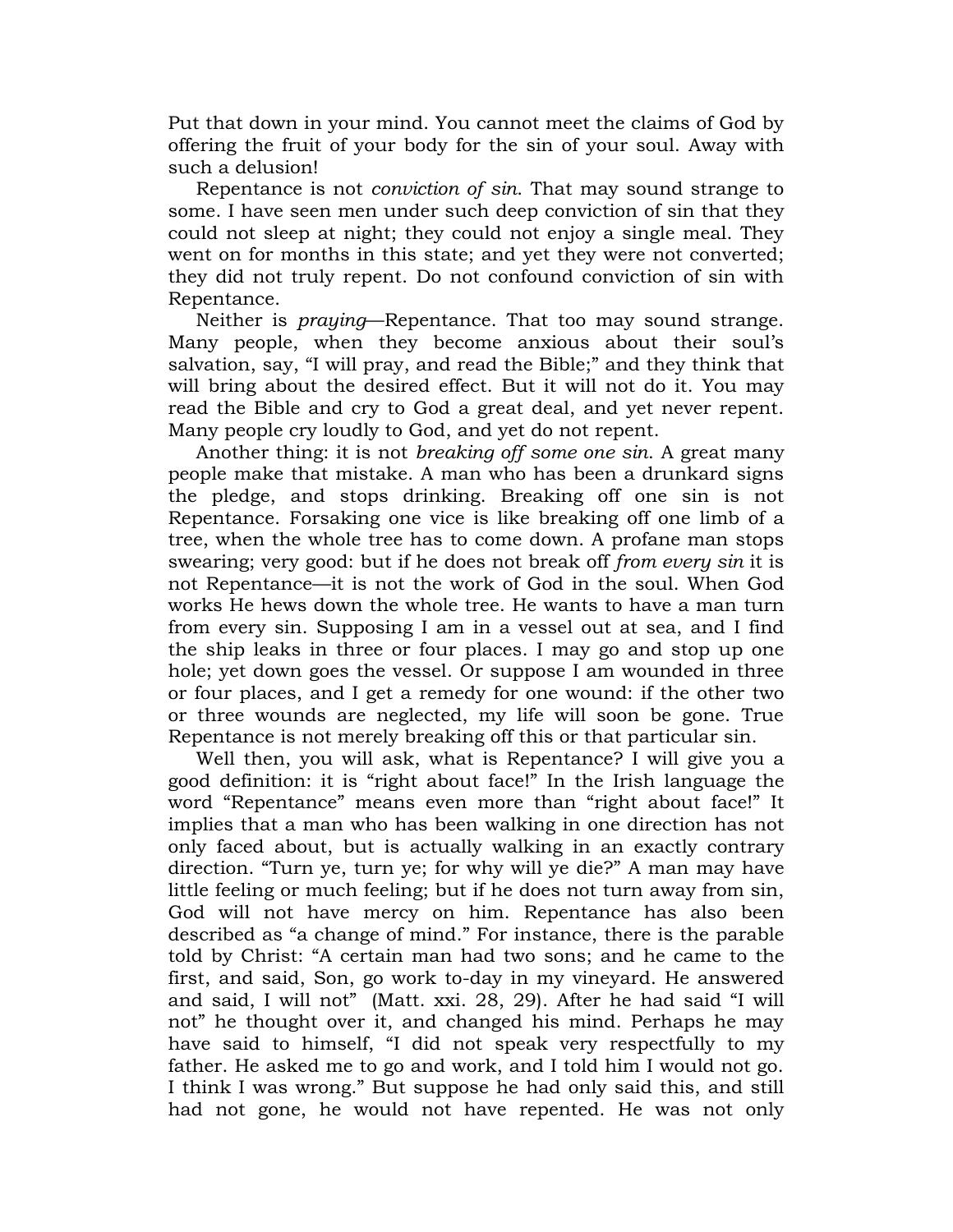Put that down in your mind. You cannot meet the claims of God by offering the fruit of your body for the sin of your soul. Away with such a delusion!

Repentance is not *conviction of sin*. That may sound strange to some. I have seen men under such deep conviction of sin that they could not sleep at night; they could not enjoy a single meal. They went on for months in this state; and yet they were not converted; they did not truly repent. Do not confound conviction of sin with Repentance.

Neither is *praying*—Repentance. That too may sound strange. Many people, when they become anxious about their soul's salvation, say, "I will pray, and read the Bible;" and they think that will bring about the desired effect. But it will not do it. You may read the Bible and cry to God a great deal, and yet never repent. Many people cry loudly to God, and yet do not repent.

Another thing: it is not *breaking off some one sin*. A great many people make that mistake. A man who has been a drunkard signs the pledge, and stops drinking. Breaking off one sin is not Repentance. Forsaking one vice is like breaking off one limb of a tree, when the whole tree has to come down. A profane man stops swearing; very good: but if he does not break off *from every sin* it is not Repentance—it is not the work of God in the soul. When God works He hews down the whole tree. He wants to have a man turn from every sin. Supposing I am in a vessel out at sea, and I find the ship leaks in three or four places. I may go and stop up one hole; yet down goes the vessel. Or suppose I am wounded in three or four places, and I get a remedy for one wound: if the other two or three wounds are neglected, my life will soon be gone. True Repentance is not merely breaking off this or that particular sin.

Well then, you will ask, what is Repentance? I will give you a good definition: it is "right about face!" In the Irish language the word "Repentance" means even more than "right about face!" It implies that a man who has been walking in one direction has not only faced about, but is actually walking in an exactly contrary direction. "Turn ye, turn ye; for why will ye die?" A man may have little feeling or much feeling; but if he does not turn away from sin, God will not have mercy on him. Repentance has also been described as "a change of mind." For instance, there is the parable told by Christ: "A certain man had two sons; and he came to the first, and said, Son, go work to-day in my vineyard. He answered and said, I will not" (Matt. xxi. 28, 29). After he had said "I will not" he thought over it, and changed his mind. Perhaps he may have said to himself, "I did not speak very respectfully to my father. He asked me to go and work, and I told him I would not go. I think I was wrong." But suppose he had only said this, and still had not gone, he would not have repented. He was not only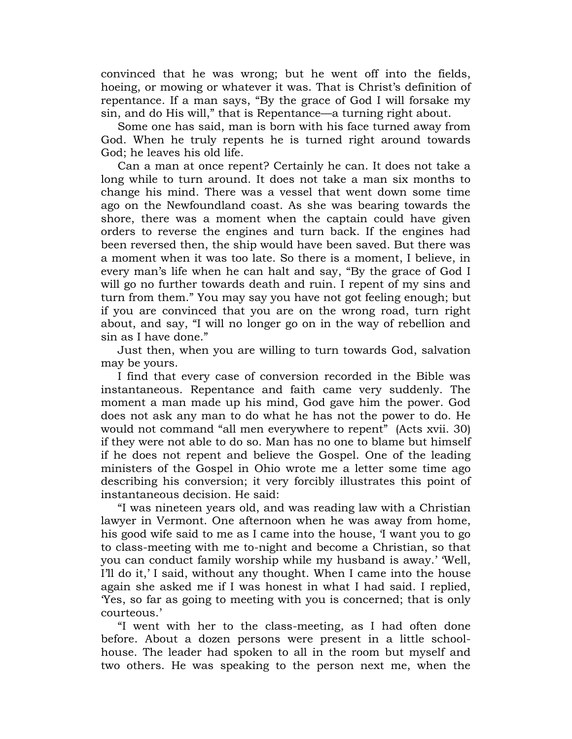convinced that he was wrong; but he went off into the fields, hoeing, or mowing or whatever it was. That is Christ's definition of repentance. If a man says, "By the grace of God I will forsake my sin, and do His will," that is Repentance—a turning right about.

Some one has said, man is born with his face turned away from God. When he truly repents he is turned right around towards God; he leaves his old life.

Can a man at once repent? Certainly he can. It does not take a long while to turn around. It does not take a man six months to change his mind. There was a vessel that went down some time ago on the Newfoundland coast. As she was bearing towards the shore, there was a moment when the captain could have given orders to reverse the engines and turn back. If the engines had been reversed then, the ship would have been saved. But there was a moment when it was too late. So there is a moment, I believe, in every man's life when he can halt and say, "By the grace of God I will go no further towards death and ruin. I repent of my sins and turn from them." You may say you have not got feeling enough; but if you are convinced that you are on the wrong road, turn right about, and say, "I will no longer go on in the way of rebellion and sin as I have done."

Just then, when you are willing to turn towards God, salvation may be yours.

I find that every case of conversion recorded in the Bible was instantaneous. Repentance and faith came very suddenly. The moment a man made up his mind, God gave him the power. God does not ask any man to do what he has not the power to do. He would not command "all men everywhere to repent" (Acts xvii. 30) if they were not able to do so. Man has no one to blame but himself if he does not repent and believe the Gospel. One of the leading ministers of the Gospel in Ohio wrote me a letter some time ago describing his conversion; it very forcibly illustrates this point of instantaneous decision. He said:

"I was nineteen years old, and was reading law with a Christian lawyer in Vermont. One afternoon when he was away from home, his good wife said to me as I came into the house, 'I want you to go to class-meeting with me to-night and become a Christian, so that you can conduct family worship while my husband is away.' 'Well, I'll do it,' I said, without any thought. When I came into the house again she asked me if I was honest in what I had said. I replied, 'Yes, so far as going to meeting with you is concerned; that is only courteous.'

"I went with her to the class-meeting, as I had often done before. About a dozen persons were present in a little school-house. The leader had spoken to all in the room but myself and two others. He was speaking to the person next me, when the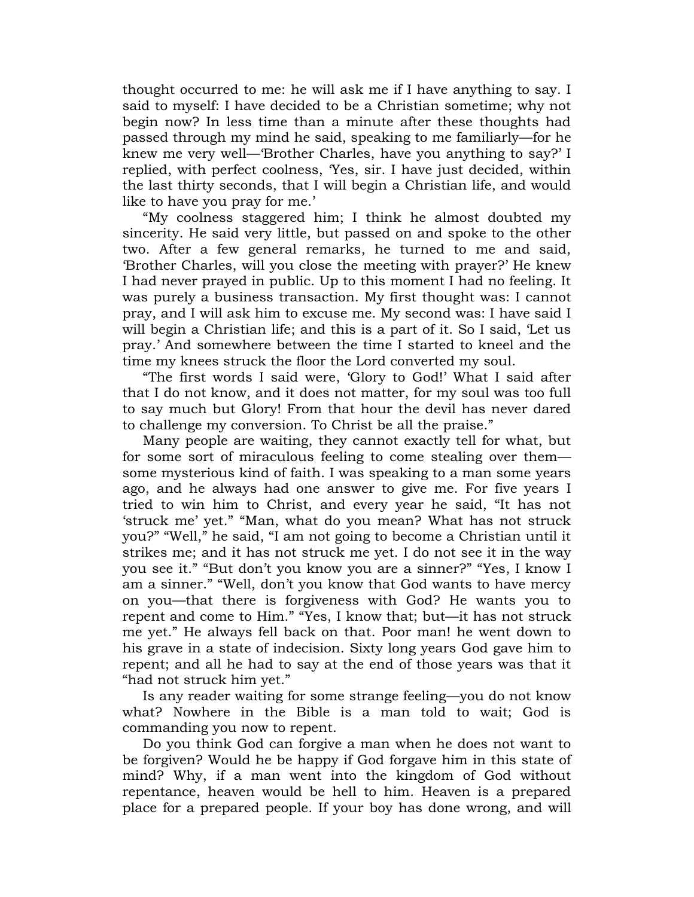thought occurred to me: he will ask me if I have anything to say. I said to myself: I have decided to be a Christian sometime; why not begin now? In less time than a minute after these thoughts had passed through my mind he said, speaking to me familiarly—for he knew me very well—'Brother Charles, have you anything to say?' I replied, with perfect coolness, 'Yes, sir. I have just decided, within the last thirty seconds, that I will begin a Christian life, and would like to have you pray for me.'

"My coolness staggered him; I think he almost doubted my sincerity. He said very little, but passed on and spoke to the other two. After a few general remarks, he turned to me and said, 'Brother Charles, will you close the meeting with prayer?' He knew I had never prayed in public. Up to this moment I had no feeling. It was purely a business transaction. My first thought was: I cannot pray, and I will ask him to excuse me. My second was: I have said I will begin a Christian life; and this is a part of it. So I said, 'Let us pray.' And somewhere between the time I started to kneel and the time my knees struck the floor the Lord converted my soul.

"The first words I said were, 'Glory to God!' What I said after that I do not know, and it does not matter, for my soul was too full to say much but Glory! From that hour the devil has never dared to challenge my conversion. To Christ be all the praise."

Many people are waiting, they cannot exactly tell for what, but for some sort of miraculous feeling to come stealing over them—some mysterious kind of faith. I was speaking to a man some years ago, and he always had one answer to give me. For five years I tried to win him to Christ, and every year he said, "It has not 'struck me' yet." "Man, what do you mean? What has not struck you?" "Well," he said, "I am not going to become a Christian until it strikes me; and it has not struck me yet. I do not see it in the way you see it." "But don't you know you are a sinner?" "Yes, I know I am a sinner." "Well, don't you know that God wants to have mercy on you—that there is forgiveness with God? He wants you to repent and come to Him." "Yes, I know that; but—it has not struck me yet." He always fell back on that. Poor man! he went down to his grave in a state of indecision. Sixty long years God gave him to repent; and all he had to say at the end of those years was that it "had not struck him yet."

Is any reader waiting for some strange feeling—you do not know what? Nowhere in the Bible is a man told to wait; God is commanding you now to repent.

Do you think God can forgive a man when he does not want to be forgiven? Would he be happy if God forgave him in this state of mind? Why, if a man went into the kingdom of God without repentance, heaven would be hell to him. Heaven is a prepared place for a prepared people. If your boy has done wrong, and will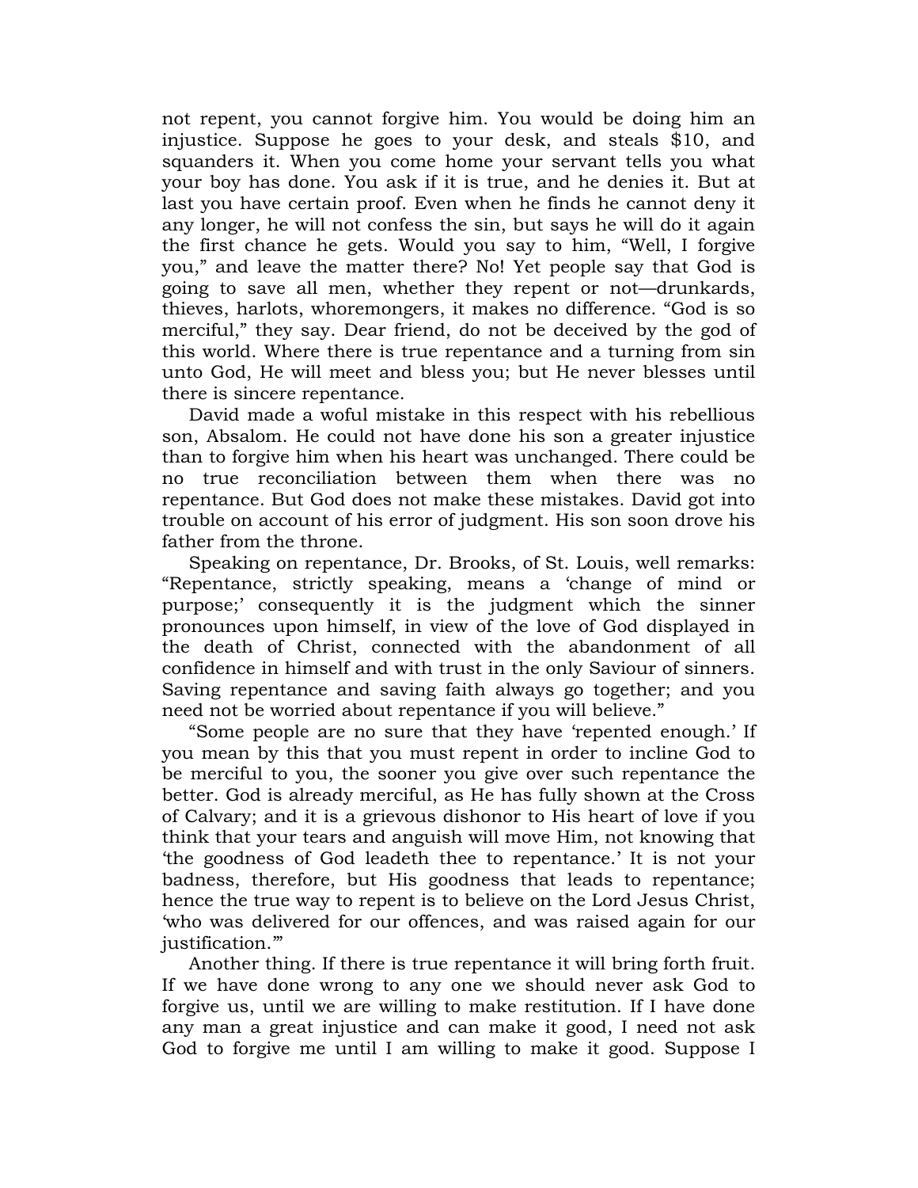not repent, you cannot forgive him. You would be doing him an injustice. Suppose he goes to your desk, and steals $10, and squanders it. When you come home your servant tells you what your boy has done. You ask if it is true, and he denies it. But at last you have certain proof. Even when he finds he cannot deny it any longer, he will not confess the sin, but says he will do it again the first chance he gets. Would you say to him, "Well, I forgive you," and leave the matter there? No! Yet people say that God is going to save all men, whether they repent or not—drunkards, thieves, harlots, whoremongers, it makes no difference. "God is so merciful," they say. Dear friend, do not be deceived by the god of this world. Where there is true repentance and a turning from sin unto God, He will meet and bless you; but He never blesses until there is sincere repentance.

David made a woful mistake in this respect with his rebellious son, Absalom. He could not have done his son a greater injustice than to forgive him when his heart was unchanged. There could be no true reconciliation between them when there was no repentance. But God does not make these mistakes. David got into trouble on account of his error of judgment. His son soon drove his father from the throne.

Speaking on repentance, Dr. Brooks, of St. Louis, well remarks: "Repentance, strictly speaking, means a 'change of mind or purpose;' consequently it is the judgment which the sinner pronounces upon himself, in view of the love of God displayed in the death of Christ, connected with the abandonment of all confidence in himself and with trust in the only Saviour of sinners. Saving repentance and saving faith always go together; and you need not be worried about repentance if you will believe."

"Some people are no sure that they have 'repented enough.' If you mean by this that you must repent in order to incline God to be merciful to you, the sooner you give over such repentance the better. God is already merciful, as He has fully shown at the Cross of Calvary; and it is a grievous dishonor to His heart of love if you think that your tears and anguish will move Him, not knowing that 'the goodness of God leadeth thee to repentance.' It is not your badness, therefore, but His goodness that leads to repentance; hence the true way to repent is to believe on the Lord Jesus Christ, 'who was delivered for our offences, and was raised again for our justification.'"

Another thing. If there is true repentance it will bring forth fruit. If we have done wrong to any one we should never ask God to forgive us, until we are willing to make restitution. If I have done any man a great injustice and can make it good, I need not ask God to forgive me until I am willing to make it good. Suppose I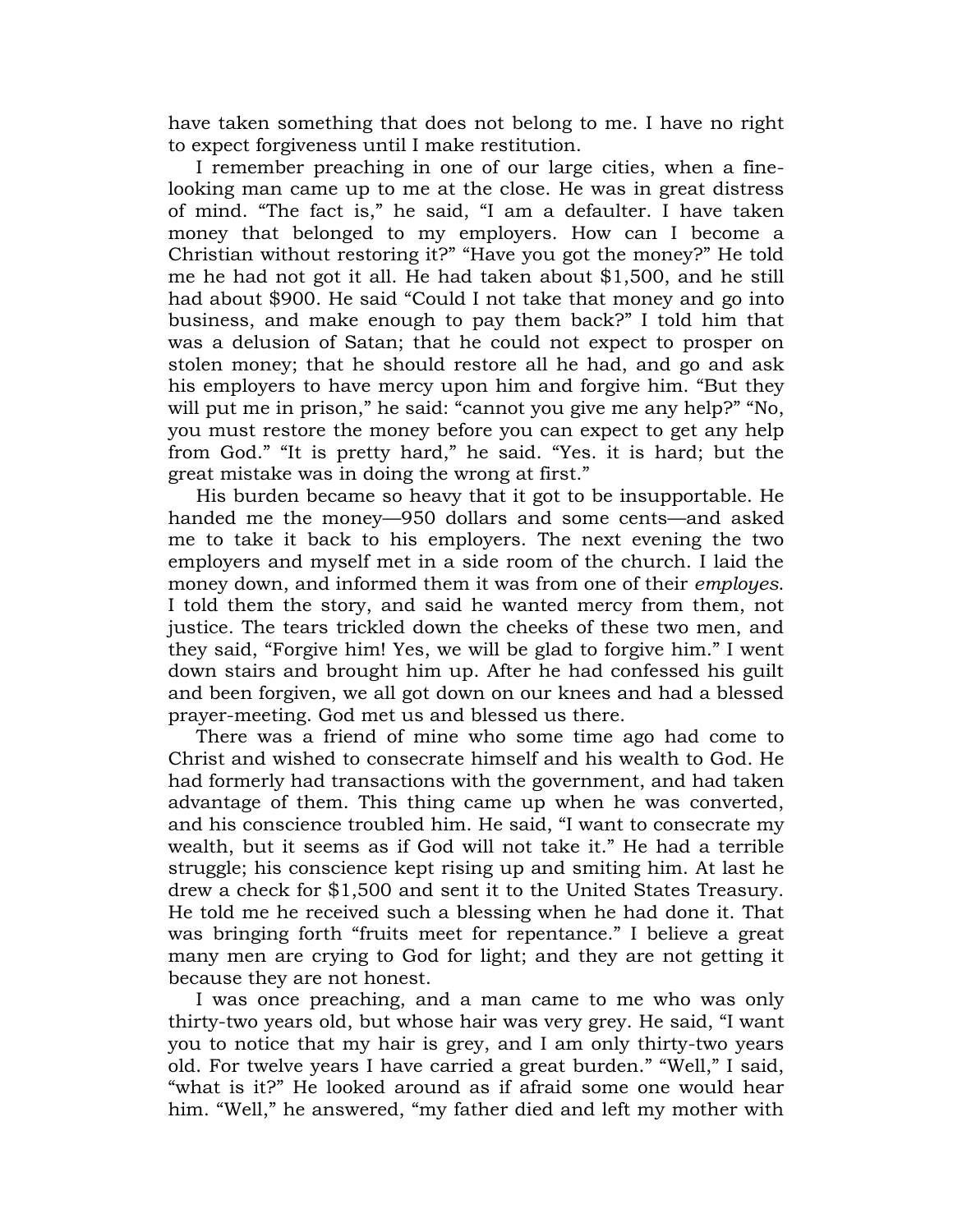have taken something that does not belong to me. I have no right to expect forgiveness until I make restitution.

I remember preaching in one of our large cities, when a fine-looking man came up to me at the close. He was in great distress of mind. "The fact is," he said, "I am a defaulter. I have taken money that belonged to my employers. How can I become a Christian without restoring it?" "Have you got the money?" He told me he had not got it all. He had taken about $1,500, and he still had about $900. He said "Could I not take that money and go into business, and make enough to pay them back?" I told him that was a delusion of Satan; that he could not expect to prosper on stolen money; that he should restore all he had, and go and ask his employers to have mercy upon him and forgive him. "But they will put me in prison," he said: "cannot you give me any help?" "No, you must restore the money before you can expect to get any help from God." "It is pretty hard," he said. "Yes. it is hard; but the great mistake was in doing the wrong at first."

His burden became so heavy that it got to be insupportable. He handed me the money—950 dollars and some cents—and asked me to take it back to his employers. The next evening the two employers and myself met in a side room of the church. I laid the money down, and informed them it was from one of their *employes*. I told them the story, and said he wanted mercy from them, not justice. The tears trickled down the cheeks of these two men, and they said, "Forgive him! Yes, we will be glad to forgive him." I went down stairs and brought him up. After he had confessed his guilt and been forgiven, we all got down on our knees and had a blessed prayer-meeting. God met us and blessed us there.

There was a friend of mine who some time ago had come to Christ and wished to consecrate himself and his wealth to God. He had formerly had transactions with the government, and had taken advantage of them. This thing came up when he was converted, and his conscience troubled him. He said, "I want to consecrate my wealth, but it seems as if God will not take it." He had a terrible struggle; his conscience kept rising up and smiting him. At last he drew a check for $1,500 and sent it to the United States Treasury. He told me he received such a blessing when he had done it. That was bringing forth "fruits meet for repentance." I believe a great many men are crying to God for light; and they are not getting it because they are not honest.

I was once preaching, and a man came to me who was only thirty-two years old, but whose hair was very grey. He said, "I want you to notice that my hair is grey, and I am only thirty-two years old. For twelve years I have carried a great burden." "Well," I said, "what is it?" He looked around as if afraid some one would hear him. "Well," he answered, "my father died and left my mother with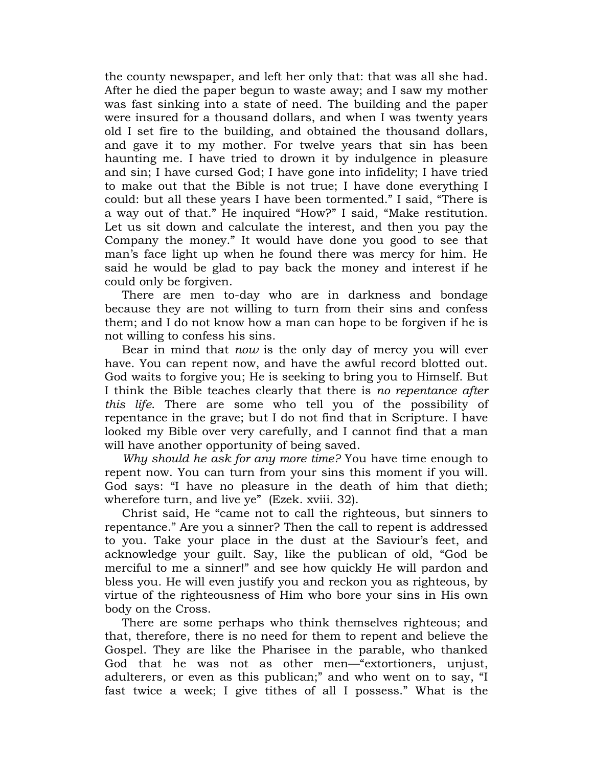the county newspaper, and left her only that: that was all she had. After he died the paper begun to waste away; and I saw my mother was fast sinking into a state of need. The building and the paper were insured for a thousand dollars, and when I was twenty years old I set fire to the building, and obtained the thousand dollars, and gave it to my mother. For twelve years that sin has been haunting me. I have tried to drown it by indulgence in pleasure and sin; I have cursed God; I have gone into infidelity; I have tried to make out that the Bible is not true; I have done everything I could: but all these years I have been tormented." I said, "There is a way out of that." He inquired "How?" I said, "Make restitution. Let us sit down and calculate the interest, and then you pay the Company the money." It would have done you good to see that man's face light up when he found there was mercy for him. He said he would be glad to pay back the money and interest if he could only be forgiven.

There are men to-day who are in darkness and bondage because they are not willing to turn from their sins and confess them; and I do not know how a man can hope to be forgiven if he is not willing to confess his sins.

Bear in mind that *now* is the only day of mercy you will ever have. You can repent now, and have the awful record blotted out. God waits to forgive you; He is seeking to bring you to Himself. But I think the Bible teaches clearly that there is *no repentance after this life*. There are some who tell you of the possibility of repentance in the grave; but I do not find that in Scripture. I have looked my Bible over very carefully, and I cannot find that a man will have another opportunity of being saved.

*Why should he ask for any more time?* You have time enough to repent now. You can turn from your sins this moment if you will. God says: "I have no pleasure in the death of him that dieth; wherefore turn, and live ye" (Ezek. xviii. 32).

Christ said, He "came not to call the righteous, but sinners to repentance." Are you a sinner? Then the call to repent is addressed to you. Take your place in the dust at the Saviour's feet, and acknowledge your guilt. Say, like the publican of old, "God be merciful to me a sinner!" and see how quickly He will pardon and bless you. He will even justify you and reckon you as righteous, by virtue of the righteousness of Him who bore your sins in His own body on the Cross.

There are some perhaps who think themselves righteous; and that, therefore, there is no need for them to repent and believe the Gospel. They are like the Pharisee in the parable, who thanked God that he was not as other men—"extortioners, unjust, adulterers, or even as this publican;" and who went on to say, "I fast twice a week; I give tithes of all I possess." What is the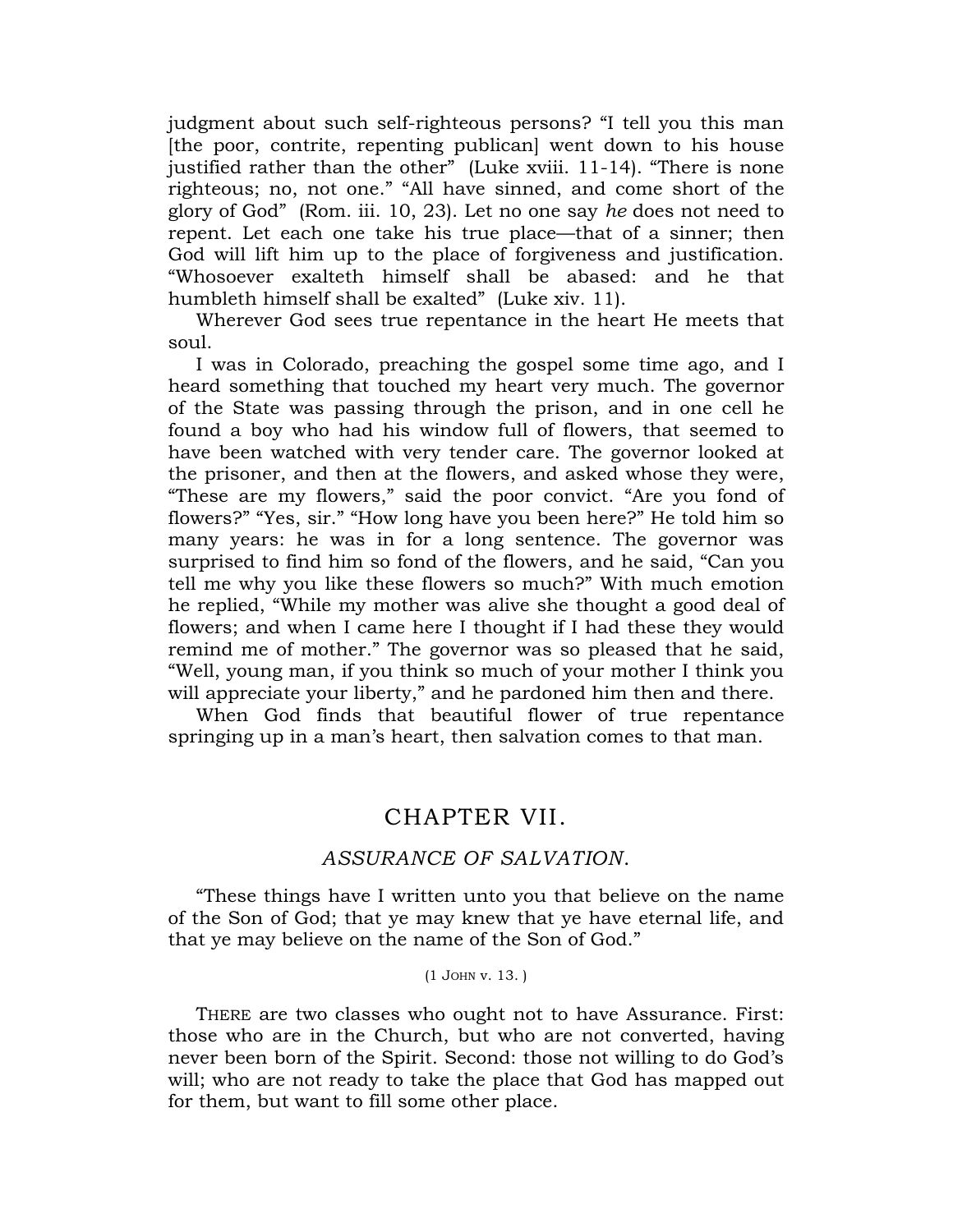judgment about such self-righteous persons? "I tell you this man [the poor, contrite, repenting publican] went down to his house justified rather than the other" (Luke xviii. 11-14). "There is none righteous; no, not one." "All have sinned, and come short of the glory of God" (Rom. iii. 10, 23). Let no one say *he* does not need to repent. Let each one take his true place—that of a sinner; then God will lift him up to the place of forgiveness and justification. "Whosoever exalteth himself shall be abased: and he that humbleth himself shall be exalted" (Luke xiv. 11).

Wherever God sees true repentance in the heart He meets that soul.

I was in Colorado, preaching the gospel some time ago, and I heard something that touched my heart very much. The governor of the State was passing through the prison, and in one cell he found a boy who had his window full of flowers, that seemed to have been watched with very tender care. The governor looked at the prisoner, and then at the flowers, and asked whose they were, "These are my flowers," said the poor convict. "Are you fond of flowers?" "Yes, sir." "How long have you been here?" He told him so many years: he was in for a long sentence. The governor was surprised to find him so fond of the flowers, and he said, "Can you tell me why you like these flowers so much?" With much emotion he replied, "While my mother was alive she thought a good deal of flowers; and when I came here I thought if I had these they would remind me of mother." The governor was so pleased that he said, "Well, young man, if you think so much of your mother I think you will appreciate your liberty," and he pardoned him then and there.

When God finds that beautiful flower of true repentance springing up in a man's heart, then salvation comes to that man.

## CHAPTER VII.

### *ASSURANCE OF SALVATION.*

"These things have I written unto you that believe on the name of the Son of God; that ye may knew that ye have eternal life, and that ye may believe on the name of the Son of God."

(1 John v. 13. )

THERE are two classes who ought not to have Assurance. First: those who are in the Church, but who are not converted, having never been born of the Spirit. Second: those not willing to do God's will; who are not ready to take the place that God has mapped out for them, but want to fill some other place.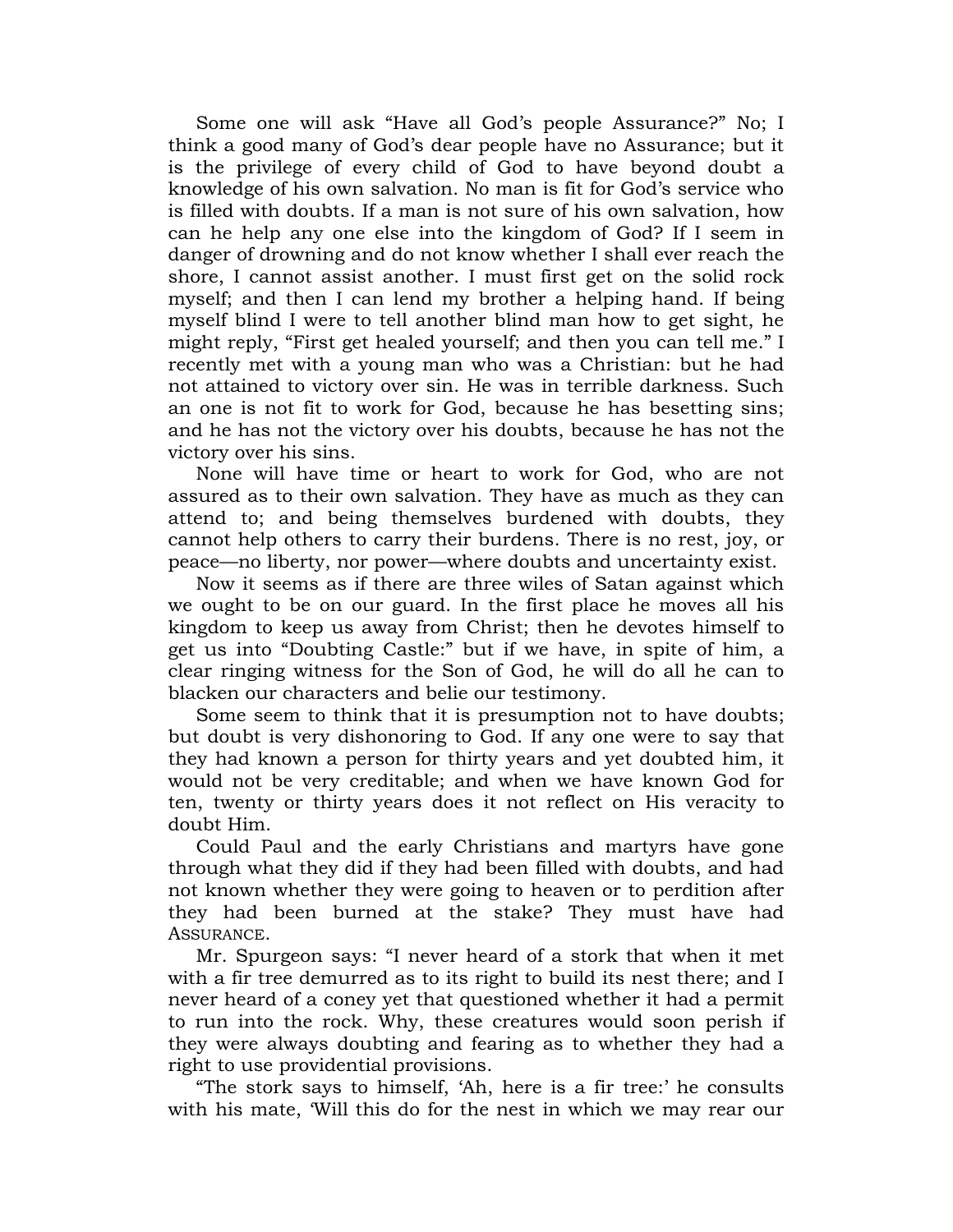Some one will ask "Have all God's people Assurance?" No; I think a good many of God's dear people have no Assurance; but it is the privilege of every child of God to have beyond doubt a knowledge of his own salvation. No man is fit for God's service who is filled with doubts. If a man is not sure of his own salvation, how can he help any one else into the kingdom of God? If I seem in danger of drowning and do not know whether I shall ever reach the shore, I cannot assist another. I must first get on the solid rock myself; and then I can lend my brother a helping hand. If being myself blind I were to tell another blind man how to get sight, he might reply, "First get healed yourself; and then you can tell me." I recently met with a young man who was a Christian: but he had not attained to victory over sin. He was in terrible darkness. Such an one is not fit to work for God, because he has besetting sins; and he has not the victory over his doubts, because he has not the victory over his sins.

None will have time or heart to work for God, who are not assured as to their own salvation. They have as much as they can attend to; and being themselves burdened with doubts, they cannot help others to carry their burdens. There is no rest, joy, or peace—no liberty, nor power—where doubts and uncertainty exist.

Now it seems as if there are three wiles of Satan against which we ought to be on our guard. In the first place he moves all his kingdom to keep us away from Christ; then he devotes himself to get us into "Doubting Castle:" but if we have, in spite of him, a clear ringing witness for the Son of God, he will do all he can to blacken our characters and belie our testimony.

Some seem to think that it is presumption not to have doubts; but doubt is very dishonoring to God. If any one were to say that they had known a person for thirty years and yet doubted him, it would not be very creditable; and when we have known God for ten, twenty or thirty years does it not reflect on His veracity to doubt Him.

Could Paul and the early Christians and martyrs have gone through what they did if they had been filled with doubts, and had not known whether they were going to heaven or to perdition after they had been burned at the stake? They must have had ASSURANCE.

Mr. Spurgeon says: "I never heard of a stork that when it met with a fir tree demurred as to its right to build its nest there; and I never heard of a coney yet that questioned whether it had a permit to run into the rock. Why, these creatures would soon perish if they were always doubting and fearing as to whether they had a right to use providential provisions.

"The stork says to himself, 'Ah, here is a fir tree:' he consults with his mate, 'Will this do for the nest in which we may rear our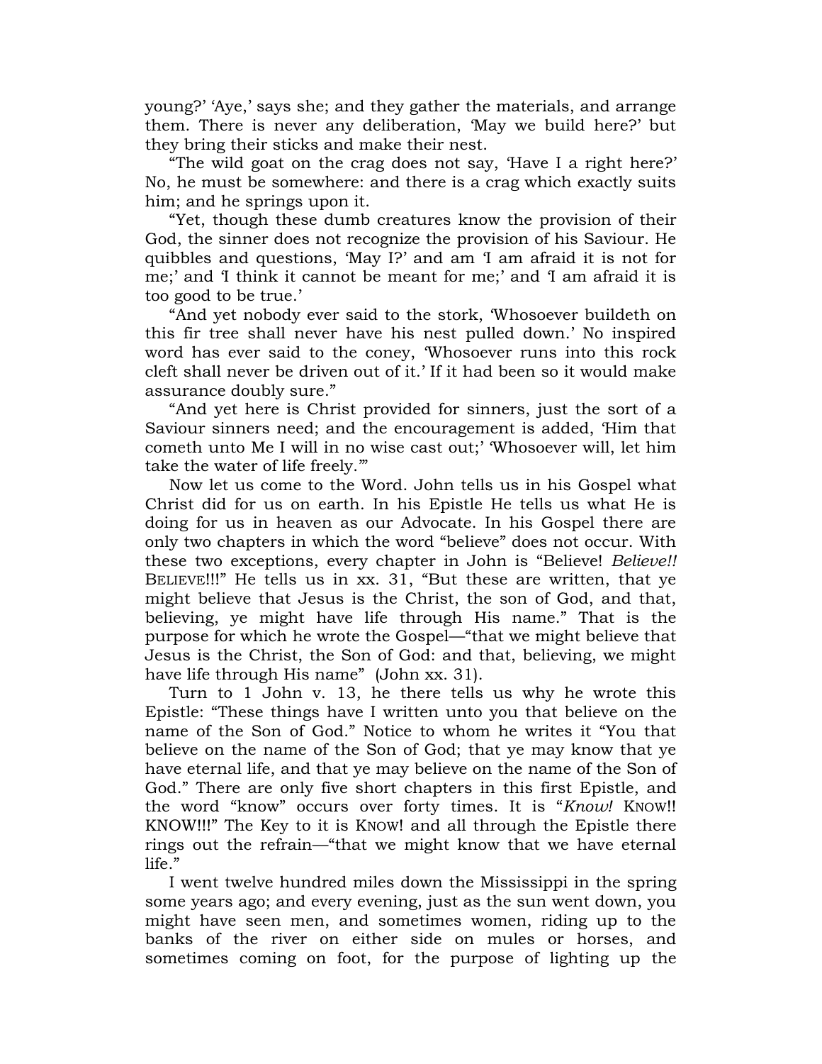young?' 'Aye,' says she; and they gather the materials, and arrange them. There is never any deliberation, 'May we build here?' but they bring their sticks and make their nest.

"The wild goat on the crag does not say, 'Have I a right here?' No, he must be somewhere: and there is a crag which exactly suits him; and he springs upon it.

"Yet, though these dumb creatures know the provision of their God, the sinner does not recognize the provision of his Saviour. He quibbles and questions, 'May I?' and am 'I am afraid it is not for me;' and 'I think it cannot be meant for me;' and 'I am afraid it is too good to be true.'

"And yet nobody ever said to the stork, 'Whosoever buildeth on this fir tree shall never have his nest pulled down.' No inspired word has ever said to the coney, 'Whosoever runs into this rock cleft shall never be driven out of it.' If it had been so it would make assurance doubly sure."

"And yet here is Christ provided for sinners, just the sort of a Saviour sinners need; and the encouragement is added, 'Him that cometh unto Me I will in no wise cast out;' 'Whosoever will, let him take the water of life freely.'"

Now let us come to the Word. John tells us in his Gospel what Christ did for us on earth. In his Epistle He tells us what He is doing for us in heaven as our Advocate. In his Gospel there are only two chapters in which the word "believe" does not occur. With these two exceptions, every chapter in John is "Believe! *Believe!!* BELIEVE!!!" He tells us in xx. 31, "But these are written, that ye might believe that Jesus is the Christ, the son of God, and that, believing, ye might have life through His name." That is the purpose for which he wrote the Gospel—"that we might believe that Jesus is the Christ, the Son of God: and that, believing, we might have life through His name" (John xx. 31).

Turn to 1 John v. 13, he there tells us why he wrote this Epistle: "These things have I written unto you that believe on the name of the Son of God." Notice to whom he writes it "You that believe on the name of the Son of God; that ye may know that ye have eternal life, and that ye may believe on the name of the Son of God." There are only five short chapters in this first Epistle, and the word "know" occurs over forty times. It is "*Know!* KNOW!! KNOW!!!" The Key to it is KNOW! and all through the Epistle there rings out the refrain—"that we might know that we have eternal life."

I went twelve hundred miles down the Mississippi in the spring some years ago; and every evening, just as the sun went down, you might have seen men, and sometimes women, riding up to the banks of the river on either side on mules or horses, and sometimes coming on foot, for the purpose of lighting up the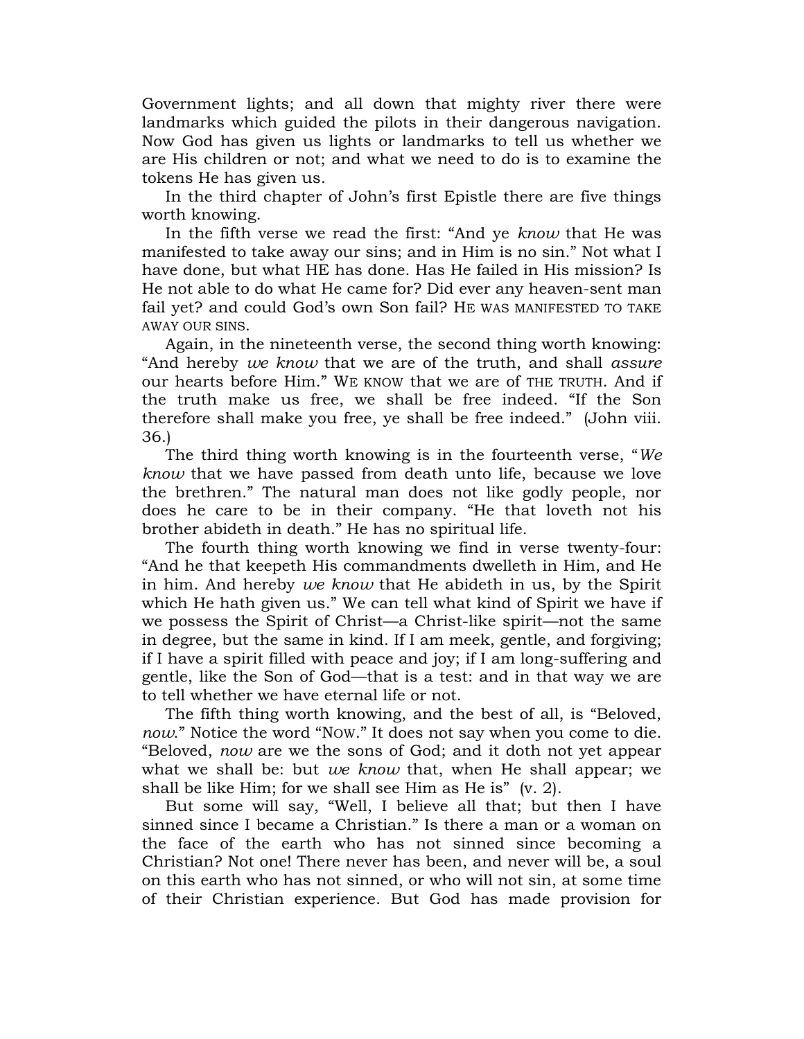Government lights; and all down that mighty river there were landmarks which guided the pilots in their dangerous navigation. Now God has given us lights or landmarks to tell us whether we are His children or not; and what we need to do is to examine the tokens He has given us.

In the third chapter of John's first Epistle there are five things worth knowing.

In the fifth verse we read the first: "And ye *know* that He was manifested to take away our sins; and in Him is no sin." Not what I have done, but what HE has done. Has He failed in His mission? Is He not able to do what He came for? Did ever any heaven-sent man fail yet? and could God's own Son fail? HE WAS MANIFESTED TO TAKE AWAY OUR SINS.

Again, in the nineteenth verse, the second thing worth knowing: "And hereby *we know* that we are of the truth, and shall *assure* our hearts before Him." WE KNOW that we are of THE TRUTH. And if the truth make us free, we shall be free indeed. "If the Son therefore shall make you free, ye shall be free indeed." (John viii. 36.)

The third thing worth knowing is in the fourteenth verse, "*We know* that we have passed from death unto life, because we love the brethren." The natural man does not like godly people, nor does he care to be in their company. "He that loveth not his brother abideth in death." He has no spiritual life.

The fourth thing worth knowing we find in verse twenty-four: "And he that keepeth His commandments dwelleth in Him, and He in him. And hereby *we know* that He abideth in us, by the Spirit which He hath given us." We can tell what kind of Spirit we have if we possess the Spirit of Christ—a Christ-like spirit—not the same in degree, but the same in kind. If I am meek, gentle, and forgiving; if I have a spirit filled with peace and joy; if I am long-suffering and gentle, like the Son of God—that is a test: and in that way we are to tell whether we have eternal life or not.

The fifth thing worth knowing, and the best of all, is "Beloved, *now*." Notice the word "NOW." It does not say when you come to die. "Beloved, *now* are we the sons of God; and it doth not yet appear what we shall be: but *we know* that, when He shall appear; we shall be like Him; for we shall see Him as He is" (v. 2).

But some will say, "Well, I believe all that; but then I have sinned since I became a Christian." Is there a man or a woman on the face of the earth who has not sinned since becoming a Christian? Not one! There never has been, and never will be, a soul on this earth who has not sinned, or who will not sin, at some time of their Christian experience. But God has made provision for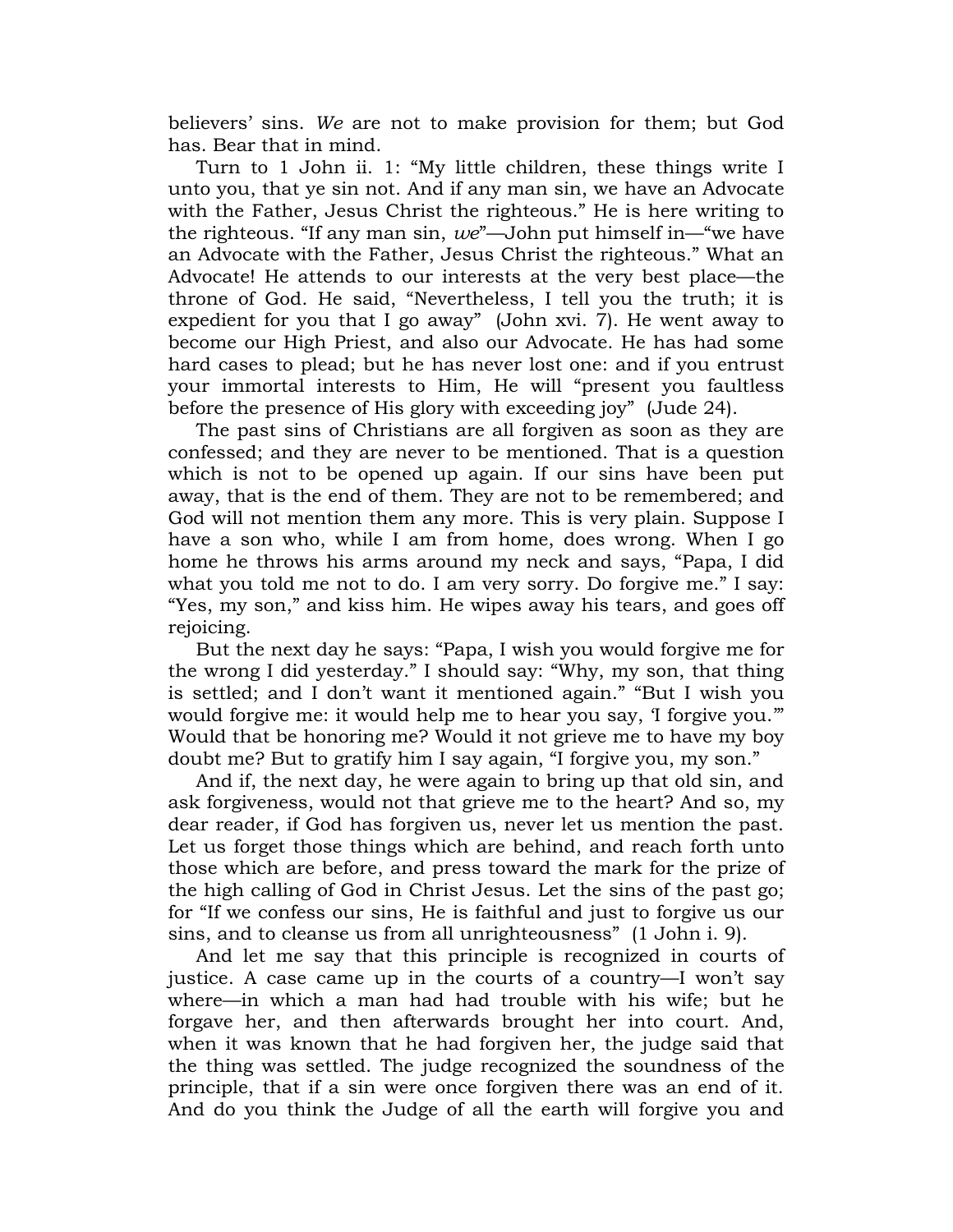believers' sins. *We* are not to make provision for them; but God has. Bear that in mind.

Turn to 1 John ii. 1: "My little children, these things write I unto you, that ye sin not. And if any man sin, we have an Advocate with the Father, Jesus Christ the righteous." He is here writing to the righteous. "If any man sin, *we*"—John put himself in—"we have an Advocate with the Father, Jesus Christ the righteous." What an Advocate! He attends to our interests at the very best place—the throne of God. He said, "Nevertheless, I tell you the truth; it is expedient for you that I go away" (John xvi. 7). He went away to become our High Priest, and also our Advocate. He has had some hard cases to plead; but he has never lost one: and if you entrust your immortal interests to Him, He will "present you faultless before the presence of His glory with exceeding joy" (Jude 24).

The past sins of Christians are all forgiven as soon as they are confessed; and they are never to be mentioned. That is a question which is not to be opened up again. If our sins have been put away, that is the end of them. They are not to be remembered; and God will not mention them any more. This is very plain. Suppose I have a son who, while I am from home, does wrong. When I go home he throws his arms around my neck and says, "Papa, I did what you told me not to do. I am very sorry. Do forgive me." I say: "Yes, my son," and kiss him. He wipes away his tears, and goes off rejoicing.

But the next day he says: "Papa, I wish you would forgive me for the wrong I did yesterday." I should say: "Why, my son, that thing is settled; and I don't want it mentioned again." "But I wish you would forgive me: it would help me to hear you say, 'I forgive you.'" Would that be honoring me? Would it not grieve me to have my boy doubt me? But to gratify him I say again, "I forgive you, my son."

And if, the next day, he were again to bring up that old sin, and ask forgiveness, would not that grieve me to the heart? And so, my dear reader, if God has forgiven us, never let us mention the past. Let us forget those things which are behind, and reach forth unto those which are before, and press toward the mark for the prize of the high calling of God in Christ Jesus. Let the sins of the past go; for "If we confess our sins, He is faithful and just to forgive us our sins, and to cleanse us from all unrighteousness" (1 John i. 9).

And let me say that this principle is recognized in courts of justice. A case came up in the courts of a country—I won't say where—in which a man had had trouble with his wife; but he forgave her, and then afterwards brought her into court. And, when it was known that he had forgiven her, the judge said that the thing was settled. The judge recognized the soundness of the principle, that if a sin were once forgiven there was an end of it. And do you think the Judge of all the earth will forgive you and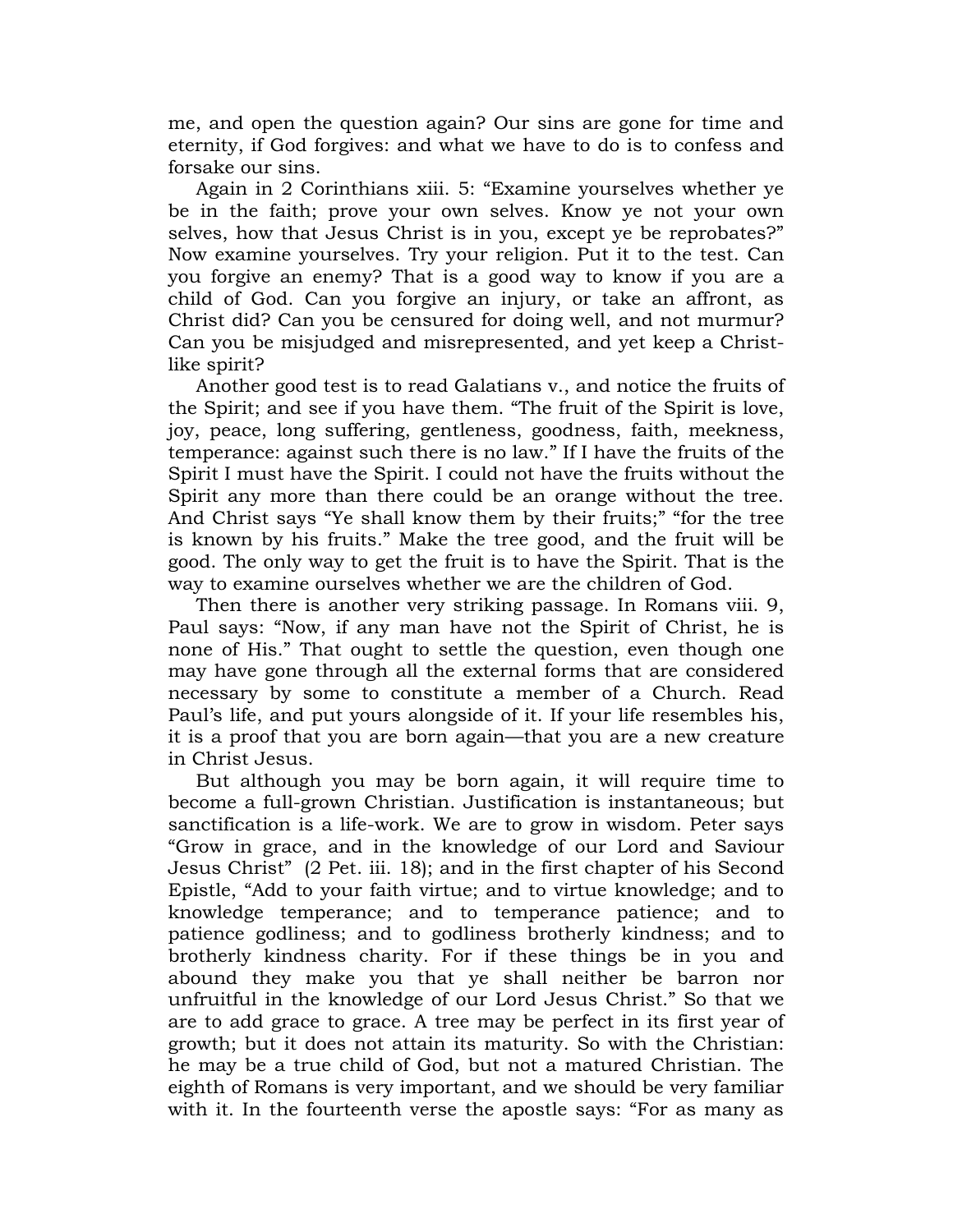me, and open the question again? Our sins are gone for time and eternity, if God forgives: and what we have to do is to confess and forsake our sins.

Again in 2 Corinthians xiii. 5: “Examine yourselves whether ye be in the faith; prove your own selves. Know ye not your own selves, how that Jesus Christ is in you, except ye be reprobates?” Now examine yourselves. Try your religion. Put it to the test. Can you forgive an enemy? That is a good way to know if you are a child of God. Can you forgive an injury, or take an affront, as Christ did? Can you be censured for doing well, and not murmur? Can you be misjudged and misrepresented, and yet keep a Christ-like spirit?

Another good test is to read Galatians v., and notice the fruits of the Spirit; and see if you have them. “The fruit of the Spirit is love, joy, peace, long suffering, gentleness, goodness, faith, meekness, temperance: against such there is no law.” If I have the fruits of the Spirit I must have the Spirit. I could not have the fruits without the Spirit any more than there could be an orange without the tree. And Christ says “Ye shall know them by their fruits;” “for the tree is known by his fruits.” Make the tree good, and the fruit will be good. The only way to get the fruit is to have the Spirit. That is the way to examine ourselves whether we are the children of God.

Then there is another very striking passage. In Romans viii. 9, Paul says: “Now, if any man have not the Spirit of Christ, he is none of His.” That ought to settle the question, even though one may have gone through all the external forms that are considered necessary by some to constitute a member of a Church. Read Paul’s life, and put yours alongside of it. If your life resembles his, it is a proof that you are born again—that you are a new creature in Christ Jesus.

But although you may be born again, it will require time to become a full-grown Christian. Justification is instantaneous; but sanctification is a life-work. We are to grow in wisdom. Peter says “Grow in grace, and in the knowledge of our Lord and Saviour Jesus Christ” (2 Pet. iii. 18); and in the first chapter of his Second Epistle, “Add to your faith virtue; and to virtue knowledge; and to knowledge temperance; and to temperance patience; and to patience godliness; and to godliness brotherly kindness; and to brotherly kindness charity. For if these things be in you and abound they make you that ye shall neither be barron nor unfruitful in the knowledge of our Lord Jesus Christ.” So that we are to add grace to grace. A tree may be perfect in its first year of growth; but it does not attain its maturity. So with the Christian: he may be a true child of God, but not a matured Christian. The eighth of Romans is very important, and we should be very familiar with it. In the fourteenth verse the apostle says: “For as many as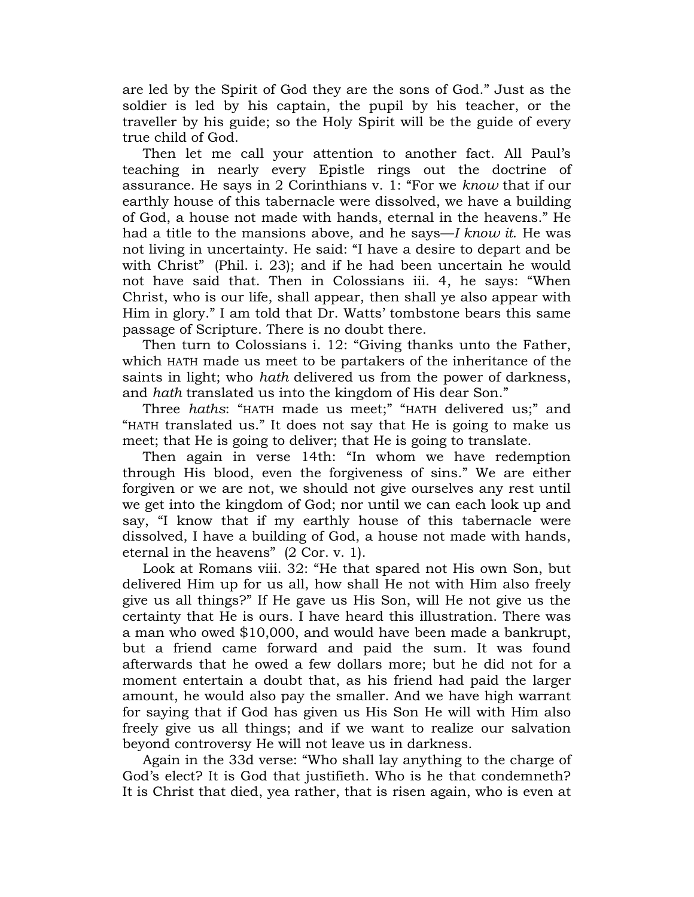are led by the Spirit of God they are the sons of God." Just as the soldier is led by his captain, the pupil by his teacher, or the traveller by his guide; so the Holy Spirit will be the guide of every true child of God.

Then let me call your attention to another fact. All Paul's teaching in nearly every Epistle rings out the doctrine of assurance. He says in 2 Corinthians v. 1: "For we *know* that if our earthly house of this tabernacle were dissolved, we have a building of God, a house not made with hands, eternal in the heavens." He had a title to the mansions above, and he says—*I know it*. He was not living in uncertainty. He said: "I have a desire to depart and be with Christ" (Phil. i. 23); and if he had been uncertain he would not have said that. Then in Colossians iii. 4, he says: "When Christ, who is our life, shall appear, then shall ye also appear with Him in glory." I am told that Dr. Watts' tombstone bears this same passage of Scripture. There is no doubt there.

Then turn to Colossians i. 12: "Giving thanks unto the Father, which HATH made us meet to be partakers of the inheritance of the saints in light; who *hath* delivered us from the power of darkness, and *hath* translated us into the kingdom of His dear Son."

Three *haths*: "HATH made us meet;" "HATH delivered us;" and "HATH translated us." It does not say that He is going to make us meet; that He is going to deliver; that He is going to translate.

Then again in verse 14th: "In whom we have redemption through His blood, even the forgiveness of sins." We are either forgiven or we are not, we should not give ourselves any rest until we get into the kingdom of God; nor until we can each look up and say, "I know that if my earthly house of this tabernacle were dissolved, I have a building of God, a house not made with hands, eternal in the heavens" (2 Cor. v. 1).

Look at Romans viii. 32: "He that spared not His own Son, but delivered Him up for us all, how shall He not with Him also freely give us all things?" If He gave us His Son, will He not give us the certainty that He is ours. I have heard this illustration. There was a man who owed $10,000, and would have been made a bankrupt, but a friend came forward and paid the sum. It was found afterwards that he owed a few dollars more; but he did not for a moment entertain a doubt that, as his friend had paid the larger amount, he would also pay the smaller. And we have high warrant for saying that if God has given us His Son He will with Him also freely give us all things; and if we want to realize our salvation beyond controversy He will not leave us in darkness.

Again in the 33d verse: "Who shall lay anything to the charge of God's elect? It is God that justifieth. Who is he that condemneth? It is Christ that died, yea rather, that is risen again, who is even at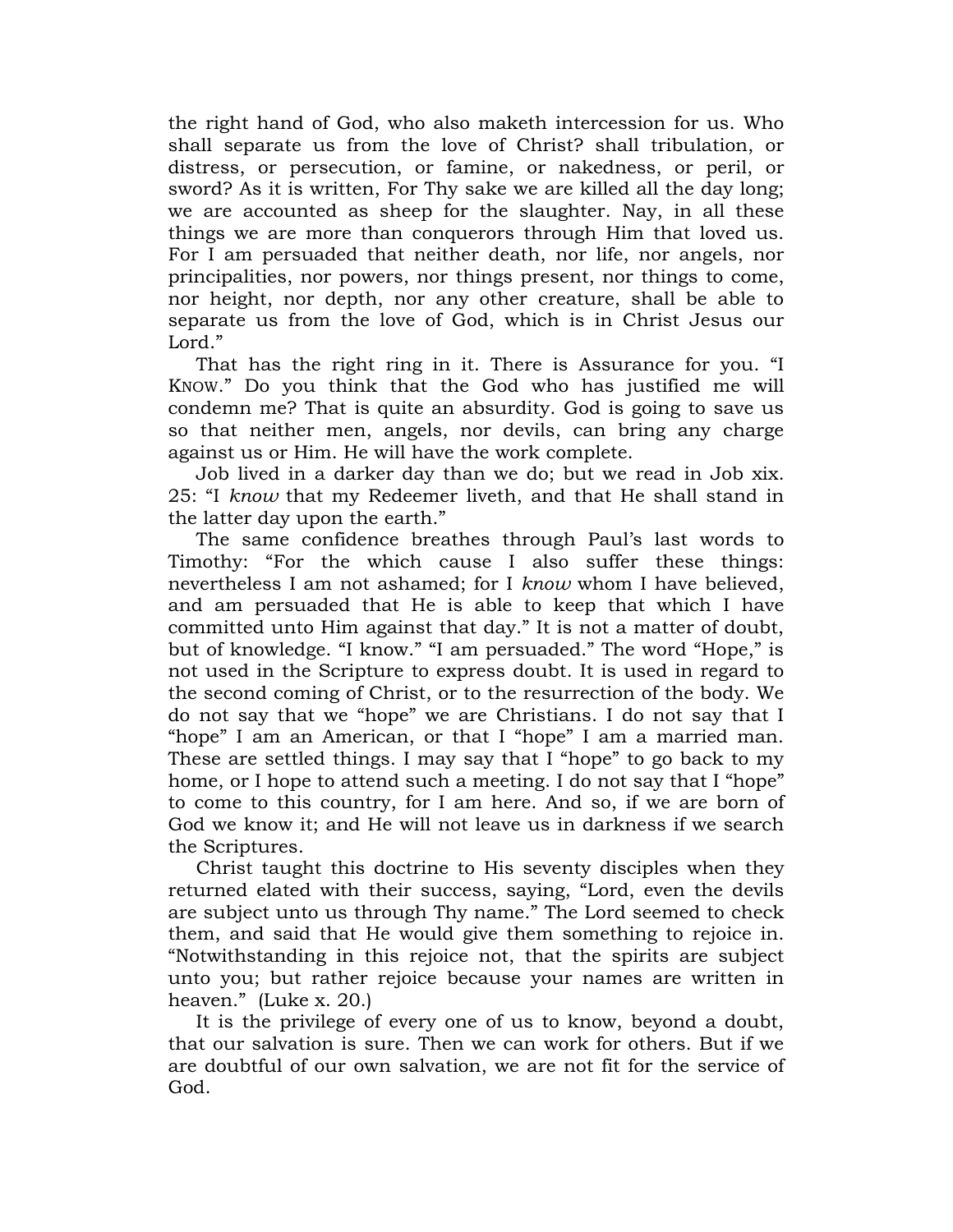the right hand of God, who also maketh intercession for us. Who shall separate us from the love of Christ? shall tribulation, or distress, or persecution, or famine, or nakedness, or peril, or sword? As it is written, For Thy sake we are killed all the day long; we are accounted as sheep for the slaughter. Nay, in all these things we are more than conquerors through Him that loved us. For I am persuaded that neither death, nor life, nor angels, nor principalities, nor powers, nor things present, nor things to come, nor height, nor depth, nor any other creature, shall be able to separate us from the love of God, which is in Christ Jesus our Lord."

That has the right ring in it. There is Assurance for you. "I KNOW." Do you think that the God who has justified me will condemn me? That is quite an absurdity. God is going to save us so that neither men, angels, nor devils, can bring any charge against us or Him. He will have the work complete.

Job lived in a darker day than we do; but we read in Job xix. 25: "I *know* that my Redeemer liveth, and that He shall stand in the latter day upon the earth."

The same confidence breathes through Paul's last words to Timothy: "For the which cause I also suffer these things: nevertheless I am not ashamed; for I *know* whom I have believed, and am persuaded that He is able to keep that which I have committed unto Him against that day." It is not a matter of doubt, but of knowledge. "I know." "I am persuaded." The word "Hope," is not used in the Scripture to express doubt. It is used in regard to the second coming of Christ, or to the resurrection of the body. We do not say that we "hope" we are Christians. I do not say that I "hope" I am an American, or that I "hope" I am a married man. These are settled things. I may say that I "hope" to go back to my home, or I hope to attend such a meeting. I do not say that I "hope" to come to this country, for I am here. And so, if we are born of God we know it; and He will not leave us in darkness if we search the Scriptures.

Christ taught this doctrine to His seventy disciples when they returned elated with their success, saying, "Lord, even the devils are subject unto us through Thy name." The Lord seemed to check them, and said that He would give them something to rejoice in. "Notwithstanding in this rejoice not, that the spirits are subject unto you; but rather rejoice because your names are written in heaven." (Luke x. 20.)

It is the privilege of every one of us to know, beyond a doubt, that our salvation is sure. Then we can work for others. But if we are doubtful of our own salvation, we are not fit for the service of God.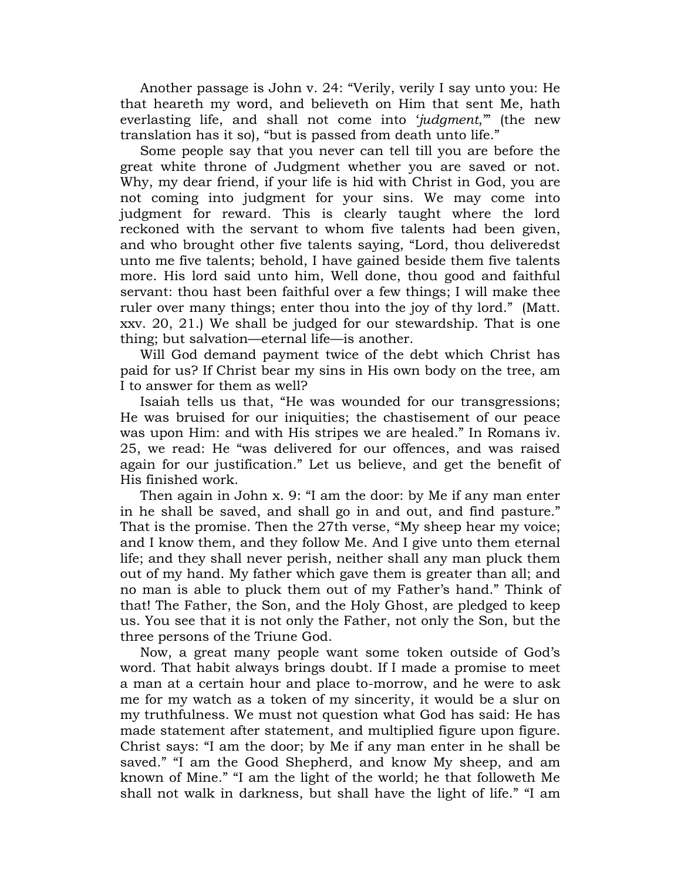Another passage is John v. 24: “Verily, verily I say unto you: He that heareth my word, and believeth on Him that sent Me, hath everlasting life, and shall not come into ‘*judgment*,’” (the new translation has it so), “but is passed from death unto life.”

Some people say that you never can tell till you are before the great white throne of Judgment whether you are saved or not. Why, my dear friend, if your life is hid with Christ in God, you are not coming into judgment for your sins. We may come into judgment for reward. This is clearly taught where the lord reckoned with the servant to whom five talents had been given, and who brought other five talents saying, “Lord, thou deliveredst unto me five talents; behold, I have gained beside them five talents more. His lord said unto him, Well done, thou good and faithful servant: thou hast been faithful over a few things; I will make thee ruler over many things; enter thou into the joy of thy lord.” (Matt. xxv. 20, 21.) We shall be judged for our stewardship. That is one thing; but salvation—eternal life—is another.

Will God demand payment twice of the debt which Christ has paid for us? If Christ bear my sins in His own body on the tree, am I to answer for them as well?

Isaiah tells us that, “He was wounded for our transgressions; He was bruised for our iniquities; the chastisement of our peace was upon Him: and with His stripes we are healed.” In Romans iv. 25, we read: He “was delivered for our offences, and was raised again for our justification.” Let us believe, and get the benefit of His finished work.

Then again in John x. 9: “I am the door: by Me if any man enter in he shall be saved, and shall go in and out, and find pasture.” That is the promise. Then the 27th verse, “My sheep hear my voice; and I know them, and they follow Me. And I give unto them eternal life; and they shall never perish, neither shall any man pluck them out of my hand. My father which gave them is greater than all; and no man is able to pluck them out of my Father’s hand.” Think of that! The Father, the Son, and the Holy Ghost, are pledged to keep us. You see that it is not only the Father, not only the Son, but the three persons of the Triune God.

Now, a great many people want some token outside of God’s word. That habit always brings doubt. If I made a promise to meet a man at a certain hour and place to-morrow, and he were to ask me for my watch as a token of my sincerity, it would be a slur on my truthfulness. We must not question what God has said: He has made statement after statement, and multiplied figure upon figure. Christ says: “I am the door; by Me if any man enter in he shall be saved.” “I am the Good Shepherd, and know My sheep, and am known of Mine.” “I am the light of the world; he that followeth Me shall not walk in darkness, but shall have the light of life.” “I am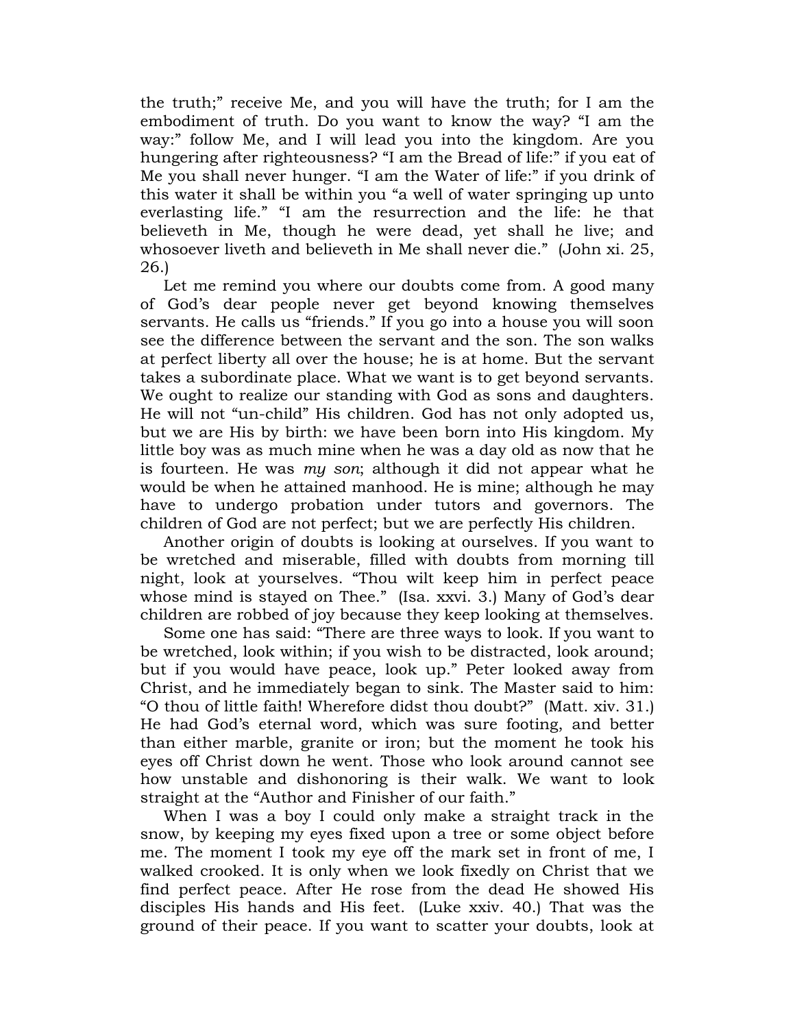the truth;" receive Me, and you will have the truth; for I am the embodiment of truth. Do you want to know the way? "I am the way:" follow Me, and I will lead you into the kingdom. Are you hungering after righteousness? "I am the Bread of life:" if you eat of Me you shall never hunger. "I am the Water of life:" if you drink of this water it shall be within you "a well of water springing up unto everlasting life." "I am the resurrection and the life: he that believeth in Me, though he were dead, yet shall he live; and whosoever liveth and believeth in Me shall never die." (John xi. 25, 26.)

Let me remind you where our doubts come from. A good many of God's dear people never get beyond knowing themselves servants. He calls us "friends." If you go into a house you will soon see the difference between the servant and the son. The son walks at perfect liberty all over the house; he is at home. But the servant takes a subordinate place. What we want is to get beyond servants. We ought to realize our standing with God as sons and daughters. He will not "un-child" His children. God has not only adopted us, but we are His by birth: we have been born into His kingdom. My little boy was as much mine when he was a day old as now that he is fourteen. He was *my son*; although it did not appear what he would be when he attained manhood. He is mine; although he may have to undergo probation under tutors and governors. The children of God are not perfect; but we are perfectly His children.

Another origin of doubts is looking at ourselves. If you want to be wretched and miserable, filled with doubts from morning till night, look at yourselves. "Thou wilt keep him in perfect peace whose mind is stayed on Thee." (Isa. xxvi. 3.) Many of God's dear children are robbed of joy because they keep looking at themselves.

Some one has said: "There are three ways to look. If you want to be wretched, look within; if you wish to be distracted, look around; but if you would have peace, look up." Peter looked away from Christ, and he immediately began to sink. The Master said to him: "O thou of little faith! Wherefore didst thou doubt?" (Matt. xiv. 31.) He had God's eternal word, which was sure footing, and better than either marble, granite or iron; but the moment he took his eyes off Christ down he went. Those who look around cannot see how unstable and dishonoring is their walk. We want to look straight at the "Author and Finisher of our faith."

When I was a boy I could only make a straight track in the snow, by keeping my eyes fixed upon a tree or some object before me. The moment I took my eye off the mark set in front of me, I walked crooked. It is only when we look fixedly on Christ that we find perfect peace. After He rose from the dead He showed His disciples His hands and His feet. (Luke xxiv. 40.) That was the ground of their peace. If you want to scatter your doubts, look at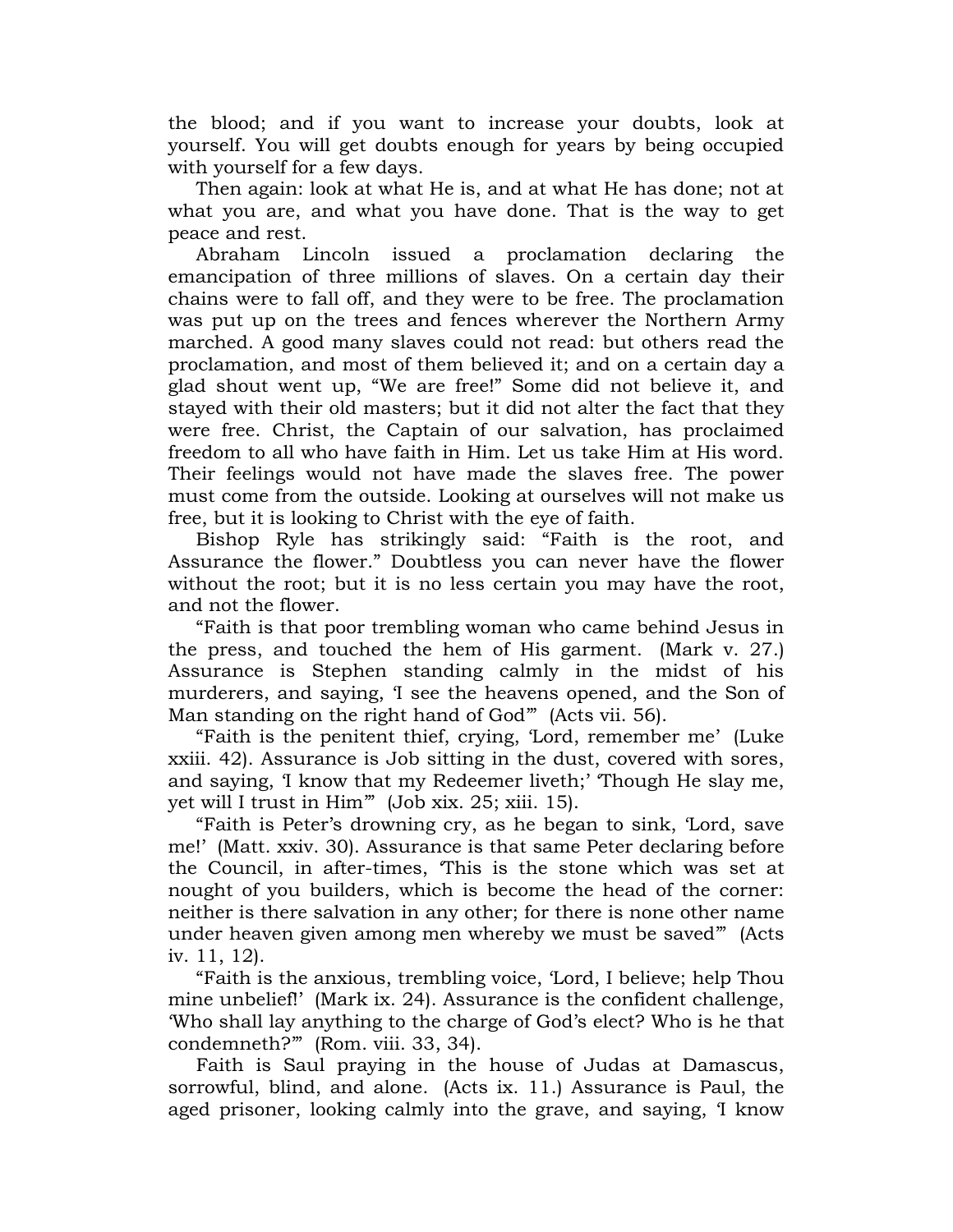the blood; and if you want to increase your doubts, look at yourself. You will get doubts enough for years by being occupied with yourself for a few days.

Then again: look at what He is, and at what He has done; not at what you are, and what you have done. That is the way to get peace and rest.

Abraham Lincoln issued a proclamation declaring the emancipation of three millions of slaves. On a certain day their chains were to fall off, and they were to be free. The proclamation was put up on the trees and fences wherever the Northern Army marched. A good many slaves could not read: but others read the proclamation, and most of them believed it; and on a certain day a glad shout went up, "We are free!" Some did not believe it, and stayed with their old masters; but it did not alter the fact that they were free. Christ, the Captain of our salvation, has proclaimed freedom to all who have faith in Him. Let us take Him at His word. Their feelings would not have made the slaves free. The power must come from the outside. Looking at ourselves will not make us free, but it is looking to Christ with the eye of faith.

Bishop Ryle has strikingly said: "Faith is the root, and Assurance the flower." Doubtless you can never have the flower without the root; but it is no less certain you may have the root, and not the flower.

"Faith is that poor trembling woman who came behind Jesus in the press, and touched the hem of His garment. (Mark v. 27.) Assurance is Stephen standing calmly in the midst of his murderers, and saying, 'I see the heavens opened, and the Son of Man standing on the right hand of God'" (Acts vii. 56).

"Faith is the penitent thief, crying, 'Lord, remember me' (Luke xxiii. 42). Assurance is Job sitting in the dust, covered with sores, and saying, 'I know that my Redeemer liveth;' 'Though He slay me, yet will I trust in Him'" (Job xix. 25; xiii. 15).

"Faith is Peter's drowning cry, as he began to sink, 'Lord, save me!' (Matt. xxiv. 30). Assurance is that same Peter declaring before the Council, in after-times, 'This is the stone which was set at nought of you builders, which is become the head of the corner: neither is there salvation in any other; for there is none other name under heaven given among men whereby we must be saved'" (Acts iv. 11, 12).

"Faith is the anxious, trembling voice, 'Lord, I believe; help Thou mine unbelief!' (Mark ix. 24). Assurance is the confident challenge, 'Who shall lay anything to the charge of God's elect? Who is he that condemneth?'" (Rom. viii. 33, 34).

Faith is Saul praying in the house of Judas at Damascus, sorrowful, blind, and alone. (Acts ix. 11.) Assurance is Paul, the aged prisoner, looking calmly into the grave, and saying, 'I know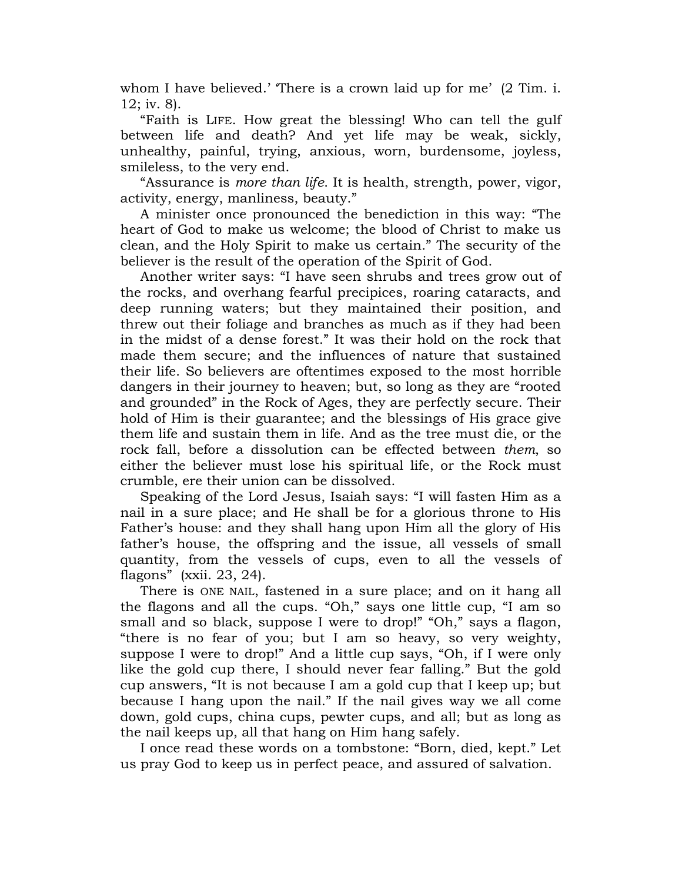whom I have believed.' 'There is a crown laid up for me' (2 Tim. i. 12; iv. 8).

"Faith is LIFE. How great the blessing! Who can tell the gulf between life and death? And yet life may be weak, sickly, unhealthy, painful, trying, anxious, worn, burdensome, joyless, smileless, to the very end.

"Assurance is *more than life*. It is health, strength, power, vigor, activity, energy, manliness, beauty."

A minister once pronounced the benediction in this way: "The heart of God to make us welcome; the blood of Christ to make us clean, and the Holy Spirit to make us certain." The security of the believer is the result of the operation of the Spirit of God.

Another writer says: "I have seen shrubs and trees grow out of the rocks, and overhang fearful precipices, roaring cataracts, and deep running waters; but they maintained their position, and threw out their foliage and branches as much as if they had been in the midst of a dense forest." It was their hold on the rock that made them secure; and the influences of nature that sustained their life. So believers are oftentimes exposed to the most horrible dangers in their journey to heaven; but, so long as they are "rooted and grounded" in the Rock of Ages, they are perfectly secure. Their hold of Him is their guarantee; and the blessings of His grace give them life and sustain them in life. And as the tree must die, or the rock fall, before a dissolution can be effected between *them*, so either the believer must lose his spiritual life, or the Rock must crumble, ere their union can be dissolved.

Speaking of the Lord Jesus, Isaiah says: "I will fasten Him as a nail in a sure place; and He shall be for a glorious throne to His Father's house: and they shall hang upon Him all the glory of His father's house, the offspring and the issue, all vessels of small quantity, from the vessels of cups, even to all the vessels of flagons" (xxii. 23, 24).

There is ONE NAIL, fastened in a sure place; and on it hang all the flagons and all the cups. "Oh," says one little cup, "I am so small and so black, suppose I were to drop!" "Oh," says a flagon, "there is no fear of you; but I am so heavy, so very weighty, suppose I were to drop!" And a little cup says, "Oh, if I were only like the gold cup there, I should never fear falling." But the gold cup answers, "It is not because I am a gold cup that I keep up; but because I hang upon the nail." If the nail gives way we all come down, gold cups, china cups, pewter cups, and all; but as long as the nail keeps up, all that hang on Him hang safely.

I once read these words on a tombstone: "Born, died, kept." Let us pray God to keep us in perfect peace, and assured of salvation.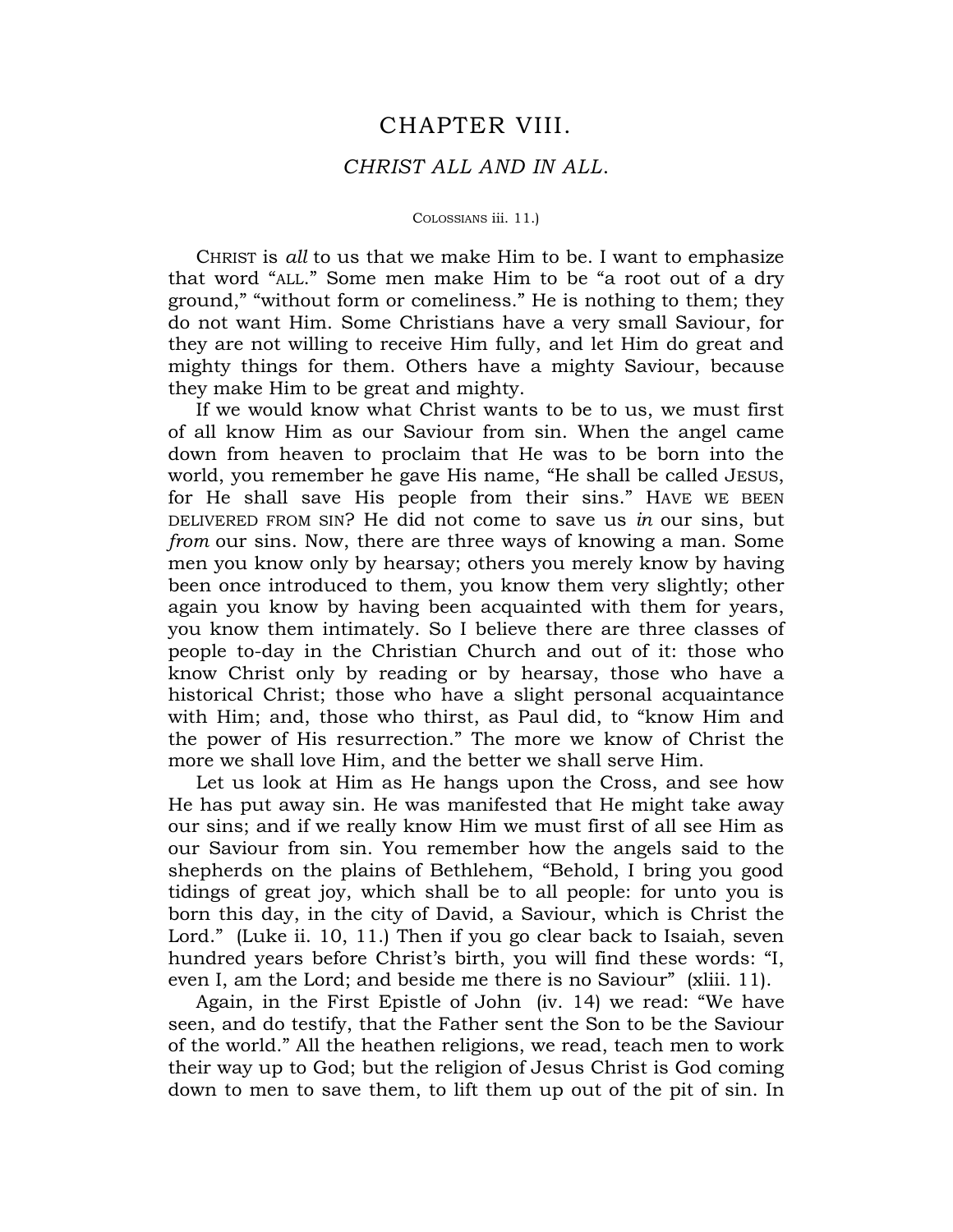# CHAPTER VIII.

## *CHRIST ALL AND IN ALL.*

COLOSSIANS iii. 11.)

CHRIST is *all* to us that we make Him to be. I want to emphasize that word "ALL." Some men make Him to be "a root out of a dry ground," "without form or comeliness." He is nothing to them; they do not want Him. Some Christians have a very small Saviour, for they are not willing to receive Him fully, and let Him do great and mighty things for them. Others have a mighty Saviour, because they make Him to be great and mighty.

If we would know what Christ wants to be to us, we must first of all know Him as our Saviour from sin. When the angel came down from heaven to proclaim that He was to be born into the world, you remember he gave His name, "He shall be called JESUS, for He shall save His people from their sins." HAVE WE BEEN DELIVERED FROM SIN? He did not come to save us *in* our sins, but *from* our sins. Now, there are three ways of knowing a man. Some men you know only by hearsay; others you merely know by having been once introduced to them, you know them very slightly; other again you know by having been acquainted with them for years, you know them intimately. So I believe there are three classes of people to-day in the Christian Church and out of it: those who know Christ only by reading or by hearsay, those who have a historical Christ; those who have a slight personal acquaintance with Him; and, those who thirst, as Paul did, to "know Him and the power of His resurrection." The more we know of Christ the more we shall love Him, and the better we shall serve Him.

Let us look at Him as He hangs upon the Cross, and see how He has put away sin. He was manifested that He might take away our sins; and if we really know Him we must first of all see Him as our Saviour from sin. You remember how the angels said to the shepherds on the plains of Bethlehem, "Behold, I bring you good tidings of great joy, which shall be to all people: for unto you is born this day, in the city of David, a Saviour, which is Christ the Lord." (Luke ii. 10, 11.) Then if you go clear back to Isaiah, seven hundred years before Christ's birth, you will find these words: "I, even I, am the Lord; and beside me there is no Saviour" (xliii. 11).

Again, in the First Epistle of John (iv. 14) we read: "We have seen, and do testify, that the Father sent the Son to be the Saviour of the world." All the heathen religions, we read, teach men to work their way up to God; but the religion of Jesus Christ is God coming down to men to save them, to lift them up out of the pit of sin. In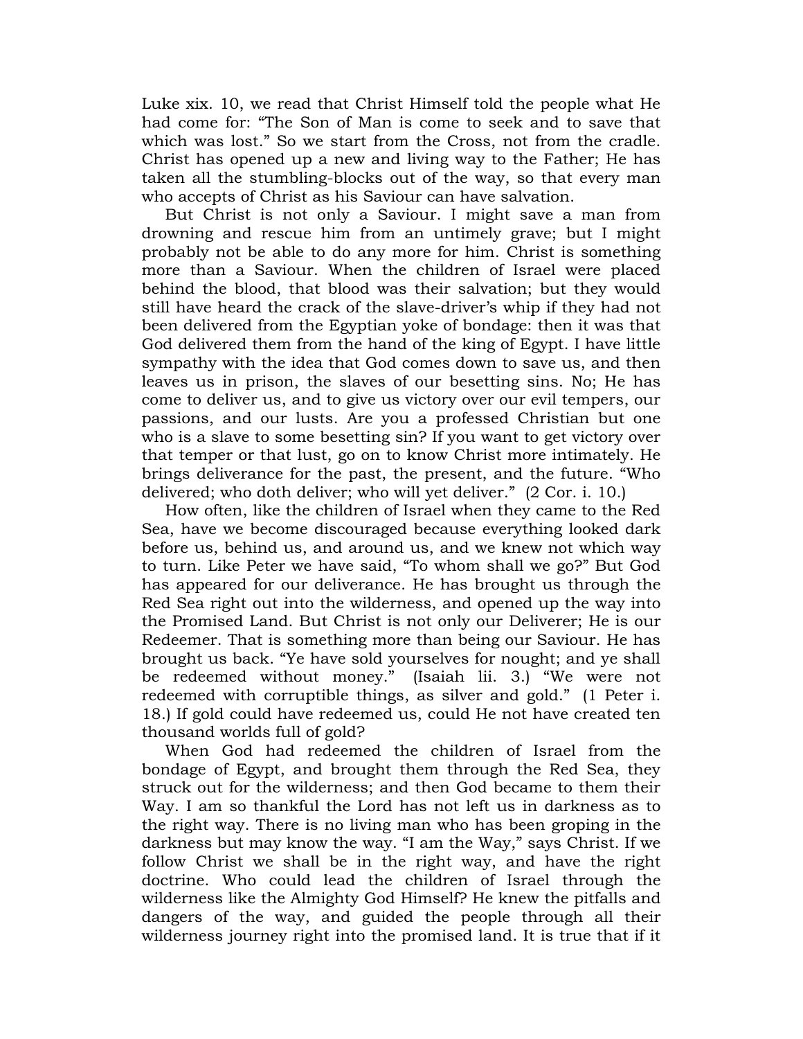Luke xix. 10, we read that Christ Himself told the people what He had come for: “The Son of Man is come to seek and to save that which was lost.” So we start from the Cross, not from the cradle. Christ has opened up a new and living way to the Father; He has taken all the stumbling-blocks out of the way, so that every man who accepts of Christ as his Saviour can have salvation.

But Christ is not only a Saviour. I might save a man from drowning and rescue him from an untimely grave; but I might probably not be able to do any more for him. Christ is something more than a Saviour. When the children of Israel were placed behind the blood, that blood was their salvation; but they would still have heard the crack of the slave-driver’s whip if they had not been delivered from the Egyptian yoke of bondage: then it was that God delivered them from the hand of the king of Egypt. I have little sympathy with the idea that God comes down to save us, and then leaves us in prison, the slaves of our besetting sins. No; He has come to deliver us, and to give us victory over our evil tempers, our passions, and our lusts. Are you a professed Christian but one who is a slave to some besetting sin? If you want to get victory over that temper or that lust, go on to know Christ more intimately. He brings deliverance for the past, the present, and the future. “Who delivered; who doth deliver; who will yet deliver.” (2 Cor. i. 10.)

How often, like the children of Israel when they came to the Red Sea, have we become discouraged because everything looked dark before us, behind us, and around us, and we knew not which way to turn. Like Peter we have said, “To whom shall we go?” But God has appeared for our deliverance. He has brought us through the Red Sea right out into the wilderness, and opened up the way into the Promised Land. But Christ is not only our Deliverer; He is our Redeemer. That is something more than being our Saviour. He has brought us back. “Ye have sold yourselves for nought; and ye shall be redeemed without money.” (Isaiah lii. 3.) “We were not redeemed with corruptible things, as silver and gold.” (1 Peter i. 18.) If gold could have redeemed us, could He not have created ten thousand worlds full of gold?

When God had redeemed the children of Israel from the bondage of Egypt, and brought them through the Red Sea, they struck out for the wilderness; and then God became to them their Way. I am so thankful the Lord has not left us in darkness as to the right way. There is no living man who has been groping in the darkness but may know the way. “I am the Way,” says Christ. If we follow Christ we shall be in the right way, and have the right doctrine. Who could lead the children of Israel through the wilderness like the Almighty God Himself? He knew the pitfalls and dangers of the way, and guided the people through all their wilderness journey right into the promised land. It is true that if it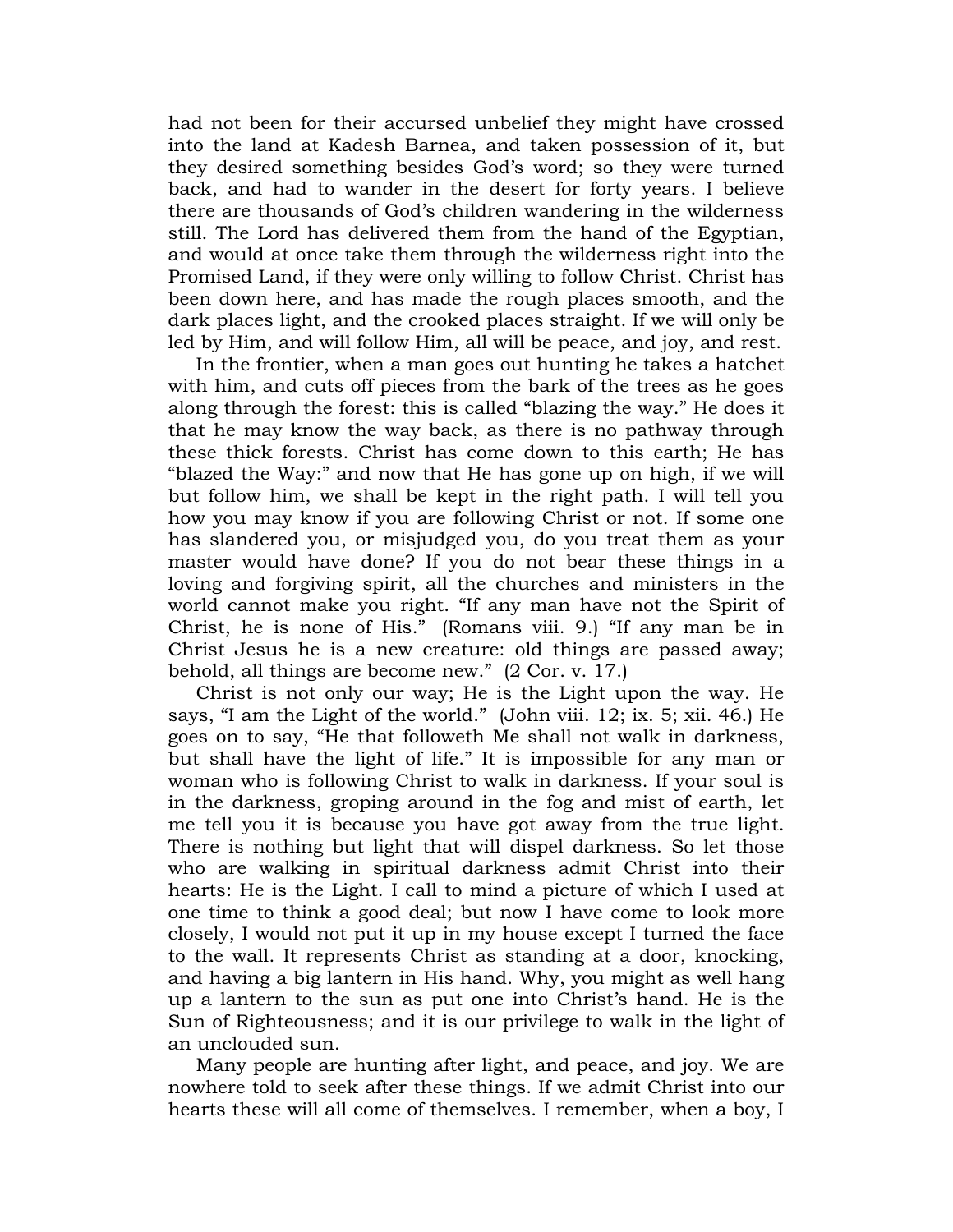had not been for their accursed unbelief they might have crossed into the land at Kadesh Barnea, and taken possession of it, but they desired something besides God's word; so they were turned back, and had to wander in the desert for forty years. I believe there are thousands of God's children wandering in the wilderness still. The Lord has delivered them from the hand of the Egyptian, and would at once take them through the wilderness right into the Promised Land, if they were only willing to follow Christ. Christ has been down here, and has made the rough places smooth, and the dark places light, and the crooked places straight. If we will only be led by Him, and will follow Him, all will be peace, and joy, and rest.

In the frontier, when a man goes out hunting he takes a hatchet with him, and cuts off pieces from the bark of the trees as he goes along through the forest: this is called "blazing the way." He does it that he may know the way back, as there is no pathway through these thick forests. Christ has come down to this earth; He has "blazed the Way:" and now that He has gone up on high, if we will but follow him, we shall be kept in the right path. I will tell you how you may know if you are following Christ or not. If some one has slandered you, or misjudged you, do you treat them as your master would have done? If you do not bear these things in a loving and forgiving spirit, all the churches and ministers in the world cannot make you right. "If any man have not the Spirit of Christ, he is none of His." (Romans viii. 9.) "If any man be in Christ Jesus he is a new creature: old things are passed away; behold, all things are become new." (2 Cor. v. 17.)

Christ is not only our way; He is the Light upon the way. He says, "I am the Light of the world." (John viii. 12; ix. 5; xii. 46.) He goes on to say, "He that followeth Me shall not walk in darkness, but shall have the light of life." It is impossible for any man or woman who is following Christ to walk in darkness. If your soul is in the darkness, groping around in the fog and mist of earth, let me tell you it is because you have got away from the true light. There is nothing but light that will dispel darkness. So let those who are walking in spiritual darkness admit Christ into their hearts: He is the Light. I call to mind a picture of which I used at one time to think a good deal; but now I have come to look more closely, I would not put it up in my house except I turned the face to the wall. It represents Christ as standing at a door, knocking, and having a big lantern in His hand. Why, you might as well hang up a lantern to the sun as put one into Christ's hand. He is the Sun of Righteousness; and it is our privilege to walk in the light of an unclouded sun.

Many people are hunting after light, and peace, and joy. We are nowhere told to seek after these things. If we admit Christ into our hearts these will all come of themselves. I remember, when a boy, I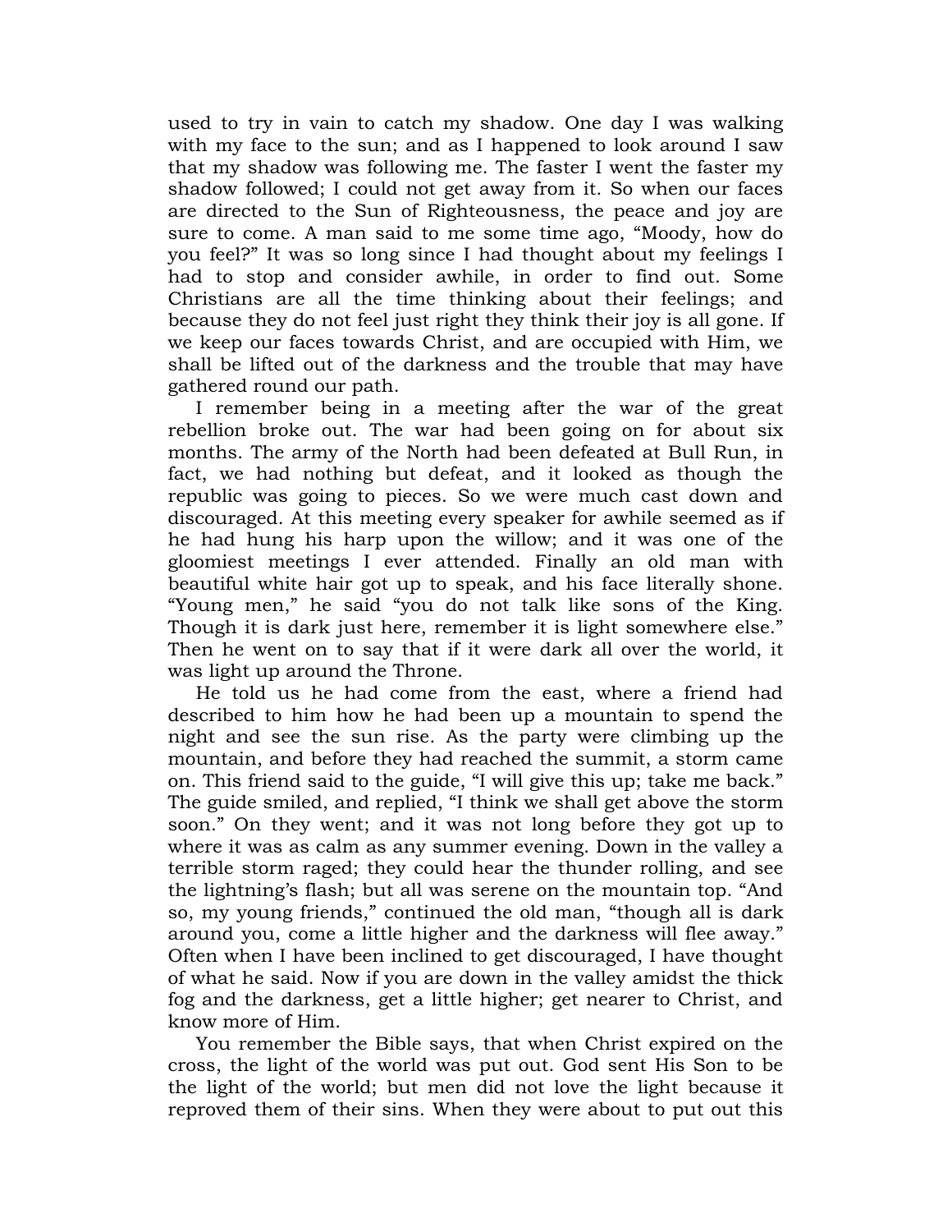used to try in vain to catch my shadow. One day I was walking with my face to the sun; and as I happened to look around I saw that my shadow was following me. The faster I went the faster my shadow followed; I could not get away from it. So when our faces are directed to the Sun of Righteousness, the peace and joy are sure to come. A man said to me some time ago, "Moody, how do you feel?" It was so long since I had thought about my feelings I had to stop and consider awhile, in order to find out. Some Christians are all the time thinking about their feelings; and because they do not feel just right they think their joy is all gone. If we keep our faces towards Christ, and are occupied with Him, we shall be lifted out of the darkness and the trouble that may have gathered round our path.

I remember being in a meeting after the war of the great rebellion broke out. The war had been going on for about six months. The army of the North had been defeated at Bull Run, in fact, we had nothing but defeat, and it looked as though the republic was going to pieces. So we were much cast down and discouraged. At this meeting every speaker for awhile seemed as if he had hung his harp upon the willow; and it was one of the gloomiest meetings I ever attended. Finally an old man with beautiful white hair got up to speak, and his face literally shone. "Young men," he said "you do not talk like sons of the King. Though it is dark just here, remember it is light somewhere else." Then he went on to say that if it were dark all over the world, it was light up around the Throne.

He told us he had come from the east, where a friend had described to him how he had been up a mountain to spend the night and see the sun rise. As the party were climbing up the mountain, and before they had reached the summit, a storm came on. This friend said to the guide, "I will give this up; take me back." The guide smiled, and replied, "I think we shall get above the storm soon." On they went; and it was not long before they got up to where it was as calm as any summer evening. Down in the valley a terrible storm raged; they could hear the thunder rolling, and see the lightning's flash; but all was serene on the mountain top. "And so, my young friends," continued the old man, "though all is dark around you, come a little higher and the darkness will flee away." Often when I have been inclined to get discouraged, I have thought of what he said. Now if you are down in the valley amidst the thick fog and the darkness, get a little higher; get nearer to Christ, and know more of Him.

You remember the Bible says, that when Christ expired on the cross, the light of the world was put out. God sent His Son to be the light of the world; but men did not love the light because it reproved them of their sins. When they were about to put out this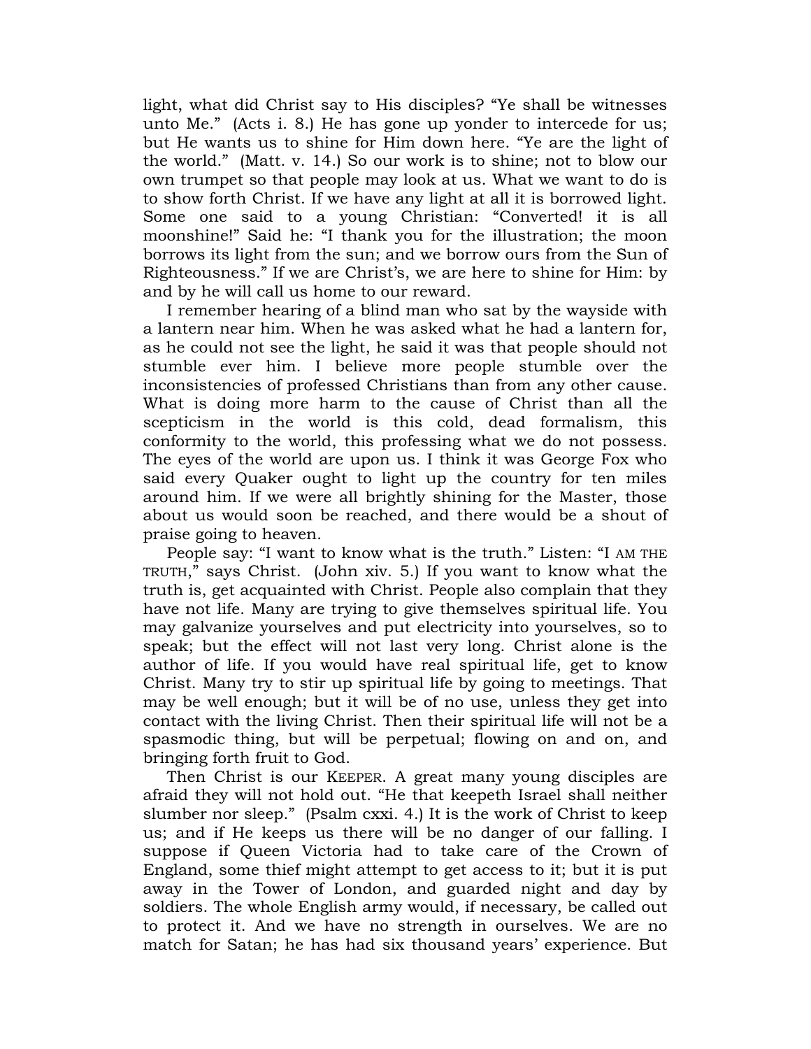light, what did Christ say to His disciples? "Ye shall be witnesses unto Me." (Acts i. 8.) He has gone up yonder to intercede for us; but He wants us to shine for Him down here. "Ye are the light of the world." (Matt. v. 14.) So our work is to shine; not to blow our own trumpet so that people may look at us. What we want to do is to show forth Christ. If we have any light at all it is borrowed light. Some one said to a young Christian: "Converted! it is all moonshine!" Said he: "I thank you for the illustration; the moon borrows its light from the sun; and we borrow ours from the Sun of Righteousness." If we are Christ's, we are here to shine for Him: by and by he will call us home to our reward.

I remember hearing of a blind man who sat by the wayside with a lantern near him. When he was asked what he had a lantern for, as he could not see the light, he said it was that people should not stumble ever him. I believe more people stumble over the inconsistencies of professed Christians than from any other cause. What is doing more harm to the cause of Christ than all the scepticism in the world is this cold, dead formalism, this conformity to the world, this professing what we do not possess. The eyes of the world are upon us. I think it was George Fox who said every Quaker ought to light up the country for ten miles around him. If we were all brightly shining for the Master, those about us would soon be reached, and there would be a shout of praise going to heaven.

People say: "I want to know what is the truth." Listen: "I AM THE TRUTH," says Christ. (John xiv. 5.) If you want to know what the truth is, get acquainted with Christ. People also complain that they have not life. Many are trying to give themselves spiritual life. You may galvanize yourselves and put electricity into yourselves, so to speak; but the effect will not last very long. Christ alone is the author of life. If you would have real spiritual life, get to know Christ. Many try to stir up spiritual life by going to meetings. That may be well enough; but it will be of no use, unless they get into contact with the living Christ. Then their spiritual life will not be a spasmodic thing, but will be perpetual; flowing on and on, and bringing forth fruit to God.

Then Christ is our KEEPER. A great many young disciples are afraid they will not hold out. "He that keepeth Israel shall neither slumber nor sleep." (Psalm cxxi. 4.) It is the work of Christ to keep us; and if He keeps us there will be no danger of our falling. I suppose if Queen Victoria had to take care of the Crown of England, some thief might attempt to get access to it; but it is put away in the Tower of London, and guarded night and day by soldiers. The whole English army would, if necessary, be called out to protect it. And we have no strength in ourselves. We are no match for Satan; he has had six thousand years' experience. But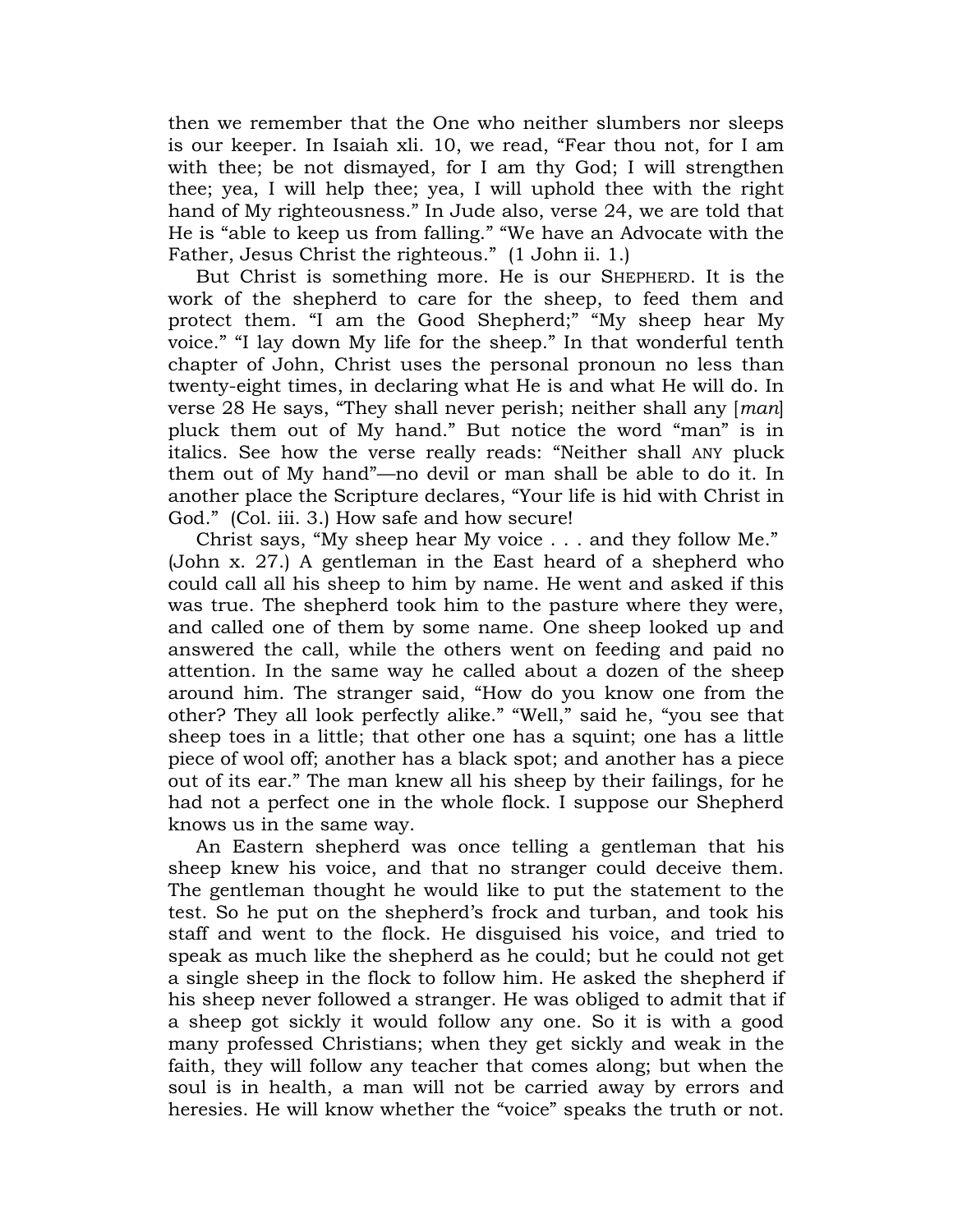then we remember that the One who neither slumbers nor sleeps is our keeper. In Isaiah xli. 10, we read, "Fear thou not, for I am with thee; be not dismayed, for I am thy God; I will strengthen thee; yea, I will help thee; yea, I will uphold thee with the right hand of My righteousness." In Jude also, verse 24, we are told that He is "able to keep us from falling." "We have an Advocate with the Father, Jesus Christ the righteous." (1 John ii. 1.)

But Christ is something more. He is our SHEPHERD. It is the work of the shepherd to care for the sheep, to feed them and protect them. "I am the Good Shepherd;" "My sheep hear My voice." "I lay down My life for the sheep." In that wonderful tenth chapter of John, Christ uses the personal pronoun no less than twenty-eight times, in declaring what He is and what He will do. In verse 28 He says, "They shall never perish; neither shall any [*man*] pluck them out of My hand." But notice the word "man" is in italics. See how the verse really reads: "Neither shall ANY pluck them out of My hand"—no devil or man shall be able to do it. In another place the Scripture declares, "Your life is hid with Christ in God." (Col. iii. 3.) How safe and how secure!

Christ says, "My sheep hear My voice . . . and they follow Me." (John x. 27.) A gentleman in the East heard of a shepherd who could call all his sheep to him by name. He went and asked if this was true. The shepherd took him to the pasture where they were, and called one of them by some name. One sheep looked up and answered the call, while the others went on feeding and paid no attention. In the same way he called about a dozen of the sheep around him. The stranger said, "How do you know one from the other? They all look perfectly alike." "Well," said he, "you see that sheep toes in a little; that other one has a squint; one has a little piece of wool off; another has a black spot; and another has a piece out of its ear." The man knew all his sheep by their failings, for he had not a perfect one in the whole flock. I suppose our Shepherd knows us in the same way.

An Eastern shepherd was once telling a gentleman that his sheep knew his voice, and that no stranger could deceive them. The gentleman thought he would like to put the statement to the test. So he put on the shepherd's frock and turban, and took his staff and went to the flock. He disguised his voice, and tried to speak as much like the shepherd as he could; but he could not get a single sheep in the flock to follow him. He asked the shepherd if his sheep never followed a stranger. He was obliged to admit that if a sheep got sickly it would follow any one. So it is with a good many professed Christians; when they get sickly and weak in the faith, they will follow any teacher that comes along; but when the soul is in health, a man will not be carried away by errors and heresies. He will know whether the "voice" speaks the truth or not.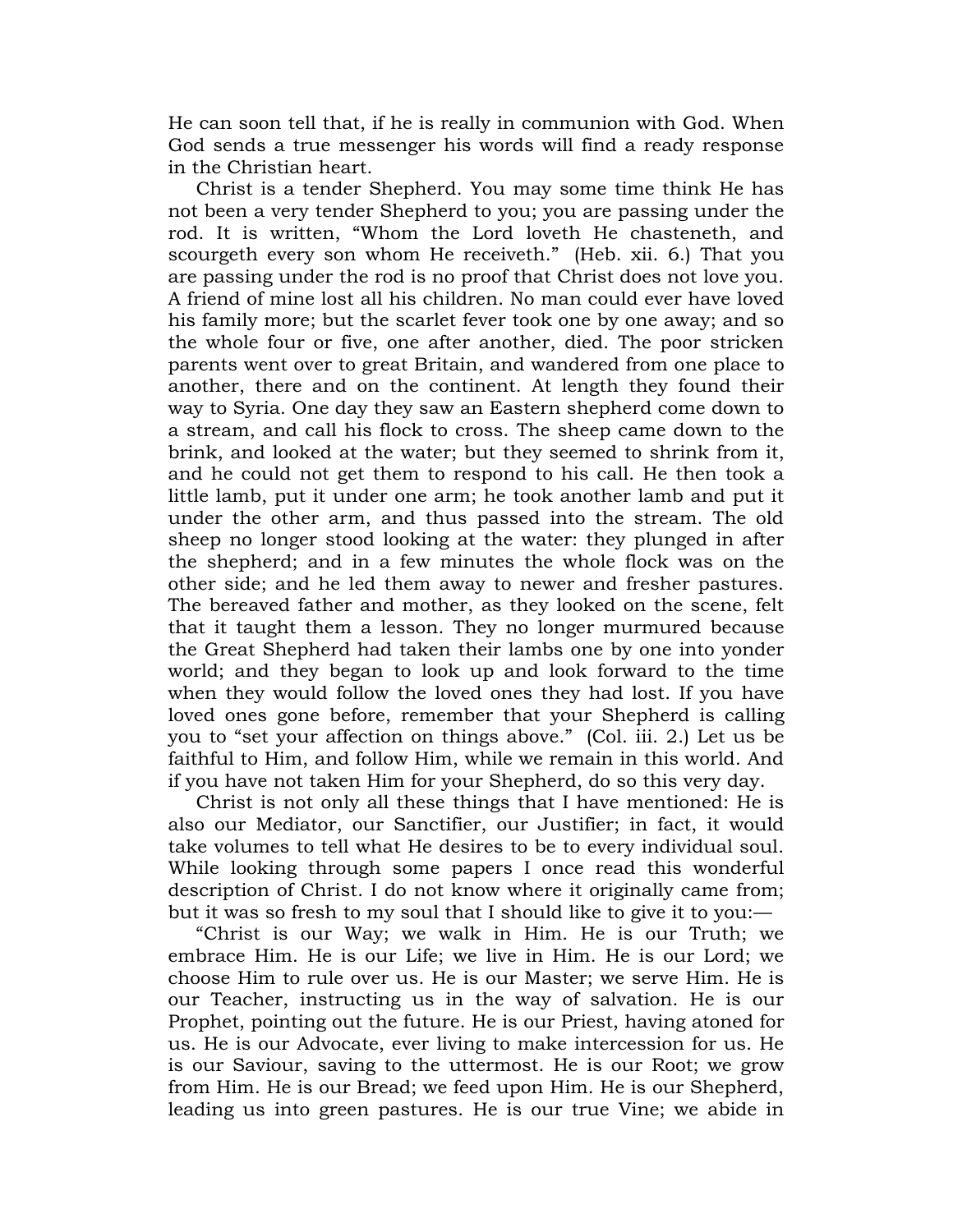He can soon tell that, if he is really in communion with God. When God sends a true messenger his words will find a ready response in the Christian heart.

Christ is a tender Shepherd. You may some time think He has not been a very tender Shepherd to you; you are passing under the rod. It is written, "Whom the Lord loveth He chasteneth, and scourgeth every son whom He receiveth." (Heb. xii. 6.) That you are passing under the rod is no proof that Christ does not love you. A friend of mine lost all his children. No man could ever have loved his family more; but the scarlet fever took one by one away; and so the whole four or five, one after another, died. The poor stricken parents went over to great Britain, and wandered from one place to another, there and on the continent. At length they found their way to Syria. One day they saw an Eastern shepherd come down to a stream, and call his flock to cross. The sheep came down to the brink, and looked at the water; but they seemed to shrink from it, and he could not get them to respond to his call. He then took a little lamb, put it under one arm; he took another lamb and put it under the other arm, and thus passed into the stream. The old sheep no longer stood looking at the water: they plunged in after the shepherd; and in a few minutes the whole flock was on the other side; and he led them away to newer and fresher pastures. The bereaved father and mother, as they looked on the scene, felt that it taught them a lesson. They no longer murmured because the Great Shepherd had taken their lambs one by one into yonder world; and they began to look up and look forward to the time when they would follow the loved ones they had lost. If you have loved ones gone before, remember that your Shepherd is calling you to "set your affection on things above." (Col. iii. 2.) Let us be faithful to Him, and follow Him, while we remain in this world. And if you have not taken Him for your Shepherd, do so this very day.

Christ is not only all these things that I have mentioned: He is also our Mediator, our Sanctifier, our Justifier; in fact, it would take volumes to tell what He desires to be to every individual soul. While looking through some papers I once read this wonderful description of Christ. I do not know where it originally came from; but it was so fresh to my soul that I should like to give it to you:—

"Christ is our Way; we walk in Him. He is our Truth; we embrace Him. He is our Life; we live in Him. He is our Lord; we choose Him to rule over us. He is our Master; we serve Him. He is our Teacher, instructing us in the way of salvation. He is our Prophet, pointing out the future. He is our Priest, having atoned for us. He is our Advocate, ever living to make intercession for us. He is our Saviour, saving to the uttermost. He is our Root; we grow from Him. He is our Bread; we feed upon Him. He is our Shepherd, leading us into green pastures. He is our true Vine; we abide in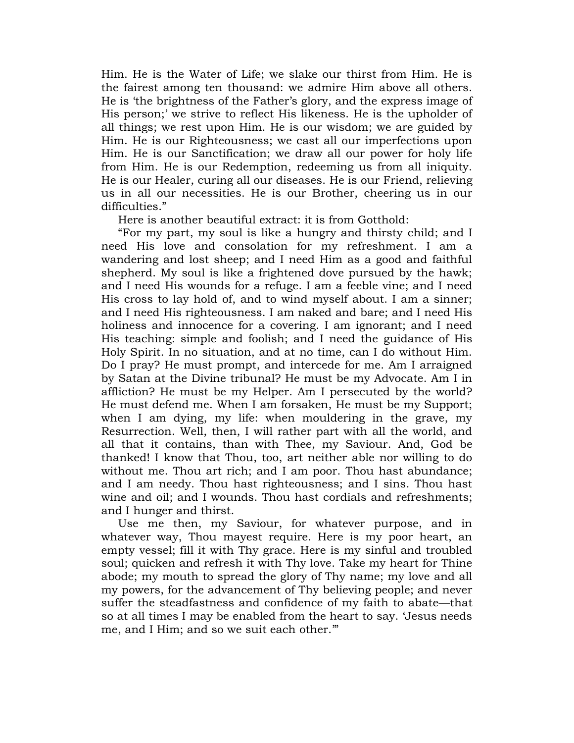Him. He is the Water of Life; we slake our thirst from Him. He is the fairest among ten thousand: we admire Him above all others. He is 'the brightness of the Father's glory, and the express image of His person;' we strive to reflect His likeness. He is the upholder of all things; we rest upon Him. He is our wisdom; we are guided by Him. He is our Righteousness; we cast all our imperfections upon Him. He is our Sanctification; we draw all our power for holy life from Him. He is our Redemption, redeeming us from all iniquity. He is our Healer, curing all our diseases. He is our Friend, relieving us in all our necessities. He is our Brother, cheering us in our difficulties."

Here is another beautiful extract: it is from Gotthold:

"For my part, my soul is like a hungry and thirsty child; and I need His love and consolation for my refreshment. I am a wandering and lost sheep; and I need Him as a good and faithful shepherd. My soul is like a frightened dove pursued by the hawk; and I need His wounds for a refuge. I am a feeble vine; and I need His cross to lay hold of, and to wind myself about. I am a sinner; and I need His righteousness. I am naked and bare; and I need His holiness and innocence for a covering. I am ignorant; and I need His teaching: simple and foolish; and I need the guidance of His Holy Spirit. In no situation, and at no time, can I do without Him. Do I pray? He must prompt, and intercede for me. Am I arraigned by Satan at the Divine tribunal? He must be my Advocate. Am I in affliction? He must be my Helper. Am I persecuted by the world? He must defend me. When I am forsaken, He must be my Support; when I am dying, my life: when mouldering in the grave, my Resurrection. Well, then, I will rather part with all the world, and all that it contains, than with Thee, my Saviour. And, God be thanked! I know that Thou, too, art neither able nor willing to do without me. Thou art rich; and I am poor. Thou hast abundance; and I am needy. Thou hast righteousness; and I sins. Thou hast wine and oil; and I wounds. Thou hast cordials and refreshments; and I hunger and thirst.

Use me then, my Saviour, for whatever purpose, and in whatever way, Thou mayest require. Here is my poor heart, an empty vessel; fill it with Thy grace. Here is my sinful and troubled soul; quicken and refresh it with Thy love. Take my heart for Thine abode; my mouth to spread the glory of Thy name; my love and all my powers, for the advancement of Thy believing people; and never suffer the steadfastness and confidence of my faith to abate—that so at all times I may be enabled from the heart to say. 'Jesus needs me, and I Him; and so we suit each other.'"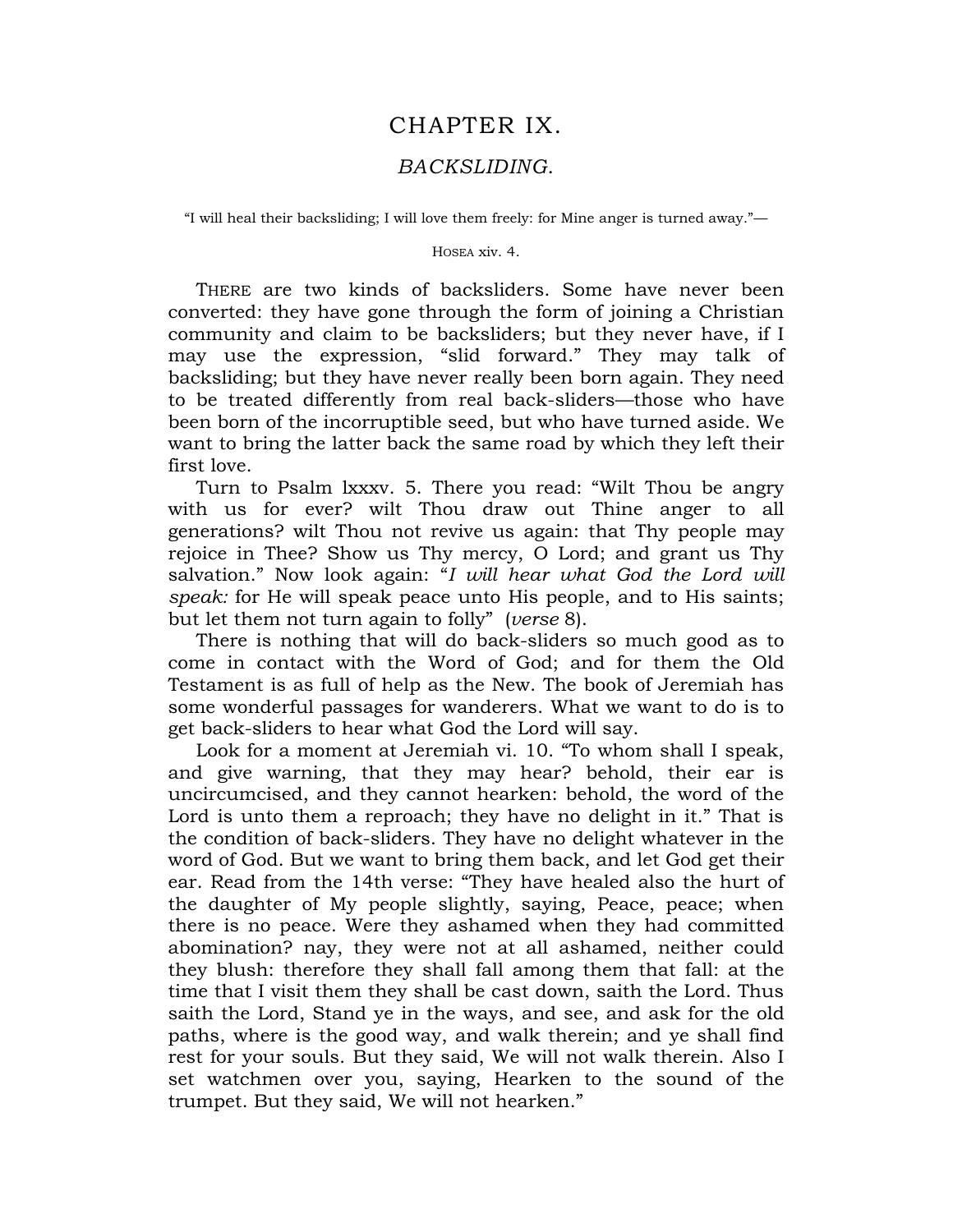# CHAPTER IX.

## *BACKSLIDING.*

"I will heal their backsliding; I will love them freely: for Mine anger is turned away."—

HOSEA xiv. 4.

THERE are two kinds of backsliders. Some have never been converted: they have gone through the form of joining a Christian community and claim to be backsliders; but they never have, if I may use the expression, "slid forward." They may talk of backsliding; but they have never really been born again. They need to be treated differently from real back-sliders—those who have been born of the incorruptible seed, but who have turned aside. We want to bring the latter back the same road by which they left their first love.

Turn to Psalm lxxxv. 5. There you read: "Wilt Thou be angry with us for ever? wilt Thou draw out Thine anger to all generations? wilt Thou not revive us again: that Thy people may rejoice in Thee? Show us Thy mercy, O Lord; and grant us Thy salvation." Now look again: "*I will hear what God the Lord will speak:* for He will speak peace unto His people, and to His saints; but let them not turn again to folly" (*verse* 8).

There is nothing that will do back-sliders so much good as to come in contact with the Word of God; and for them the Old Testament is as full of help as the New. The book of Jeremiah has some wonderful passages for wanderers. What we want to do is to get back-sliders to hear what God the Lord will say.

Look for a moment at Jeremiah vi. 10. "To whom shall I speak, and give warning, that they may hear? behold, their ear is uncircumcised, and they cannot hearken: behold, the word of the Lord is unto them a reproach; they have no delight in it." That is the condition of back-sliders. They have no delight whatever in the word of God. But we want to bring them back, and let God get their ear. Read from the 14th verse: "They have healed also the hurt of the daughter of My people slightly, saying, Peace, peace; when there is no peace. Were they ashamed when they had committed abomination? nay, they were not at all ashamed, neither could they blush: therefore they shall fall among them that fall: at the time that I visit them they shall be cast down, saith the Lord. Thus saith the Lord, Stand ye in the ways, and see, and ask for the old paths, where is the good way, and walk therein; and ye shall find rest for your souls. But they said, We will not walk therein. Also I set watchmen over you, saying, Hearken to the sound of the trumpet. But they said, We will not hearken."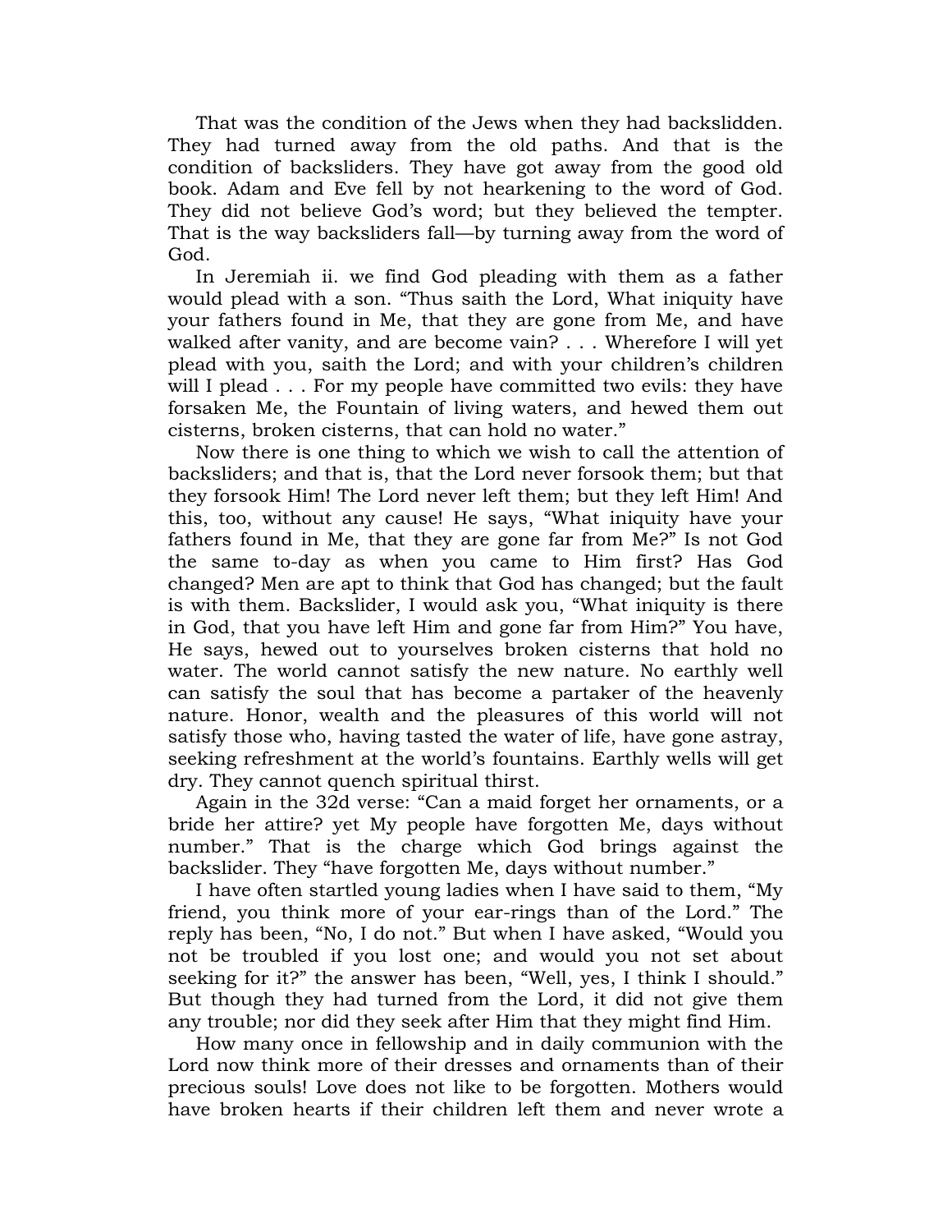That was the condition of the Jews when they had backslidden. They had turned away from the old paths. And that is the condition of backsliders. They have got away from the good old book. Adam and Eve fell by not hearkening to the word of God. They did not believe God's word; but they believed the tempter. That is the way backsliders fall—by turning away from the word of God.

In Jeremiah ii. we find God pleading with them as a father would plead with a son. "Thus saith the Lord, What iniquity have your fathers found in Me, that they are gone from Me, and have walked after vanity, and are become vain? . . . Wherefore I will yet plead with you, saith the Lord; and with your children's children will I plead . . . For my people have committed two evils: they have forsaken Me, the Fountain of living waters, and hewed them out cisterns, broken cisterns, that can hold no water."

Now there is one thing to which we wish to call the attention of backsliders; and that is, that the Lord never forsook them; but that they forsook Him! The Lord never left them; but they left Him! And this, too, without any cause! He says, "What iniquity have your fathers found in Me, that they are gone far from Me?" Is not God the same to-day as when you came to Him first? Has God changed? Men are apt to think that God has changed; but the fault is with them. Backslider, I would ask you, "What iniquity is there in God, that you have left Him and gone far from Him?" You have, He says, hewed out to yourselves broken cisterns that hold no water. The world cannot satisfy the new nature. No earthly well can satisfy the soul that has become a partaker of the heavenly nature. Honor, wealth and the pleasures of this world will not satisfy those who, having tasted the water of life, have gone astray, seeking refreshment at the world's fountains. Earthly wells will get dry. They cannot quench spiritual thirst.

Again in the 32d verse: "Can a maid forget her ornaments, or a bride her attire? yet My people have forgotten Me, days without number." That is the charge which God brings against the backslider. They "have forgotten Me, days without number."

I have often startled young ladies when I have said to them, "My friend, you think more of your ear-rings than of the Lord." The reply has been, "No, I do not." But when I have asked, "Would you not be troubled if you lost one; and would you not set about seeking for it?" the answer has been, "Well, yes, I think I should." But though they had turned from the Lord, it did not give them any trouble; nor did they seek after Him that they might find Him.

How many once in fellowship and in daily communion with the Lord now think more of their dresses and ornaments than of their precious souls! Love does not like to be forgotten. Mothers would have broken hearts if their children left them and never wrote a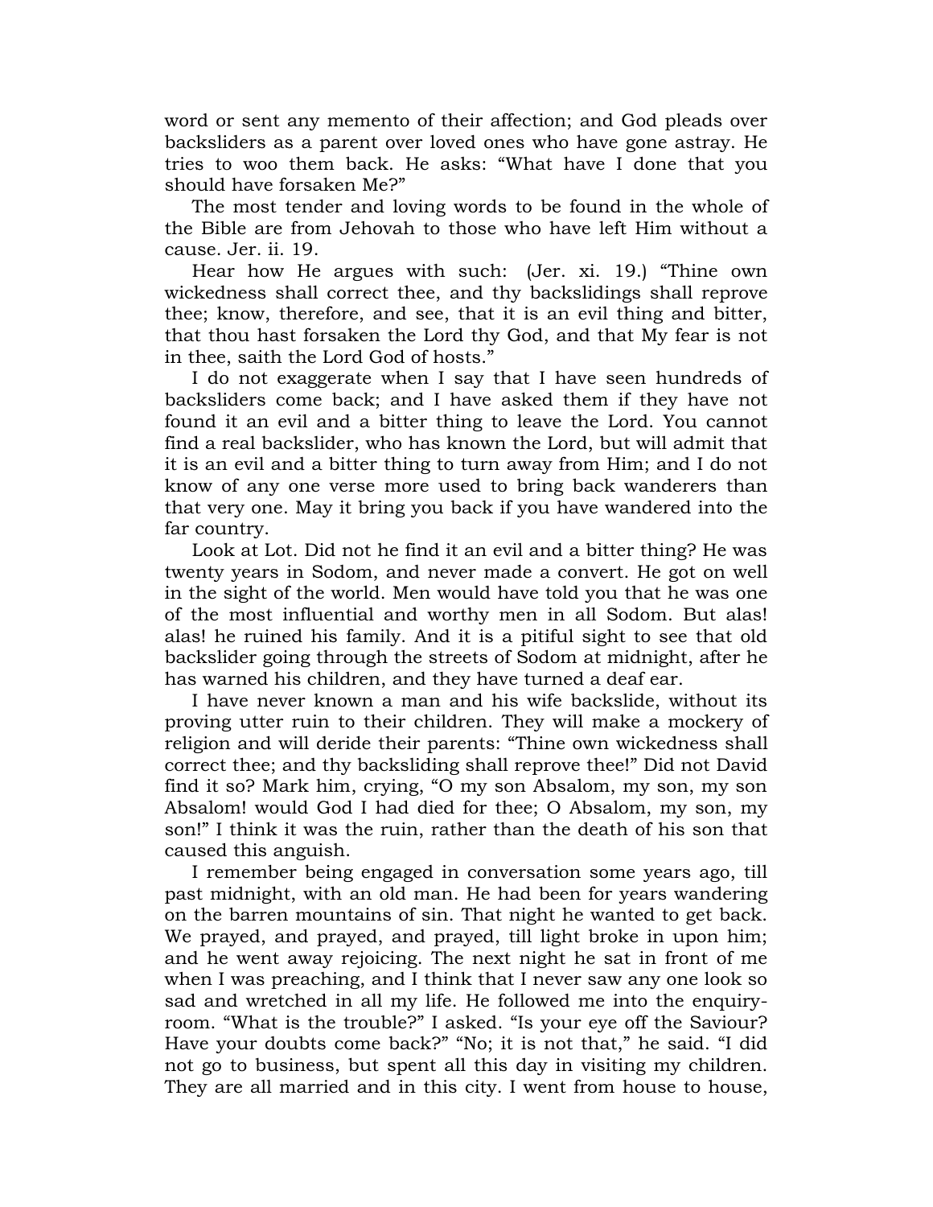word or sent any memento of their affection; and God pleads over backsliders as a parent over loved ones who have gone astray. He tries to woo them back. He asks: "What have I done that you should have forsaken Me?"

The most tender and loving words to be found in the whole of the Bible are from Jehovah to those who have left Him without a cause. Jer. ii. 19.

Hear how He argues with such: (Jer. xi. 19.) "Thine own wickedness shall correct thee, and thy backslidings shall reprove thee; know, therefore, and see, that it is an evil thing and bitter, that thou hast forsaken the Lord thy God, and that My fear is not in thee, saith the Lord God of hosts."

I do not exaggerate when I say that I have seen hundreds of backsliders come back; and I have asked them if they have not found it an evil and a bitter thing to leave the Lord. You cannot find a real backslider, who has known the Lord, but will admit that it is an evil and a bitter thing to turn away from Him; and I do not know of any one verse more used to bring back wanderers than that very one. May it bring you back if you have wandered into the far country.

Look at Lot. Did not he find it an evil and a bitter thing? He was twenty years in Sodom, and never made a convert. He got on well in the sight of the world. Men would have told you that he was one of the most influential and worthy men in all Sodom. But alas! alas! he ruined his family. And it is a pitiful sight to see that old backslider going through the streets of Sodom at midnight, after he has warned his children, and they have turned a deaf ear.

I have never known a man and his wife backslide, without its proving utter ruin to their children. They will make a mockery of religion and will deride their parents: "Thine own wickedness shall correct thee; and thy backsliding shall reprove thee!" Did not David find it so? Mark him, crying, "O my son Absalom, my son, my son Absalom! would God I had died for thee; O Absalom, my son, my son!" I think it was the ruin, rather than the death of his son that caused this anguish.

I remember being engaged in conversation some years ago, till past midnight, with an old man. He had been for years wandering on the barren mountains of sin. That night he wanted to get back. We prayed, and prayed, and prayed, till light broke in upon him; and he went away rejoicing. The next night he sat in front of me when I was preaching, and I think that I never saw any one look so sad and wretched in all my life. He followed me into the enquiry-room. "What is the trouble?" I asked. "Is your eye off the Saviour? Have your doubts come back?" "No; it is not that," he said. "I did not go to business, but spent all this day in visiting my children. They are all married and in this city. I went from house to house,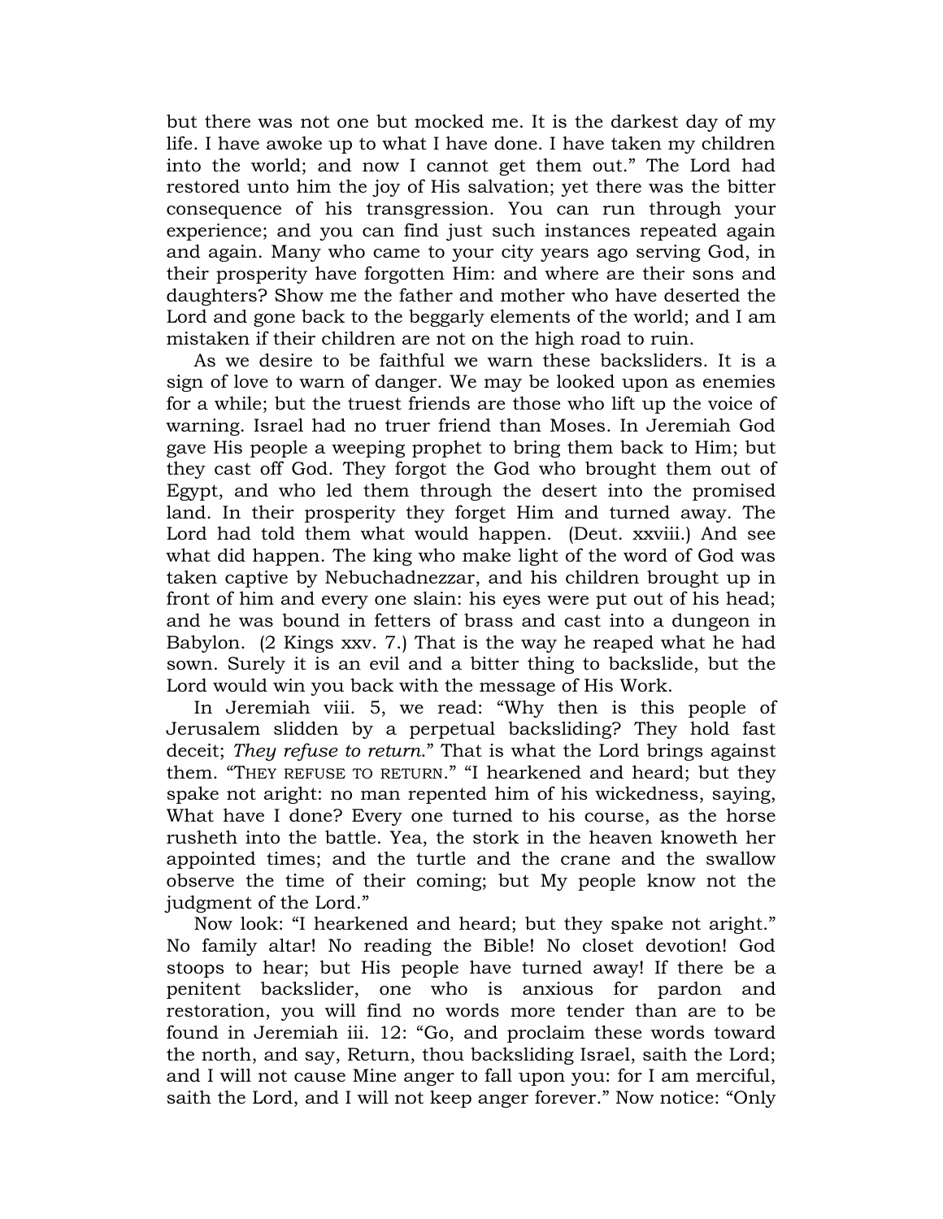but there was not one but mocked me. It is the darkest day of my life. I have awoke up to what I have done. I have taken my children into the world; and now I cannot get them out." The Lord had restored unto him the joy of His salvation; yet there was the bitter consequence of his transgression. You can run through your experience; and you can find just such instances repeated again and again. Many who came to your city years ago serving God, in their prosperity have forgotten Him: and where are their sons and daughters? Show me the father and mother who have deserted the Lord and gone back to the beggarly elements of the world; and I am mistaken if their children are not on the high road to ruin.

As we desire to be faithful we warn these backsliders. It is a sign of love to warn of danger. We may be looked upon as enemies for a while; but the truest friends are those who lift up the voice of warning. Israel had no truer friend than Moses. In Jeremiah God gave His people a weeping prophet to bring them back to Him; but they cast off God. They forgot the God who brought them out of Egypt, and who led them through the desert into the promised land. In their prosperity they forget Him and turned away. The Lord had told them what would happen. (Deut. xxviii.) And see what did happen. The king who make light of the word of God was taken captive by Nebuchadnezzar, and his children brought up in front of him and every one slain: his eyes were put out of his head; and he was bound in fetters of brass and cast into a dungeon in Babylon. (2 Kings xxv. 7.) That is the way he reaped what he had sown. Surely it is an evil and a bitter thing to backslide, but the Lord would win you back with the message of His Work.

In Jeremiah viii. 5, we read: "Why then is this people of Jerusalem slidden by a perpetual backsliding? They hold fast deceit; *They refuse to return*." That is what the Lord brings against them. "THEY REFUSE TO RETURN." "I hearkened and heard; but they spake not aright: no man repented him of his wickedness, saying, What have I done? Every one turned to his course, as the horse rusheth into the battle. Yea, the stork in the heaven knoweth her appointed times; and the turtle and the crane and the swallow observe the time of their coming; but My people know not the judgment of the Lord."

Now look: "I hearkened and heard; but they spake not aright." No family altar! No reading the Bible! No closet devotion! God stoops to hear; but His people have turned away! If there be a penitent backslider, one who is anxious for pardon and restoration, you will find no words more tender than are to be found in Jeremiah iii. 12: "Go, and proclaim these words toward the north, and say, Return, thou backsliding Israel, saith the Lord; and I will not cause Mine anger to fall upon you: for I am merciful, saith the Lord, and I will not keep anger forever." Now notice: "Only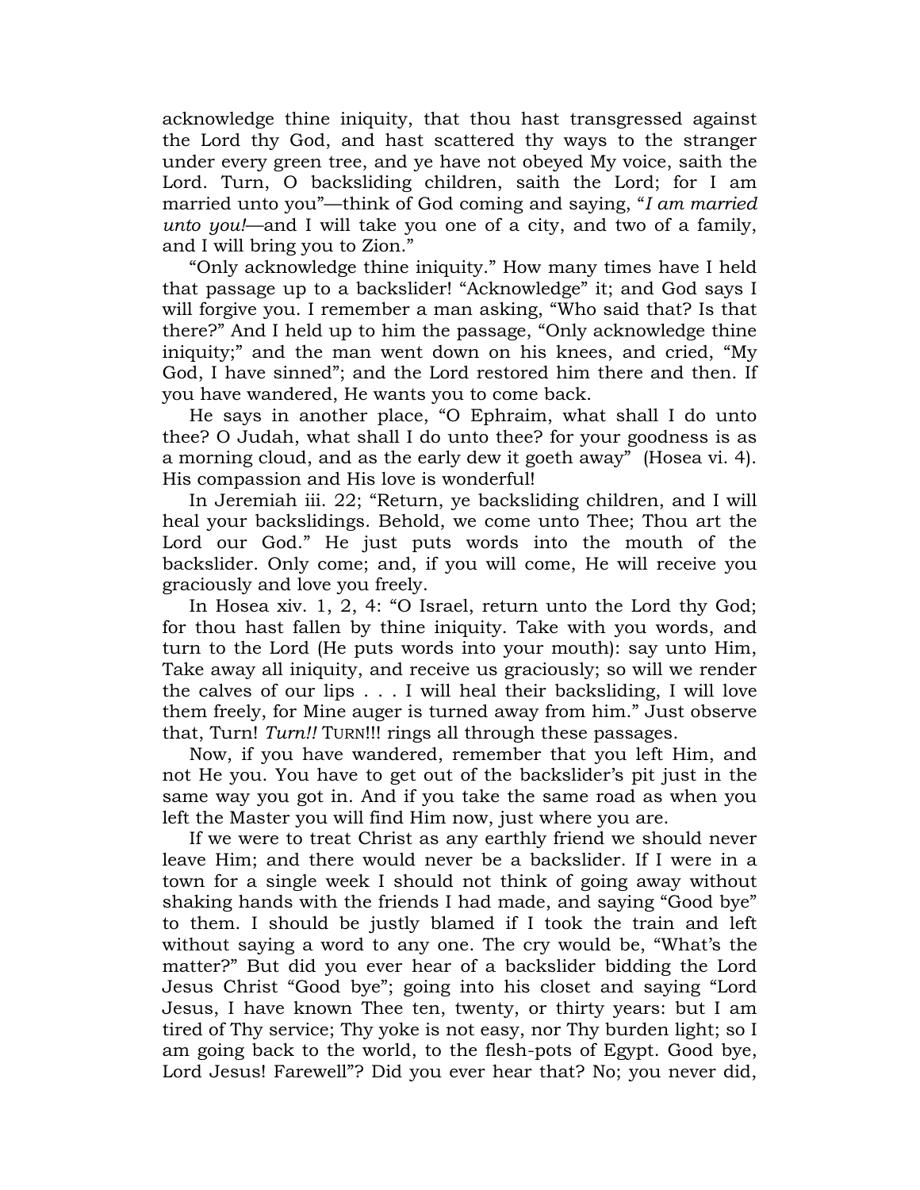acknowledge thine iniquity, that thou hast transgressed against the Lord thy God, and hast scattered thy ways to the stranger under every green tree, and ye have not obeyed My voice, saith the Lord. Turn, O backsliding children, saith the Lord; for I am married unto you"—think of God coming and saying, "*I am married unto you!*—and I will take you one of a city, and two of a family, and I will bring you to Zion."

"Only acknowledge thine iniquity." How many times have I held that passage up to a backslider! "Acknowledge" it; and God says I will forgive you. I remember a man asking, "Who said that? Is that there?" And I held up to him the passage, "Only acknowledge thine iniquity;" and the man went down on his knees, and cried, "My God, I have sinned"; and the Lord restored him there and then. If you have wandered, He wants you to come back.

He says in another place, "O Ephraim, what shall I do unto thee? O Judah, what shall I do unto thee? for your goodness is as a morning cloud, and as the early dew it goeth away" (Hosea vi. 4). His compassion and His love is wonderful!

In Jeremiah iii. 22; "Return, ye backsliding children, and I will heal your backslidings. Behold, we come unto Thee; Thou art the Lord our God." He just puts words into the mouth of the backslider. Only come; and, if you will come, He will receive you graciously and love you freely.

In Hosea xiv. 1, 2, 4: "O Israel, return unto the Lord thy God; for thou hast fallen by thine iniquity. Take with you words, and turn to the Lord (He puts words into your mouth): say unto Him, Take away all iniquity, and receive us graciously; so will we render the calves of our lips . . . I will heal their backsliding, I will love them freely, for Mine auger is turned away from him." Just observe that, Turn! *Turn!!* TURN!!! rings all through these passages.

Now, if you have wandered, remember that you left Him, and not He you. You have to get out of the backslider's pit just in the same way you got in. And if you take the same road as when you left the Master you will find Him now, just where you are.

If we were to treat Christ as any earthly friend we should never leave Him; and there would never be a backslider. If I were in a town for a single week I should not think of going away without shaking hands with the friends I had made, and saying "Good bye" to them. I should be justly blamed if I took the train and left without saying a word to any one. The cry would be, "What's the matter?" But did you ever hear of a backslider bidding the Lord Jesus Christ "Good bye"; going into his closet and saying "Lord Jesus, I have known Thee ten, twenty, or thirty years: but I am tired of Thy service; Thy yoke is not easy, nor Thy burden light; so I am going back to the world, to the flesh-pots of Egypt. Good bye, Lord Jesus! Farewell"? Did you ever hear that? No; you never did,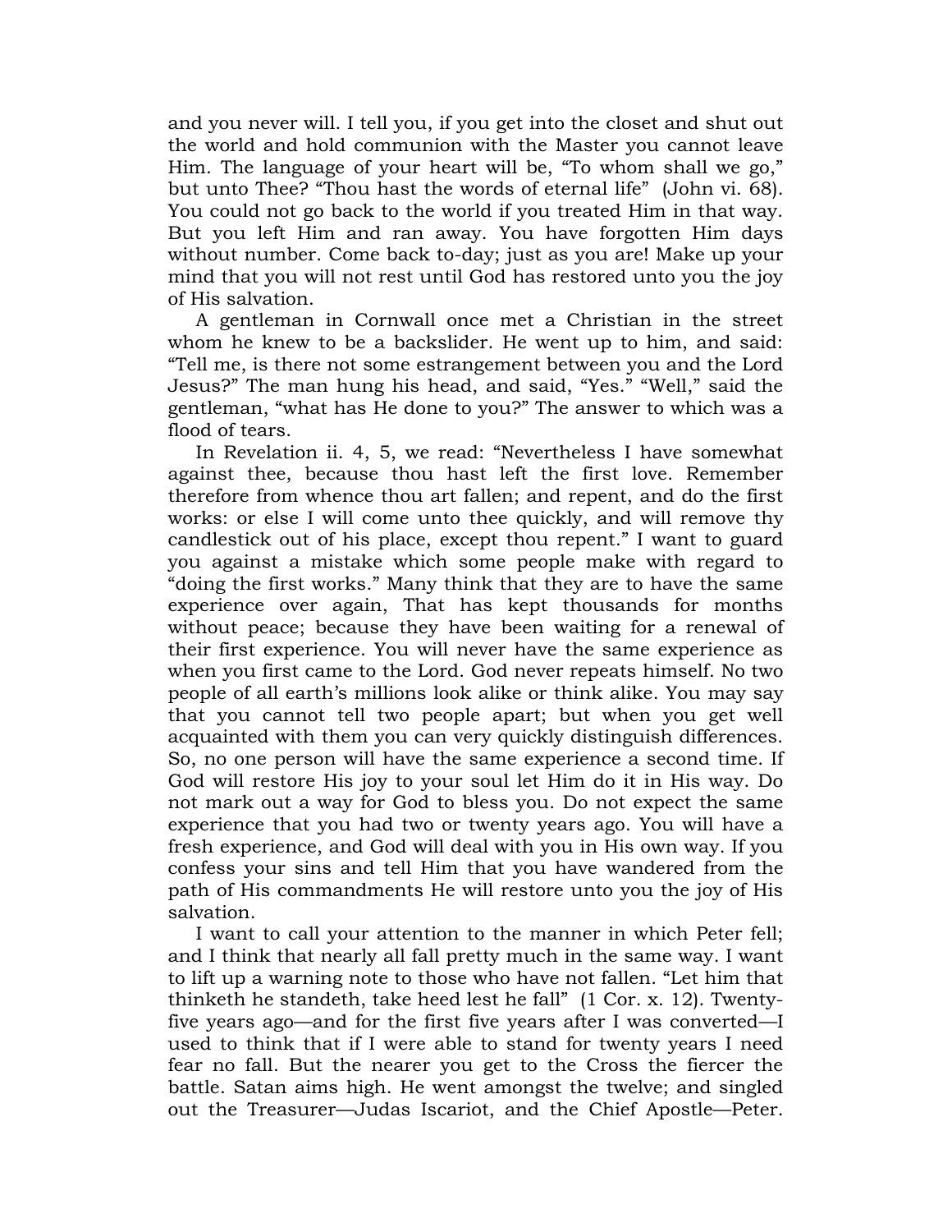and you never will. I tell you, if you get into the closet and shut out the world and hold communion with the Master you cannot leave Him. The language of your heart will be, "To whom shall we go," but unto Thee? "Thou hast the words of eternal life" (John vi. 68). You could not go back to the world if you treated Him in that way. But you left Him and ran away. You have forgotten Him days without number. Come back to-day; just as you are! Make up your mind that you will not rest until God has restored unto you the joy of His salvation.

A gentleman in Cornwall once met a Christian in the street whom he knew to be a backslider. He went up to him, and said: "Tell me, is there not some estrangement between you and the Lord Jesus?" The man hung his head, and said, "Yes." "Well," said the gentleman, "what has He done to you?" The answer to which was a flood of tears.

In Revelation ii. 4, 5, we read: "Nevertheless I have somewhat against thee, because thou hast left the first love. Remember therefore from whence thou art fallen; and repent, and do the first works: or else I will come unto thee quickly, and will remove thy candlestick out of his place, except thou repent." I want to guard you against a mistake which some people make with regard to "doing the first works." Many think that they are to have the same experience over again, That has kept thousands for months without peace; because they have been waiting for a renewal of their first experience. You will never have the same experience as when you first came to the Lord. God never repeats himself. No two people of all earth's millions look alike or think alike. You may say that you cannot tell two people apart; but when you get well acquainted with them you can very quickly distinguish differences. So, no one person will have the same experience a second time. If God will restore His joy to your soul let Him do it in His way. Do not mark out a way for God to bless you. Do not expect the same experience that you had two or twenty years ago. You will have a fresh experience, and God will deal with you in His own way. If you confess your sins and tell Him that you have wandered from the path of His commandments He will restore unto you the joy of His salvation.

I want to call your attention to the manner in which Peter fell; and I think that nearly all fall pretty much in the same way. I want to lift up a warning note to those who have not fallen. "Let him that thinketh he standeth, take heed lest he fall" (1 Cor. x. 12). Twenty-five years ago—and for the first five years after I was converted—I used to think that if I were able to stand for twenty years I need fear no fall. But the nearer you get to the Cross the fiercer the battle. Satan aims high. He went amongst the twelve; and singled out the Treasurer—Judas Iscariot, and the Chief Apostle—Peter.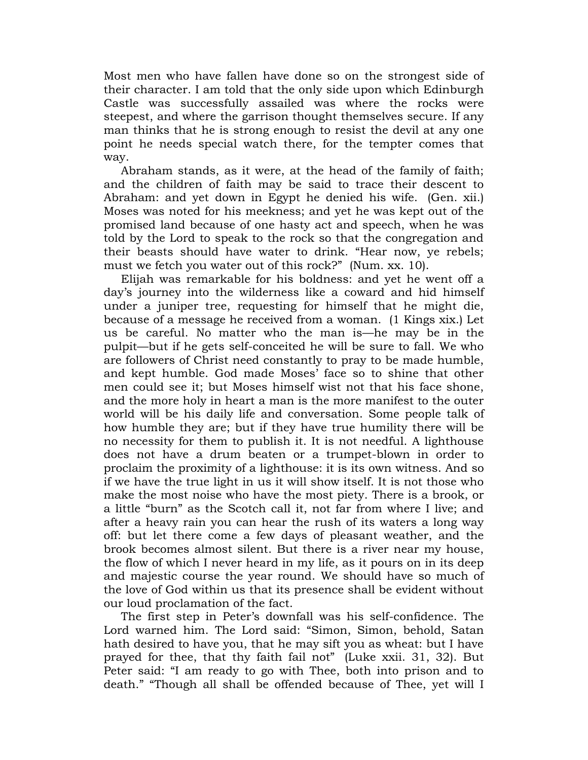Most men who have fallen have done so on the strongest side of their character. I am told that the only side upon which Edinburgh Castle was successfully assailed was where the rocks were steepest, and where the garrison thought themselves secure. If any man thinks that he is strong enough to resist the devil at any one point he needs special watch there, for the tempter comes that way.

Abraham stands, as it were, at the head of the family of faith; and the children of faith may be said to trace their descent to Abraham: and yet down in Egypt he denied his wife. (Gen. xii.) Moses was noted for his meekness; and yet he was kept out of the promised land because of one hasty act and speech, when he was told by the Lord to speak to the rock so that the congregation and their beasts should have water to drink. "Hear now, ye rebels; must we fetch you water out of this rock?" (Num. xx. 10).

Elijah was remarkable for his boldness: and yet he went off a day's journey into the wilderness like a coward and hid himself under a juniper tree, requesting for himself that he might die, because of a message he received from a woman. (1 Kings xix.) Let us be careful. No matter who the man is—he may be in the pulpit—but if he gets self-conceited he will be sure to fall. We who are followers of Christ need constantly to pray to be made humble, and kept humble. God made Moses' face so to shine that other men could see it; but Moses himself wist not that his face shone, and the more holy in heart a man is the more manifest to the outer world will be his daily life and conversation. Some people talk of how humble they are; but if they have true humility there will be no necessity for them to publish it. It is not needful. A lighthouse does not have a drum beaten or a trumpet-blown in order to proclaim the proximity of a lighthouse: it is its own witness. And so if we have the true light in us it will show itself. It is not those who make the most noise who have the most piety. There is a brook, or a little "burn" as the Scotch call it, not far from where I live; and after a heavy rain you can hear the rush of its waters a long way off: but let there come a few days of pleasant weather, and the brook becomes almost silent. But there is a river near my house, the flow of which I never heard in my life, as it pours on in its deep and majestic course the year round. We should have so much of the love of God within us that its presence shall be evident without our loud proclamation of the fact.

The first step in Peter's downfall was his self-confidence. The Lord warned him. The Lord said: "Simon, Simon, behold, Satan hath desired to have you, that he may sift you as wheat: but I have prayed for thee, that thy faith fail not" (Luke xxii. 31, 32). But Peter said: "I am ready to go with Thee, both into prison and to death." "Though all shall be offended because of Thee, yet will I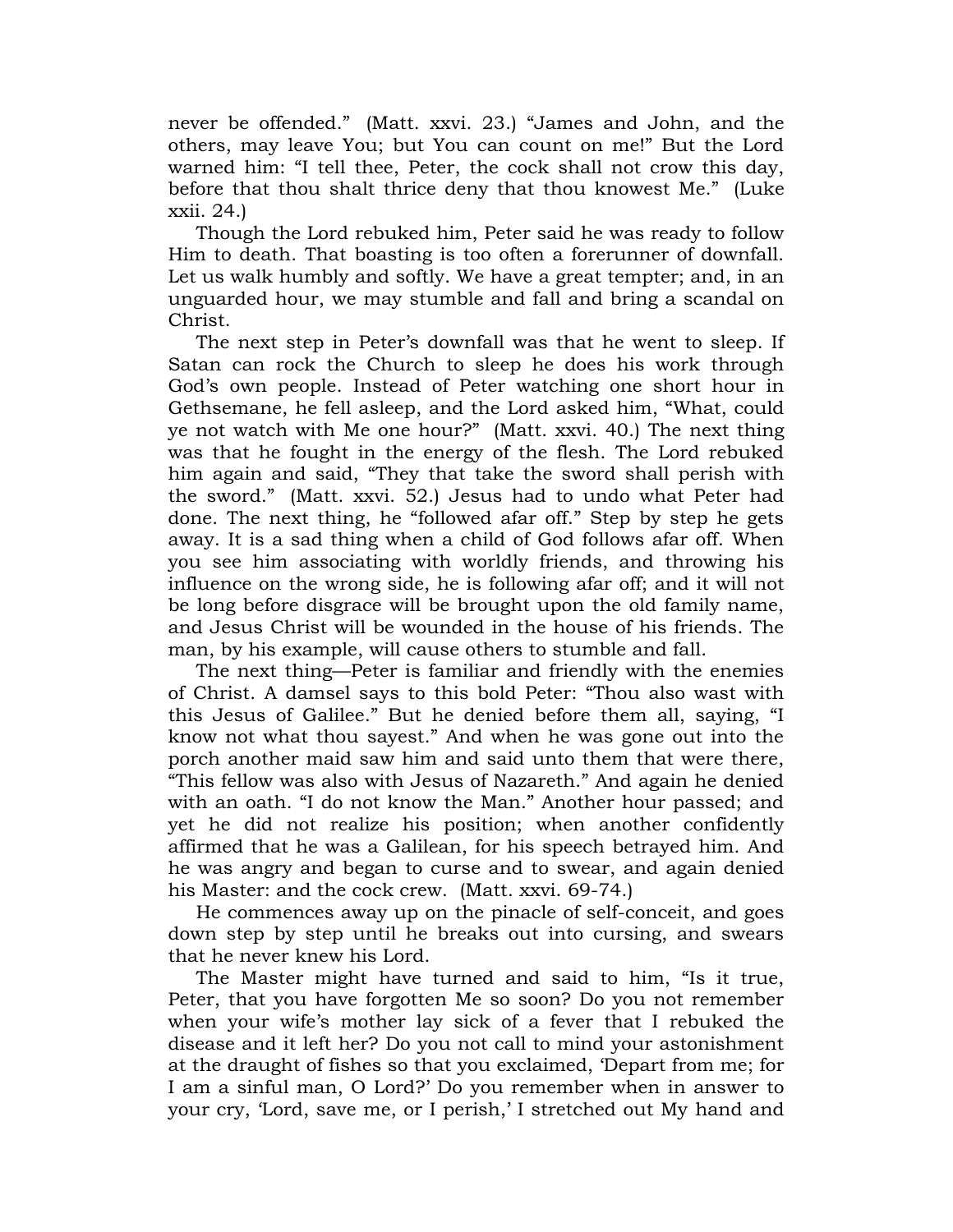never be offended." (Matt. xxvi. 23.) "James and John, and the others, may leave You; but You can count on me!" But the Lord warned him: "I tell thee, Peter, the cock shall not crow this day, before that thou shalt thrice deny that thou knowest Me." (Luke xxii. 24.)

Though the Lord rebuked him, Peter said he was ready to follow Him to death. That boasting is too often a forerunner of downfall. Let us walk humbly and softly. We have a great tempter; and, in an unguarded hour, we may stumble and fall and bring a scandal on Christ.

The next step in Peter's downfall was that he went to sleep. If Satan can rock the Church to sleep he does his work through God's own people. Instead of Peter watching one short hour in Gethsemane, he fell asleep, and the Lord asked him, "What, could ye not watch with Me one hour?" (Matt. xxvi. 40.) The next thing was that he fought in the energy of the flesh. The Lord rebuked him again and said, "They that take the sword shall perish with the sword." (Matt. xxvi. 52.) Jesus had to undo what Peter had done. The next thing, he "followed afar off." Step by step he gets away. It is a sad thing when a child of God follows afar off. When you see him associating with worldly friends, and throwing his influence on the wrong side, he is following afar off; and it will not be long before disgrace will be brought upon the old family name, and Jesus Christ will be wounded in the house of his friends. The man, by his example, will cause others to stumble and fall.

The next thing—Peter is familiar and friendly with the enemies of Christ. A damsel says to this bold Peter: "Thou also wast with this Jesus of Galilee." But he denied before them all, saying, "I know not what thou sayest." And when he was gone out into the porch another maid saw him and said unto them that were there, "This fellow was also with Jesus of Nazareth." And again he denied with an oath. "I do not know the Man." Another hour passed; and yet he did not realize his position; when another confidently affirmed that he was a Galilean, for his speech betrayed him. And he was angry and began to curse and to swear, and again denied his Master: and the cock crew. (Matt. xxvi. 69-74.)

He commences away up on the pinacle of self-conceit, and goes down step by step until he breaks out into cursing, and swears that he never knew his Lord.

The Master might have turned and said to him, "Is it true, Peter, that you have forgotten Me so soon? Do you not remember when your wife's mother lay sick of a fever that I rebuked the disease and it left her? Do you not call to mind your astonishment at the draught of fishes so that you exclaimed, 'Depart from me; for I am a sinful man, O Lord?' Do you remember when in answer to your cry, 'Lord, save me, or I perish,' I stretched out My hand and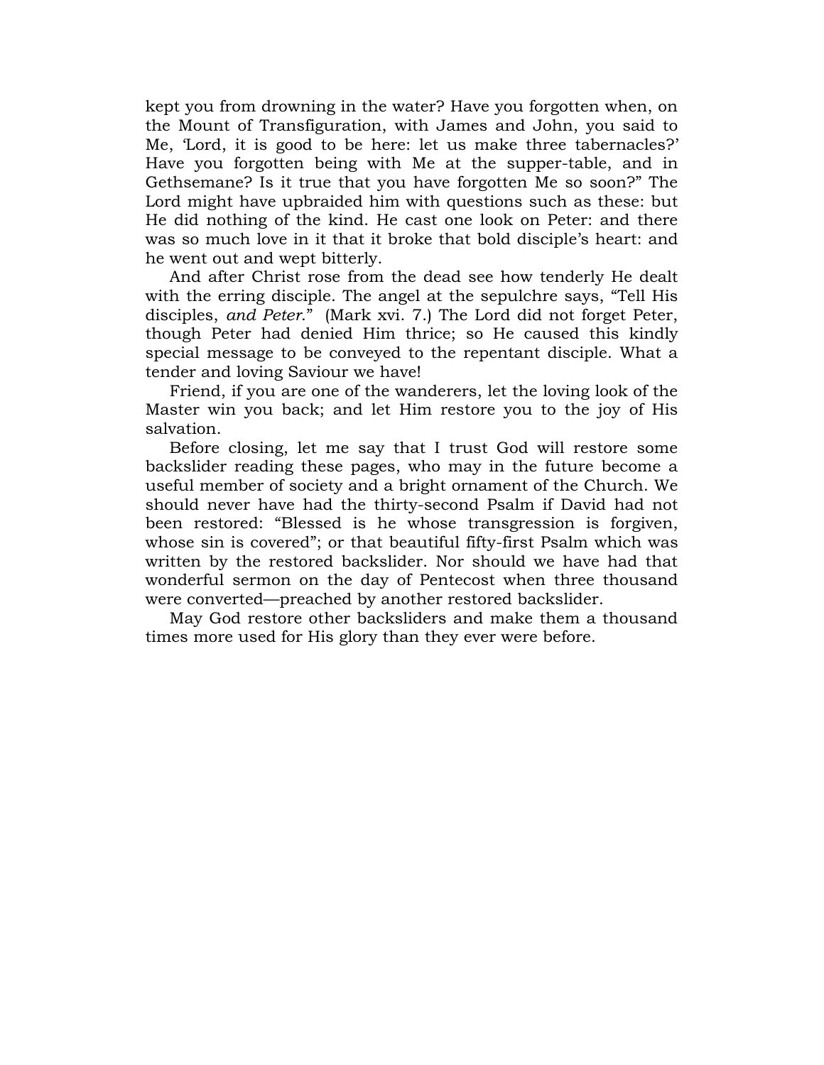kept you from drowning in the water? Have you forgotten when, on the Mount of Transfiguration, with James and John, you said to Me, 'Lord, it is good to be here: let us make three tabernacles?' Have you forgotten being with Me at the supper-table, and in Gethsemane? Is it true that you have forgotten Me so soon?" The Lord might have upbraided him with questions such as these: but He did nothing of the kind. He cast one look on Peter: and there was so much love in it that it broke that bold disciple's heart: and he went out and wept bitterly.

And after Christ rose from the dead see how tenderly He dealt with the erring disciple. The angel at the sepulchre says, "Tell His disciples, *and Peter.*" (Mark xvi. 7.) The Lord did not forget Peter, though Peter had denied Him thrice; so He caused this kindly special message to be conveyed to the repentant disciple. What a tender and loving Saviour we have!

Friend, if you are one of the wanderers, let the loving look of the Master win you back; and let Him restore you to the joy of His salvation.

Before closing, let me say that I trust God will restore some backslider reading these pages, who may in the future become a useful member of society and a bright ornament of the Church. We should never have had the thirty-second Psalm if David had not been restored: "Blessed is he whose transgression is forgiven, whose sin is covered"; or that beautiful fifty-first Psalm which was written by the restored backslider. Nor should we have had that wonderful sermon on the day of Pentecost when three thousand were converted—preached by another restored backslider.

May God restore other backsliders and make them a thousand times more used for His glory than they ever were before.